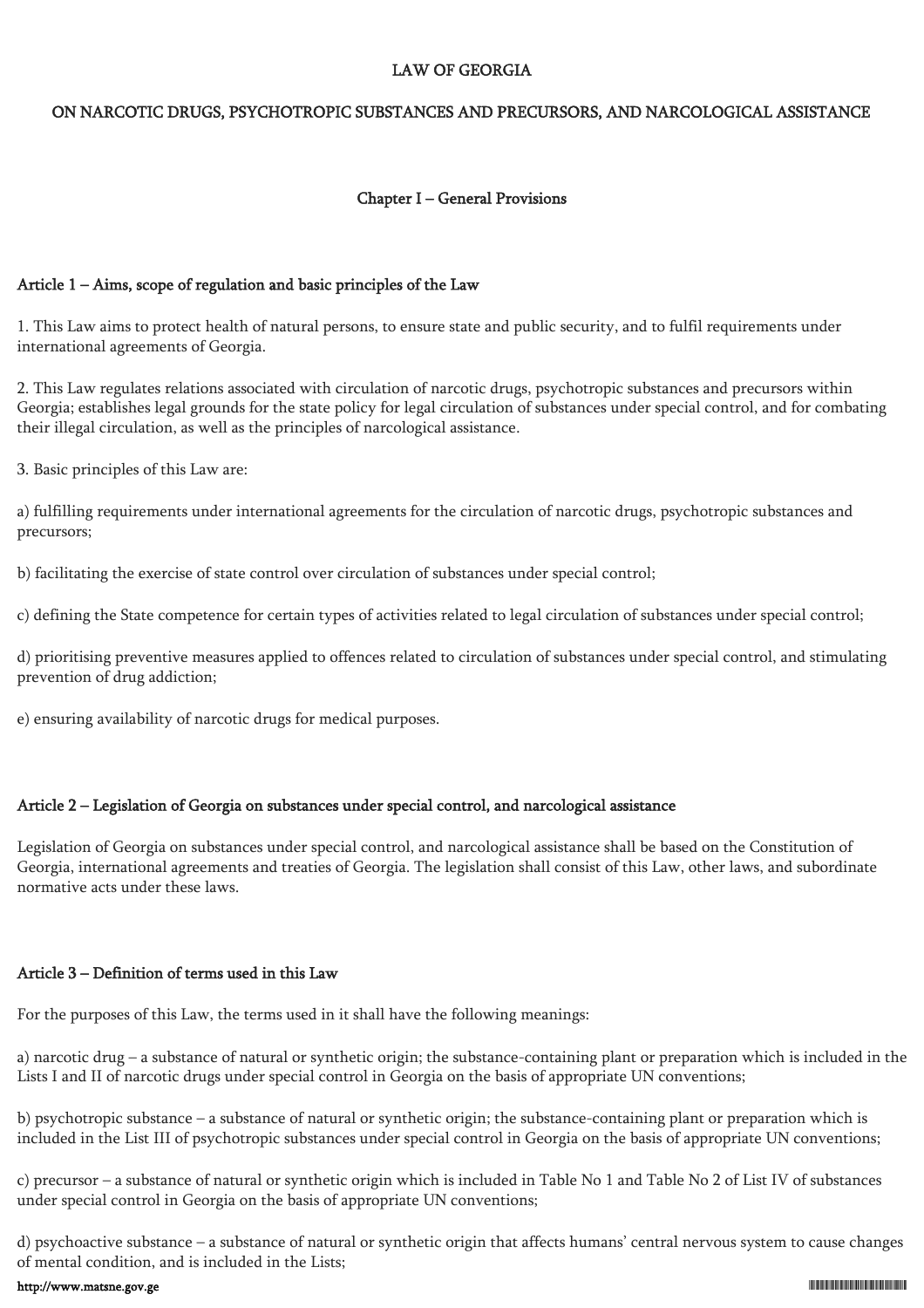# LAW OF GEORGIA

# ON NARCOTIC DRUGS, PSYCHOTROPIC SUBSTANCES AND PRECURSORS, AND NARCOLOGICAL ASSISTANCE

## Chapter I – General Provisions

### Article 1 – Aims, scope of regulation and basic principles of the Law

1. This Law aims to protect health of natural persons, to ensure state and public security, and to fulfil requirements under international agreements of Georgia.

2. This Law regulates relations associated with circulation of narcotic drugs, psychotropic substances and precursors within Georgia; establishes legal grounds for the state policy for legal circulation of substances under special control, and for combating their illegal circulation, as well as the principles of narcological assistance.

3. Basic principles of this Law are:

a) fulfilling requirements under international agreements for the circulation of narcotic drugs, psychotropic substances and precursors;

b) facilitating the exercise of state control over circulation of substances under special control;

c) defining the State competence for certain types of activities related to legal circulation of substances under special control;

d) prioritising preventive measures applied to offences related to circulation of substances under special control, and stimulating prevention of drug addiction;

e) ensuring availability of narcotic drugs for medical purposes.

### Article 2 – Legislation of Georgia on substances under special control, and narcological assistance

Legislation of Georgia on substances under special control, and narcological assistance shall be based on the Constitution of Georgia, international agreements and treaties of Georgia. The legislation shall consist of this Law, other laws, and subordinate normative acts under these laws.

### Article 3 – Definition of terms used in this Law

For the purposes of this Law, the terms used in it shall have the following meanings:

a) narcotic drug – a substance of natural or synthetic origin; the substance-containing plant or preparation which is included in the Lists I and II of narcotic drugs under special control in Georgia on the basis of appropriate UN conventions;

b) psychotropic substance – a substance of natural or synthetic origin; the substance-containing plant or preparation which is included in the List III of psychotropic substances under special control in Georgia on the basis of appropriate UN conventions;

c) precursor – a substance of natural or synthetic origin which is included in Table No 1 and Table No 2 of List IV of substances under special control in Georgia on the basis of appropriate UN conventions;

d) psychoactive substance – a substance of natural or synthetic origin that affects humans' central nervous system to cause changes of mental condition, and is included in the Lists;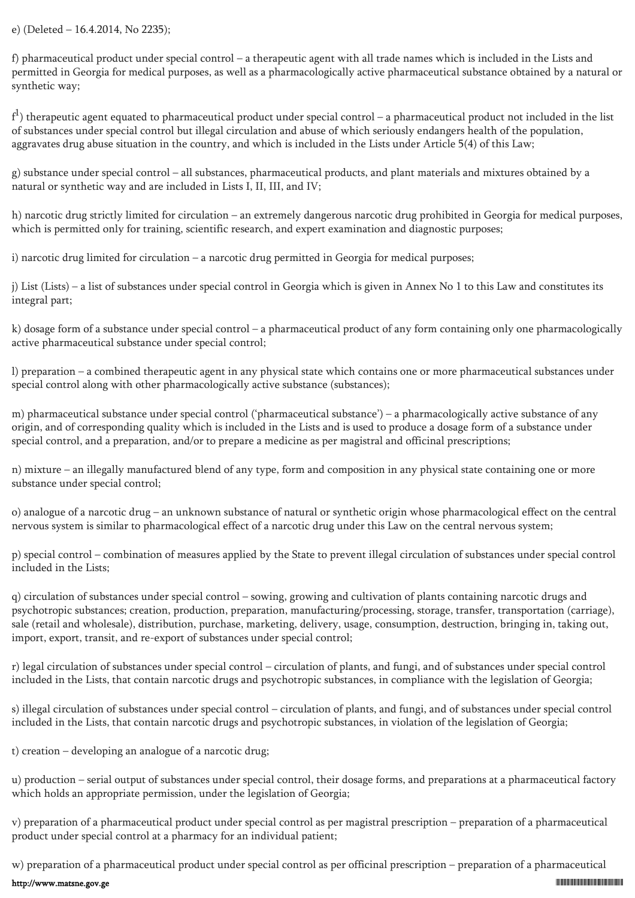e) (Deleted – 16.4.2014, No 2235);

f) pharmaceutical product under special control – a therapeutic agent with all trade names which is included in the Lists and permitted in Georgia for medical purposes, as well as a pharmacologically active pharmaceutical substance obtained by a natural or synthetic way;

f[1]) therapeutic agent equated to pharmaceutical product under special control – a pharmaceutical product not included in the list of substances under special control but illegal circulation and abuse of which seriously endangers health of the population, aggravates drug abuse situation in the country, and which is included in the Lists under Article 5(4) of this Law;

g) substance under special control – all substances, pharmaceutical products, and plant materials and mixtures obtained by a natural or synthetic way and are included in Lists I, II, III, and IV;

h) narcotic drug strictly limited for circulation – an extremely dangerous narcotic drug prohibited in Georgia for medical purposes, which is permitted only for training, scientific research, and expert examination and diagnostic purposes;

i) narcotic drug limited for circulation – a narcotic drug permitted in Georgia for medical purposes;

j) List (Lists) – a list of substances under special control in Georgia which is given in Annex No 1 to this Law and constitutes its integral part;

k) dosage form of a substance under special control – a pharmaceutical product of any form containing only one pharmacologically active pharmaceutical substance under special control;

l) preparation – a combined therapeutic agent in any physical state which contains one or more pharmaceutical substances under special control along with other pharmacologically active substance (substances);

m) pharmaceutical substance under special control ('pharmaceutical substance') – a pharmacologically active substance of any origin, and of corresponding quality which is included in the Lists and is used to produce a dosage form of a substance under special control, and a preparation, and/or to prepare a medicine as per magistral and officinal prescriptions;

n) mixture – an illegally manufactured blend of any type, form and composition in any physical state containing one or more substance under special control;

o) analogue of a narcotic drug – an unknown substance of natural or synthetic origin whose pharmacological effect on the central nervous system is similar to pharmacological effect of a narcotic drug under this Law on the central nervous system;

p) special control – combination of measures applied by the State to prevent illegal circulation of substances under special control included in the Lists;

q) circulation of substances under special control – sowing, growing and cultivation of plants containing narcotic drugs and psychotropic substances; creation, production, preparation, manufacturing/processing, storage, transfer, transportation (carriage), sale (retail and wholesale), distribution, purchase, marketing, delivery, usage, consumption, destruction, bringing in, taking out, import, export, transit, and re-export of substances under special control;

r) legal circulation of substances under special control – circulation of plants, and fungi, and of substances under special control included in the Lists, that contain narcotic drugs and psychotropic substances, in compliance with the legislation of Georgia;

s) illegal circulation of substances under special control – circulation of plants, and fungi, and of substances under special control included in the Lists, that contain narcotic drugs and psychotropic substances, in violation of the legislation of Georgia;

t) creation – developing an analogue of a narcotic drug;

u) production – serial output of substances under special control, their dosage forms, and preparations at a pharmaceutical factory which holds an appropriate permission, under the legislation of Georgia;

v) preparation of a pharmaceutical product under special control as per magistral prescription – preparation of a pharmaceutical product under special control at a pharmacy for an individual patient;

w) preparation of a pharmaceutical product under special control as per officinal prescription – preparation of a pharmaceutical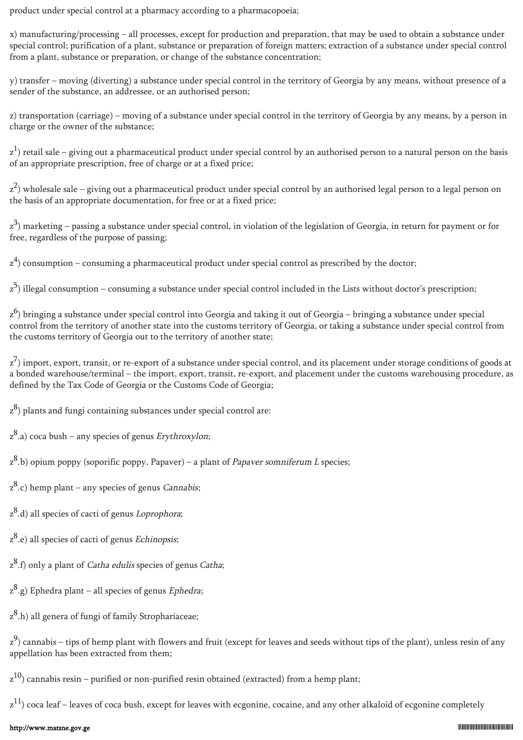product under special control at a pharmacy according to a pharmacopoeia;

x) manufacturing/processing – all processes, except for production and preparation, that may be used to obtain a substance under special control; purification of a plant, substance or preparation of foreign matters; extraction of a substance under special control from a plant, substance or preparation, or change of the substance concentration;

y) transfer – moving (diverting) a substance under special control in the territory of Georgia by any means, without presence of a sender of the substance, an addressee, or an authorised person;

z) transportation (carriage) – moving of a substance under special control in the territory of Georgia by any means, by a person in charge or the owner of the substance;

$z^1$) retail sale – giving out a pharmaceutical product under special control by an authorised person to a natural person on the basis of an appropriate prescription, free of charge or at a fixed price;

$z^2$) wholesale sale – giving out a pharmaceutical product under special control by an authorised legal person to a legal person on the basis of an appropriate documentation, for free or at a fixed price;

$z^3$) marketing – passing a substance under special control, in violation of the legislation of Georgia, in return for payment or for free, regardless of the purpose of passing;

$z^4$) consumption – consuming a pharmaceutical product under special control as prescribed by the doctor;

$z^5$) illegal consumption – consuming a substance under special control included in the Lists without doctor's prescription;

$z^6$) bringing a substance under special control into Georgia and taking it out of Georgia – bringing a substance under special control from the territory of another state into the customs territory of Georgia, or taking a substance under special control from the customs territory of Georgia out to the territory of another state;

$z^7$) import, export, transit, or re-export of a substance under special control, and its placement under storage conditions of goods at a bonded warehouse/terminal – the import, export, transit, re-export, and placement under the customs warehousing procedure, as defined by the Tax Code of Georgia or the Customs Code of Georgia;

$z^8$) plants and fungi containing substances under special control are:

$z^8$.a) coca bush – any species of genus *Erythroxylon*;

$z^8$.b) opium poppy (soporific poppy, Papaver) – a plant of *Papaver somniferum L* species;

$z^8$.c) hemp plant – any species of genus *Cannabis*;

$z^8$.d) all species of cacti of genus *Loprophora*;

$z^8$.e) all species of cacti of genus *Echinopsis*;

$z^8$.f) only a plant of *Catha edulis* species of genus *Catha*;

$z^8$.g) Ephedra plant – all species of genus *Ephedra*;

$z^8$.h) all genera of fungi of family Strophariaceae;

$z^9$) cannabis – tips of hemp plant with flowers and fruit (except for leaves and seeds without tips of the plant), unless resin of any appellation has been extracted from them;

$z^{10}$) cannabis resin – purified or non-purified resin obtained (extracted) from a hemp plant;

$z^{11}$) coca leaf – leaves of coca bush, except for leaves with ecgonine, cocaine, and any other alkaloid of ecgonine completely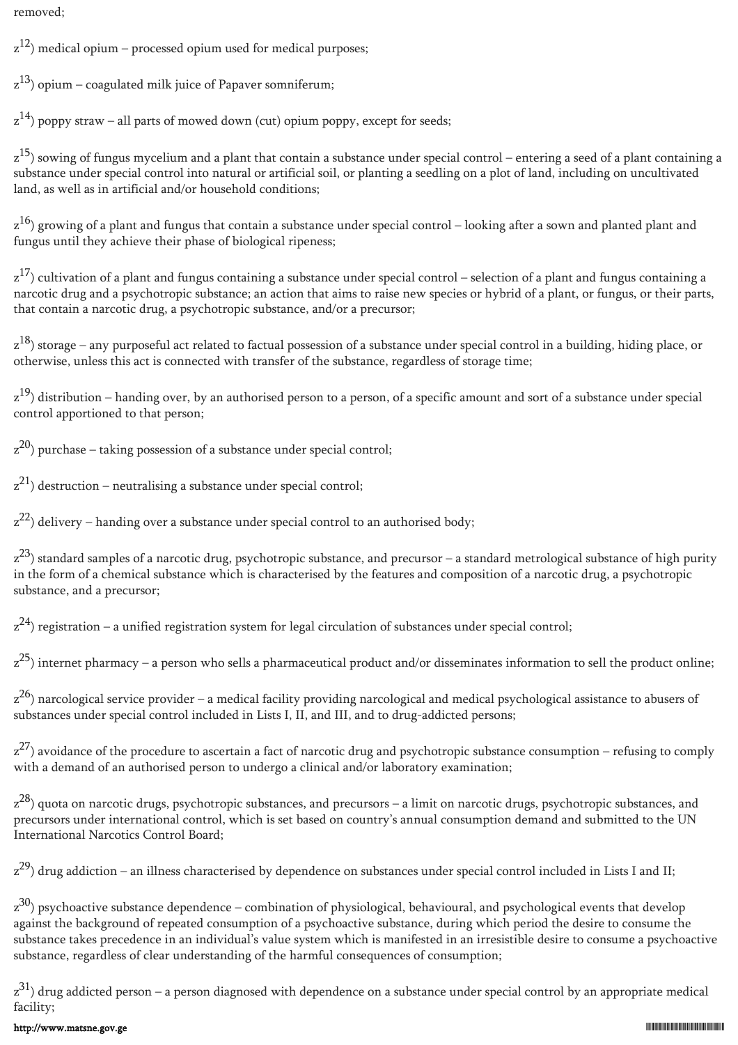removed;

$z^{12}$) medical opium – processed opium used for medical purposes;

$z^{13}$) opium – coagulated milk juice of Papaver somniferum;

$z^{14}$) poppy straw – all parts of mowed down (cut) opium poppy, except for seeds;

$z^{15}$) sowing of fungus mycelium and a plant that contain a substance under special control – entering a seed of a plant containing a substance under special control into natural or artificial soil, or planting a seedling on a plot of land, including on uncultivated land, as well as in artificial and/or household conditions;

$z^{16}$) growing of a plant and fungus that contain a substance under special control – looking after a sown and planted plant and fungus until they achieve their phase of biological ripeness;

$z^{17}$) cultivation of a plant and fungus containing a substance under special control – selection of a plant and fungus containing a narcotic drug and a psychotropic substance; an action that aims to raise new species or hybrid of a plant, or fungus, or their parts, that contain a narcotic drug, a psychotropic substance, and/or a precursor;

$z^{18}$) storage – any purposeful act related to factual possession of a substance under special control in a building, hiding place, or otherwise, unless this act is connected with transfer of the substance, regardless of storage time;

$z^{19}$) distribution – handing over, by an authorised person to a person, of a specific amount and sort of a substance under special control apportioned to that person;

$z^{20}$) purchase – taking possession of a substance under special control;

$z^{21}$) destruction – neutralising a substance under special control;

$z^{22}$) delivery – handing over a substance under special control to an authorised body;

$z^{23}$) standard samples of a narcotic drug, psychotropic substance, and precursor – a standard metrological substance of high purity in the form of a chemical substance which is characterised by the features and composition of a narcotic drug, a psychotropic substance, and a precursor;

$z^{24}$) registration – a unified registration system for legal circulation of substances under special control;

$z^{25}$) internet pharmacy – a person who sells a pharmaceutical product and/or disseminates information to sell the product online;

$z^{26}$) narcological service provider – a medical facility providing narcological and medical psychological assistance to abusers of substances under special control included in Lists I, II, and III, and to drug-addicted persons;

$z^{27}$) avoidance of the procedure to ascertain a fact of narcotic drug and psychotropic substance consumption – refusing to comply with a demand of an authorised person to undergo a clinical and/or laboratory examination;

$z^{28}$) quota on narcotic drugs, psychotropic substances, and precursors – a limit on narcotic drugs, psychotropic substances, and precursors under international control, which is set based on country's annual consumption demand and submitted to the UN International Narcotics Control Board;

$z^{29}$) drug addiction – an illness characterised by dependence on substances under special control included in Lists I and II;

$z^{30}$) psychoactive substance dependence – combination of physiological, behavioural, and psychological events that develop against the background of repeated consumption of a psychoactive substance, during which period the desire to consume the substance takes precedence in an individual's value system which is manifested in an irresistible desire to consume a psychoactive substance, regardless of clear understanding of the harmful consequences of consumption;

$z^{31}$) drug addicted person – a person diagnosed with dependence on a substance under special control by an appropriate medical facility;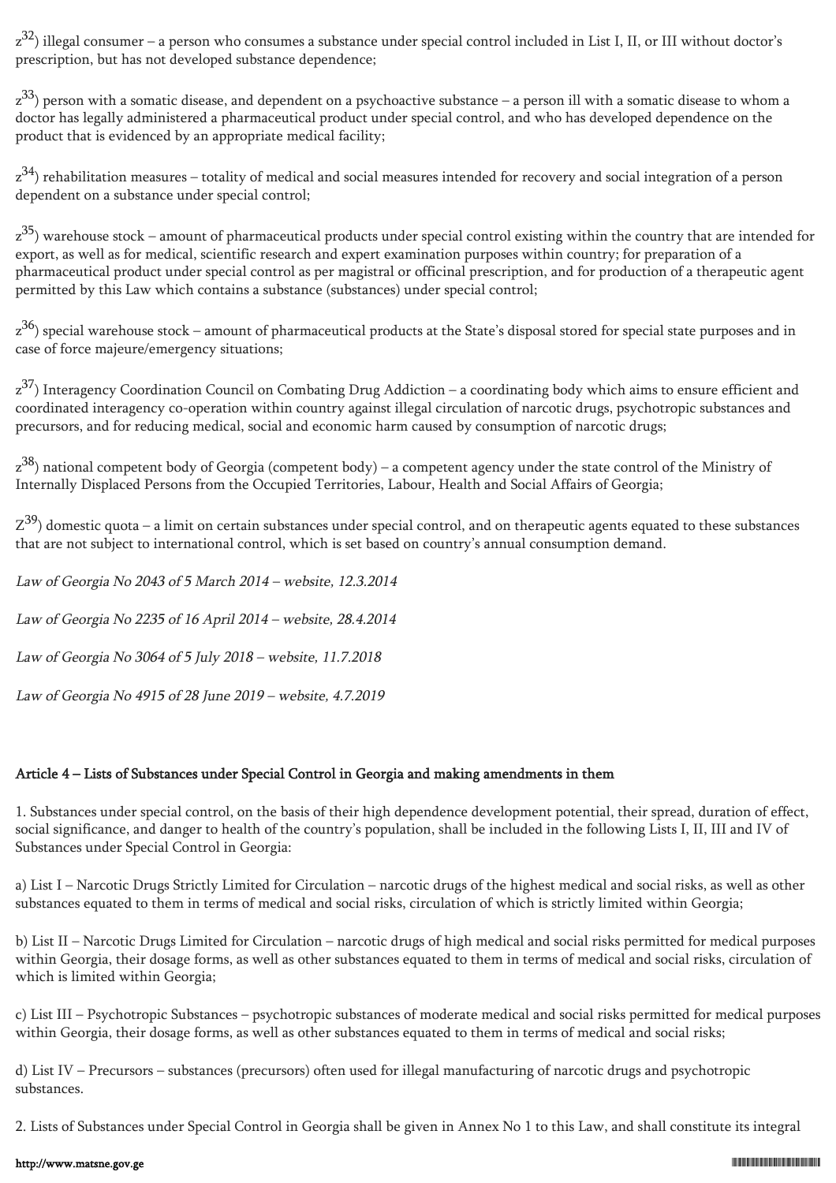$z^{32}$) illegal consumer – a person who consumes a substance under special control included in List I, II, or III without doctor's prescription, but has not developed substance dependence;

$z^{33}$) person with a somatic disease, and dependent on a psychoactive substance – a person ill with a somatic disease to whom a doctor has legally administered a pharmaceutical product under special control, and who has developed dependence on the product that is evidenced by an appropriate medical facility;

$z^{34}$) rehabilitation measures – totality of medical and social measures intended for recovery and social integration of a person dependent on a substance under special control;

$z^{35}$) warehouse stock – amount of pharmaceutical products under special control existing within the country that are intended for export, as well as for medical, scientific research and expert examination purposes within country; for preparation of a pharmaceutical product under special control as per magistral or officinal prescription, and for production of a therapeutic agent permitted by this Law which contains a substance (substances) under special control;

$z^{36}$) special warehouse stock – amount of pharmaceutical products at the State's disposal stored for special state purposes and in case of force majeure/emergency situations;

$z^{37}$) Interagency Coordination Council on Combating Drug Addiction – a coordinating body which aims to ensure efficient and coordinated interagency co-operation within country against illegal circulation of narcotic drugs, psychotropic substances and precursors, and for reducing medical, social and economic harm caused by consumption of narcotic drugs;

$z^{38}$) national competent body of Georgia (competent body) – a competent agency under the state control of the Ministry of Internally Displaced Persons from the Occupied Territories, Labour, Health and Social Affairs of Georgia;

$Z^{39}$) domestic quota – a limit on certain substances under special control, and on therapeutic agents equated to these substances that are not subject to international control, which is set based on country's annual consumption demand.

*Law of Georgia No 2043 of 5 March 2014 – website, 12.3.2014*

*Law of Georgia No 2235 of 16 April 2014 – website, 28.4.2014*

*Law of Georgia No 3064 of 5 July 2018 – website, 11.7.2018*

*Law of Georgia No 4915 of 28 June 2019 – website, 4.7.2019*

## Article 4 – Lists of Substances under Special Control in Georgia and making amendments in them

1. Substances under special control, on the basis of their high dependence development potential, their spread, duration of effect, social significance, and danger to health of the country's population, shall be included in the following Lists I, II, III and IV of Substances under Special Control in Georgia:

a) List I – Narcotic Drugs Strictly Limited for Circulation – narcotic drugs of the highest medical and social risks, as well as other substances equated to them in terms of medical and social risks, circulation of which is strictly limited within Georgia;

b) List II – Narcotic Drugs Limited for Circulation – narcotic drugs of high medical and social risks permitted for medical purposes within Georgia, their dosage forms, as well as other substances equated to them in terms of medical and social risks, circulation of which is limited within Georgia;

c) List III – Psychotropic Substances – psychotropic substances of moderate medical and social risks permitted for medical purposes within Georgia, their dosage forms, as well as other substances equated to them in terms of medical and social risks;

d) List IV – Precursors – substances (precursors) often used for illegal manufacturing of narcotic drugs and psychotropic substances.

2. Lists of Substances under Special Control in Georgia shall be given in Annex No 1 to this Law, and shall constitute its integral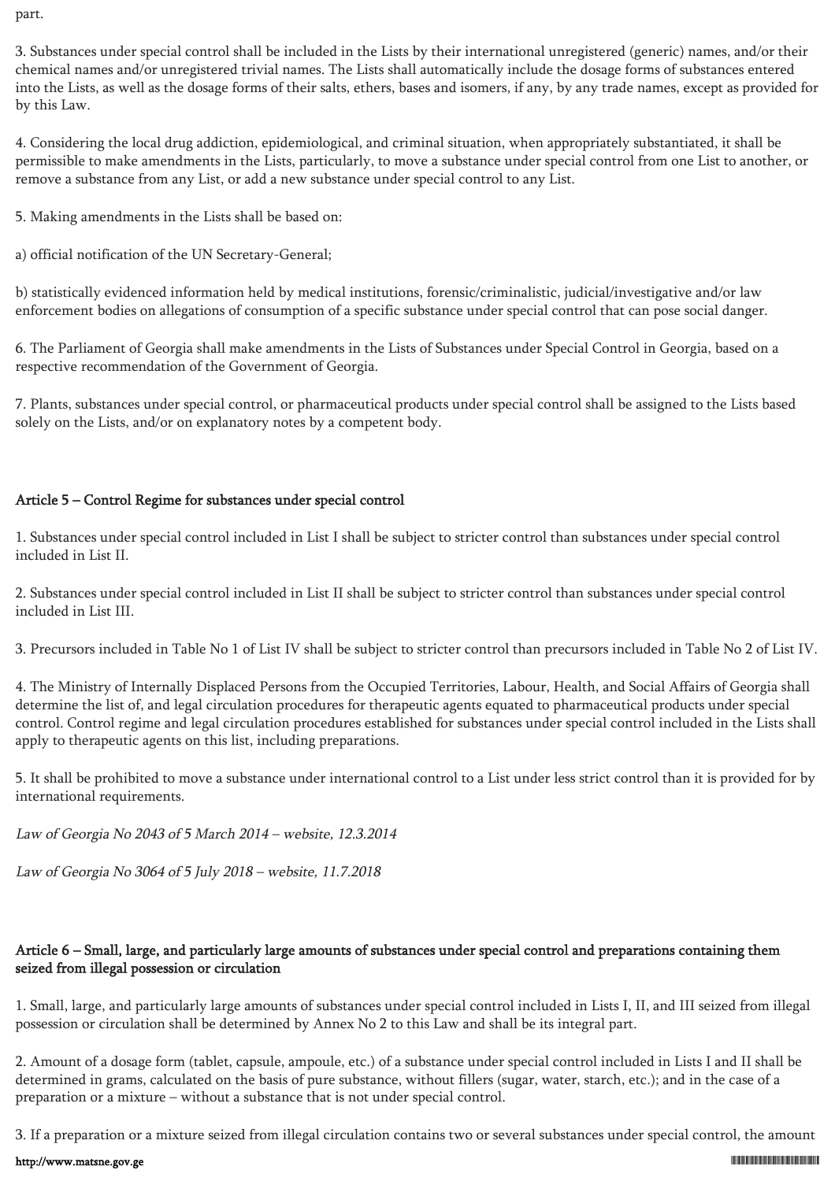part.

3. Substances under special control shall be included in the Lists by their international unregistered (generic) names, and/or their chemical names and/or unregistered trivial names. The Lists shall automatically include the dosage forms of substances entered into the Lists, as well as the dosage forms of their salts, ethers, bases and isomers, if any, by any trade names, except as provided for by this Law.

4. Considering the local drug addiction, epidemiological, and criminal situation, when appropriately substantiated, it shall be permissible to make amendments in the Lists, particularly, to move a substance under special control from one List to another, or remove a substance from any List, or add a new substance under special control to any List.

5. Making amendments in the Lists shall be based on:

a) official notification of the UN Secretary-General;

b) statistically evidenced information held by medical institutions, forensic/criminalistic, judicial/investigative and/or law enforcement bodies on allegations of consumption of a specific substance under special control that can pose social danger.

6. The Parliament of Georgia shall make amendments in the Lists of Substances under Special Control in Georgia, based on a respective recommendation of the Government of Georgia.

7. Plants, substances under special control, or pharmaceutical products under special control shall be assigned to the Lists based solely on the Lists, and/or on explanatory notes by a competent body.

### Article 5 – Control Regime for substances under special control

1. Substances under special control included in List I shall be subject to stricter control than substances under special control included in List II.

2. Substances under special control included in List II shall be subject to stricter control than substances under special control included in List III.

3. Precursors included in Table No 1 of List IV shall be subject to stricter control than precursors included in Table No 2 of List IV.

4. The Ministry of Internally Displaced Persons from the Occupied Territories, Labour, Health, and Social Affairs of Georgia shall determine the list of, and legal circulation procedures for therapeutic agents equated to pharmaceutical products under special control. Control regime and legal circulation procedures established for substances under special control included in the Lists shall apply to therapeutic agents on this list, including preparations.

5. It shall be prohibited to move a substance under international control to a List under less strict control than it is provided for by international requirements.

*Law of Georgia No 2043 of 5 March 2014 – website, 12.3.2014*

*Law of Georgia No 3064 of 5 July 2018 – website, 11.7.2018*

### Article 6 – Small, large, and particularly large amounts of substances under special control and preparations containing them seized from illegal possession or circulation

1. Small, large, and particularly large amounts of substances under special control included in Lists I, II, and III seized from illegal possession or circulation shall be determined by Annex No 2 to this Law and shall be its integral part.

2. Amount of a dosage form (tablet, capsule, ampoule, etc.) of a substance under special control included in Lists I and II shall be determined in grams, calculated on the basis of pure substance, without fillers (sugar, water, starch, etc.); and in the case of a preparation or a mixture – without a substance that is not under special control.

3. If a preparation or a mixture seized from illegal circulation contains two or several substances under special control, the amount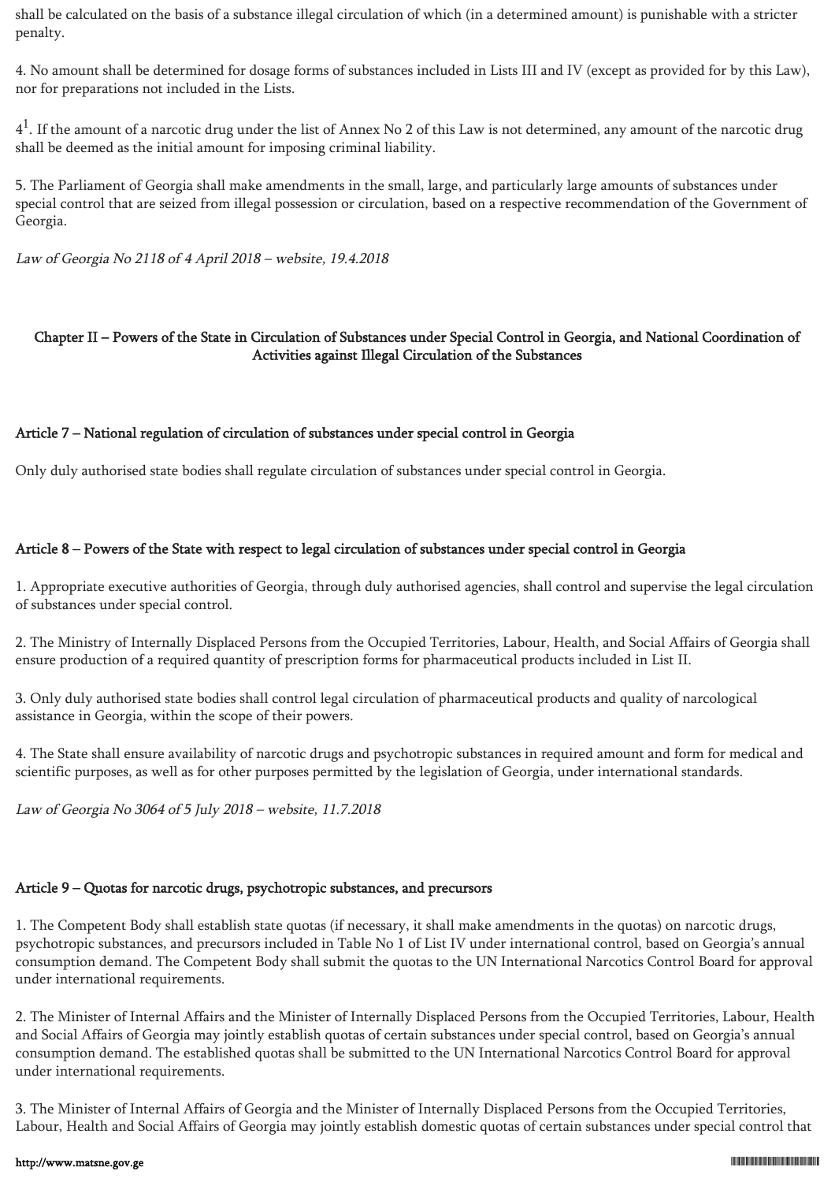shall be calculated on the basis of a substance illegal circulation of which (in a determined amount) is punishable with a stricter penalty.

4. No amount shall be determined for dosage forms of substances included in Lists III and IV (except as provided for by this Law), nor for preparations not included in the Lists.

$4^1$. If the amount of a narcotic drug under the list of Annex No 2 of this Law is not determined, any amount of the narcotic drug shall be deemed as the initial amount for imposing criminal liability.

5. The Parliament of Georgia shall make amendments in the small, large, and particularly large amounts of substances under special control that are seized from illegal possession or circulation, based on a respective recommendation of the Government of Georgia.

*Law of Georgia No 2118 of 4 April 2018 – website, 19.4.2018*

## Chapter II – Powers of the State in Circulation of Substances under Special Control in Georgia, and National Coordination of Activities against Illegal Circulation of the Substances

### Article 7 – National regulation of circulation of substances under special control in Georgia

Only duly authorised state bodies shall regulate circulation of substances under special control in Georgia.

### Article 8 – Powers of the State with respect to legal circulation of substances under special control in Georgia

1. Appropriate executive authorities of Georgia, through duly authorised agencies, shall control and supervise the legal circulation of substances under special control.

2. The Ministry of Internally Displaced Persons from the Occupied Territories, Labour, Health, and Social Affairs of Georgia shall ensure production of a required quantity of prescription forms for pharmaceutical products included in List II.

3. Only duly authorised state bodies shall control legal circulation of pharmaceutical products and quality of narcological assistance in Georgia, within the scope of their powers.

4. The State shall ensure availability of narcotic drugs and psychotropic substances in required amount and form for medical and scientific purposes, as well as for other purposes permitted by the legislation of Georgia, under international standards.

*Law of Georgia No 3064 of 5 July 2018 – website, 11.7.2018*

### Article 9 – Quotas for narcotic drugs, psychotropic substances, and precursors

1. The Competent Body shall establish state quotas (if necessary, it shall make amendments in the quotas) on narcotic drugs, psychotropic substances, and precursors included in Table No 1 of List IV under international control, based on Georgia's annual consumption demand. The Competent Body shall submit the quotas to the UN International Narcotics Control Board for approval under international requirements.

2. The Minister of Internal Affairs and the Minister of Internally Displaced Persons from the Occupied Territories, Labour, Health and Social Affairs of Georgia may jointly establish quotas of certain substances under special control, based on Georgia's annual consumption demand. The established quotas shall be submitted to the UN International Narcotics Control Board for approval under international requirements.

3. The Minister of Internal Affairs of Georgia and the Minister of Internally Displaced Persons from the Occupied Territories, Labour, Health and Social Affairs of Georgia may jointly establish domestic quotas of certain substances under special control that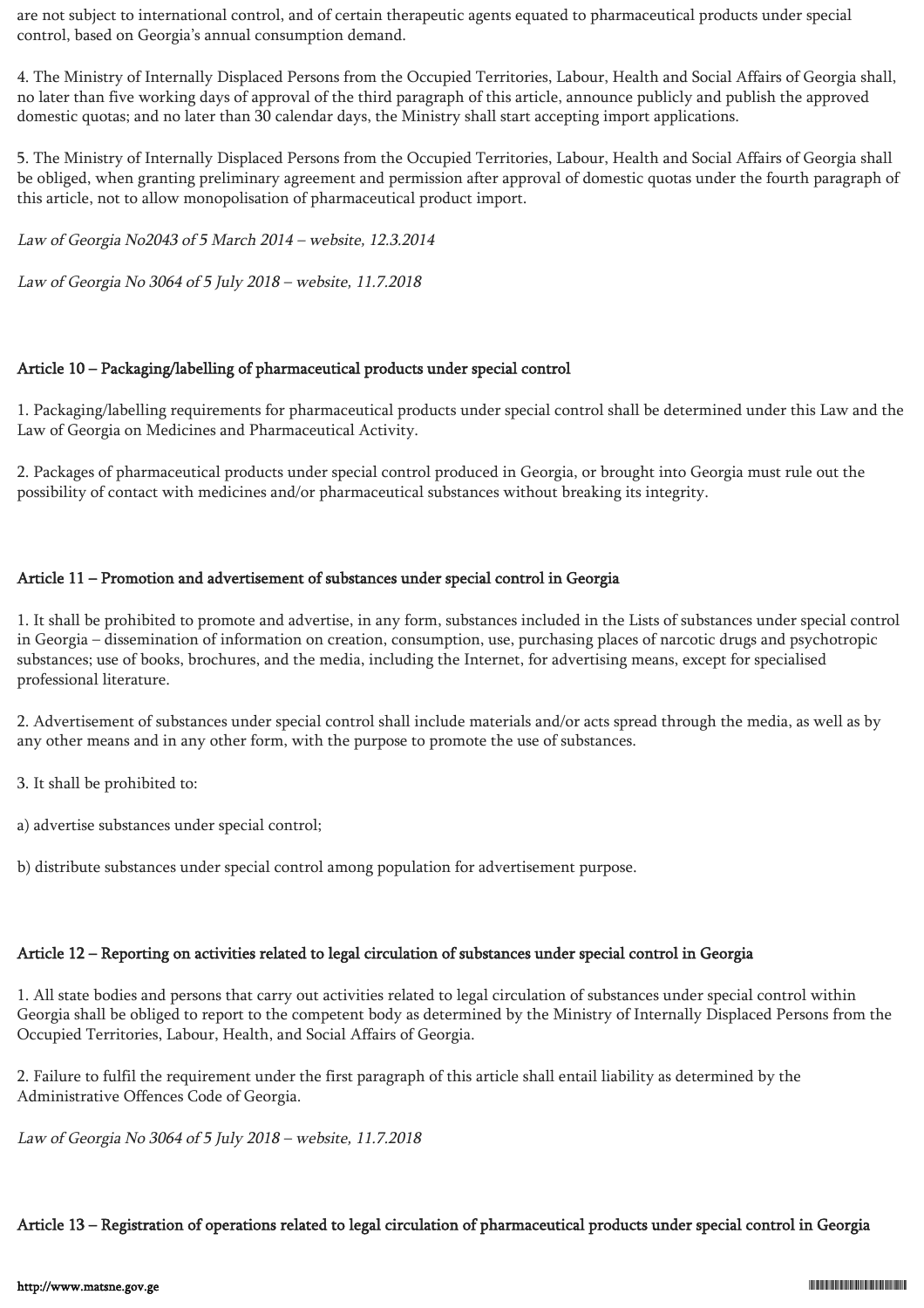are not subject to international control, and of certain therapeutic agents equated to pharmaceutical products under special control, based on Georgia's annual consumption demand.

4. The Ministry of Internally Displaced Persons from the Occupied Territories, Labour, Health and Social Affairs of Georgia shall, no later than five working days of approval of the third paragraph of this article, announce publicly and publish the approved domestic quotas; and no later than 30 calendar days, the Ministry shall start accepting import applications.

5. The Ministry of Internally Displaced Persons from the Occupied Territories, Labour, Health and Social Affairs of Georgia shall be obliged, when granting preliminary agreement and permission after approval of domestic quotas under the fourth paragraph of this article, not to allow monopolisation of pharmaceutical product import.

*Law of Georgia No2043 of 5 March 2014 – website, 12.3.2014*

*Law of Georgia No 3064 of 5 July 2018 – website, 11.7.2018*

### Article 10 – Packaging/labelling of pharmaceutical products under special control

1. Packaging/labelling requirements for pharmaceutical products under special control shall be determined under this Law and the Law of Georgia on Medicines and Pharmaceutical Activity.

2. Packages of pharmaceutical products under special control produced in Georgia, or brought into Georgia must rule out the possibility of contact with medicines and/or pharmaceutical substances without breaking its integrity.

### Article 11 – Promotion and advertisement of substances under special control in Georgia

1. It shall be prohibited to promote and advertise, in any form, substances included in the Lists of substances under special control in Georgia – dissemination of information on creation, consumption, use, purchasing places of narcotic drugs and psychotropic substances; use of books, brochures, and the media, including the Internet, for advertising means, except for specialised professional literature.

2. Advertisement of substances under special control shall include materials and/or acts spread through the media, as well as by any other means and in any other form, with the purpose to promote the use of substances.

3. It shall be prohibited to:

a) advertise substances under special control;

b) distribute substances under special control among population for advertisement purpose.

### Article 12 – Reporting on activities related to legal circulation of substances under special control in Georgia

1. All state bodies and persons that carry out activities related to legal circulation of substances under special control within Georgia shall be obliged to report to the competent body as determined by the Ministry of Internally Displaced Persons from the Occupied Territories, Labour, Health, and Social Affairs of Georgia.

2. Failure to fulfil the requirement under the first paragraph of this article shall entail liability as determined by the Administrative Offences Code of Georgia.

*Law of Georgia No 3064 of 5 July 2018 – website, 11.7.2018*

### Article 13 – Registration of operations related to legal circulation of pharmaceutical products under special control in Georgia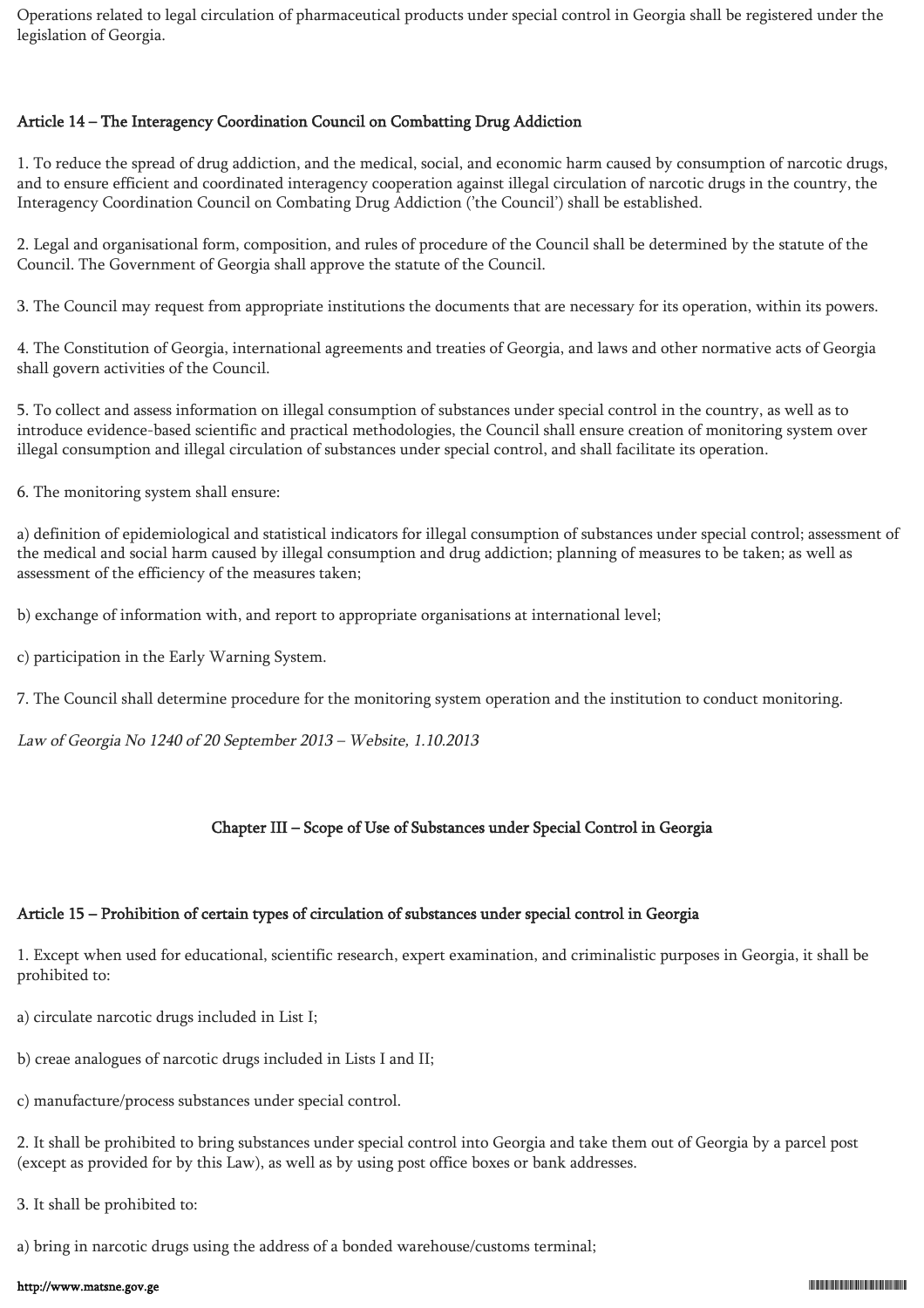Operations related to legal circulation of pharmaceutical products under special control in Georgia shall be registered under the legislation of Georgia.

### Article 14 – The Interagency Coordination Council on Combatting Drug Addiction

1. To reduce the spread of drug addiction, and the medical, social, and economic harm caused by consumption of narcotic drugs, and to ensure efficient and coordinated interagency cooperation against illegal circulation of narcotic drugs in the country, the Interagency Coordination Council on Combating Drug Addiction ('the Council') shall be established.

2. Legal and organisational form, composition, and rules of procedure of the Council shall be determined by the statute of the Council. The Government of Georgia shall approve the statute of the Council.

3. The Council may request from appropriate institutions the documents that are necessary for its operation, within its powers.

4. The Constitution of Georgia, international agreements and treaties of Georgia, and laws and other normative acts of Georgia shall govern activities of the Council.

5. To collect and assess information on illegal consumption of substances under special control in the country, as well as to introduce evidence-based scientific and practical methodologies, the Council shall ensure creation of monitoring system over illegal consumption and illegal circulation of substances under special control, and shall facilitate its operation.

6. The monitoring system shall ensure:

a) definition of epidemiological and statistical indicators for illegal consumption of substances under special control; assessment of the medical and social harm caused by illegal consumption and drug addiction; planning of measures to be taken; as well as assessment of the efficiency of the measures taken;

b) exchange of information with, and report to appropriate organisations at international level;

c) participation in the Early Warning System.

7. The Council shall determine procedure for the monitoring system operation and the institution to conduct monitoring.

*Law of Georgia No 1240 of 20 September 2013 – Website, 1.10.2013*

## Chapter III – Scope of Use of Substances under Special Control in Georgia

### Article 15 – Prohibition of certain types of circulation of substances under special control in Georgia

1. Except when used for educational, scientific research, expert examination, and criminalistic purposes in Georgia, it shall be prohibited to:

a) circulate narcotic drugs included in List I;

b) creae analogues of narcotic drugs included in Lists I and II;

c) manufacture/process substances under special control.

2. It shall be prohibited to bring substances under special control into Georgia and take them out of Georgia by a parcel post (except as provided for by this Law), as well as by using post office boxes or bank addresses.

3. It shall be prohibited to:

a) bring in narcotic drugs using the address of a bonded warehouse/customs terminal;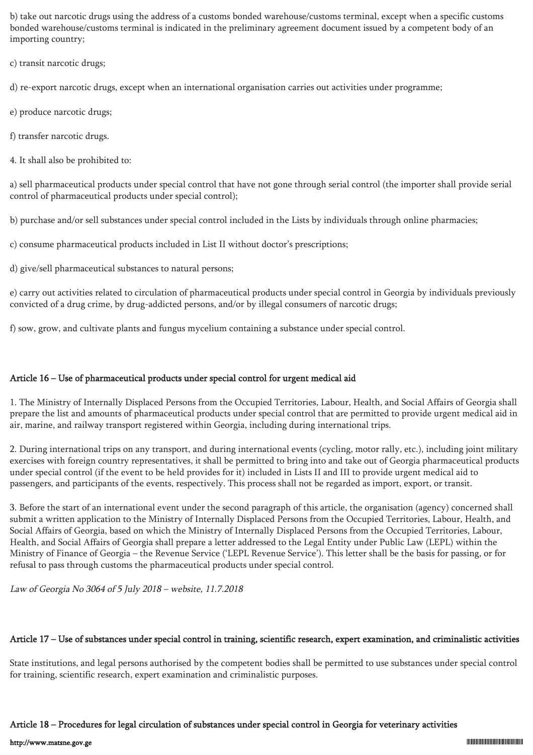b) take out narcotic drugs using the address of a customs bonded warehouse/customs terminal, except when a specific customs bonded warehouse/customs terminal is indicated in the preliminary agreement document issued by a competent body of an importing country;

c) transit narcotic drugs;

d) re-export narcotic drugs, except when an international organisation carries out activities under programme;

e) produce narcotic drugs;

f) transfer narcotic drugs.

4. It shall also be prohibited to:

a) sell pharmaceutical products under special control that have not gone through serial control (the importer shall provide serial control of pharmaceutical products under special control);

b) purchase and/or sell substances under special control included in the Lists by individuals through online pharmacies;

c) consume pharmaceutical products included in List II without doctor's prescriptions;

d) give/sell pharmaceutical substances to natural persons;

e) carry out activities related to circulation of pharmaceutical products under special control in Georgia by individuals previously convicted of a drug crime, by drug-addicted persons, and/or by illegal consumers of narcotic drugs;

f) sow, grow, and cultivate plants and fungus mycelium containing a substance under special control.

## Article 16 – Use of pharmaceutical products under special control for urgent medical aid

1. The Ministry of Internally Displaced Persons from the Occupied Territories, Labour, Health, and Social Affairs of Georgia shall prepare the list and amounts of pharmaceutical products under special control that are permitted to provide urgent medical aid in air, marine, and railway transport registered within Georgia, including during international trips.

2. During international trips on any transport, and during international events (cycling, motor rally, etc.), including joint military exercises with foreign country representatives, it shall be permitted to bring into and take out of Georgia pharmaceutical products under special control (if the event to be held provides for it) included in Lists II and III to provide urgent medical aid to passengers, and participants of the events, respectively. This process shall not be regarded as import, export, or transit.

3. Before the start of an international event under the second paragraph of this article, the organisation (agency) concerned shall submit a written application to the Ministry of Internally Displaced Persons from the Occupied Territories, Labour, Health, and Social Affairs of Georgia, based on which the Ministry of Internally Displaced Persons from the Occupied Territories, Labour, Health, and Social Affairs of Georgia shall prepare a letter addressed to the Legal Entity under Public Law (LEPL) within the Ministry of Finance of Georgia – the Revenue Service ('LEPL Revenue Service'). This letter shall be the basis for passing, or for refusal to pass through customs the pharmaceutical products under special control.

*Law of Georgia No 3064 of 5 July 2018 – website, 11.7.2018*

## Article 17 – Use of substances under special control in training, scientific research, expert examination, and criminalistic activities

State institutions, and legal persons authorised by the competent bodies shall be permitted to use substances under special control for training, scientific research, expert examination and criminalistic purposes.

## Article 18 – Procedures for legal circulation of substances under special control in Georgia for veterinary activities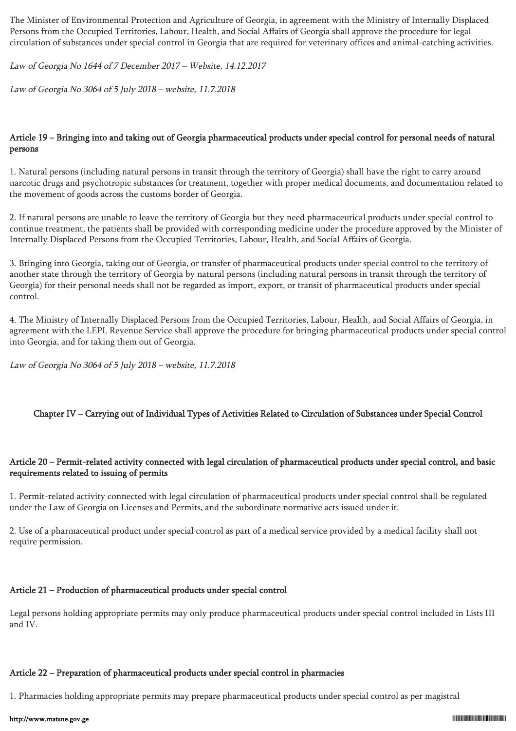The Minister of Environmental Protection and Agriculture of Georgia, in agreement with the Ministry of Internally Displaced Persons from the Occupied Territories, Labour, Health, and Social Affairs of Georgia shall approve the procedure for legal circulation of substances under special control in Georgia that are required for veterinary offices and animal-catching activities.

*Law of Georgia No 1644 of 7 December 2017 – Website, 14.12.2017*

*Law of Georgia No 3064 of 5 July 2018 – website, 11.7.2018*

### Article 19 – Bringing into and taking out of Georgia pharmaceutical products under special control for personal needs of natural persons

1. Natural persons (including natural persons in transit through the territory of Georgia) shall have the right to carry around narcotic drugs and psychotropic substances for treatment, together with proper medical documents, and documentation related to the movement of goods across the customs border of Georgia.

2. If natural persons are unable to leave the territory of Georgia but they need pharmaceutical products under special control to continue treatment, the patients shall be provided with corresponding medicine under the procedure approved by the Minister of Internally Displaced Persons from the Occupied Territories, Labour, Health, and Social Affairs of Georgia.

3. Bringing into Georgia, taking out of Georgia, or transfer of pharmaceutical products under special control to the territory of another state through the territory of Georgia by natural persons (including natural persons in transit through the territory of Georgia) for their personal needs shall not be regarded as import, export, or transit of pharmaceutical products under special control.

4. The Ministry of Internally Displaced Persons from the Occupied Territories, Labour, Health, and Social Affairs of Georgia, in agreement with the LEPL Revenue Service shall approve the procedure for bringing pharmaceutical products under special control into Georgia, and for taking them out of Georgia.

*Law of Georgia No 3064 of 5 July 2018 – website, 11.7.2018*

## Chapter IV – Carrying out of Individual Types of Activities Related to Circulation of Substances under Special Control

### Article 20 – Permit-related activity connected with legal circulation of pharmaceutical products under special control, and basic requirements related to issuing of permits

1. Permit-related activity connected with legal circulation of pharmaceutical products under special control shall be regulated under the Law of Georgia on Licenses and Permits, and the subordinate normative acts issued under it.

2. Use of a pharmaceutical product under special control as part of a medical service provided by a medical facility shall not require permission.

### Article 21 – Production of pharmaceutical products under special control

Legal persons holding appropriate permits may only produce pharmaceutical products under special control included in Lists III and IV.

### Article 22 – Preparation of pharmaceutical products under special control in pharmacies

1. Pharmacies holding appropriate permits may prepare pharmaceutical products under special control as per magistral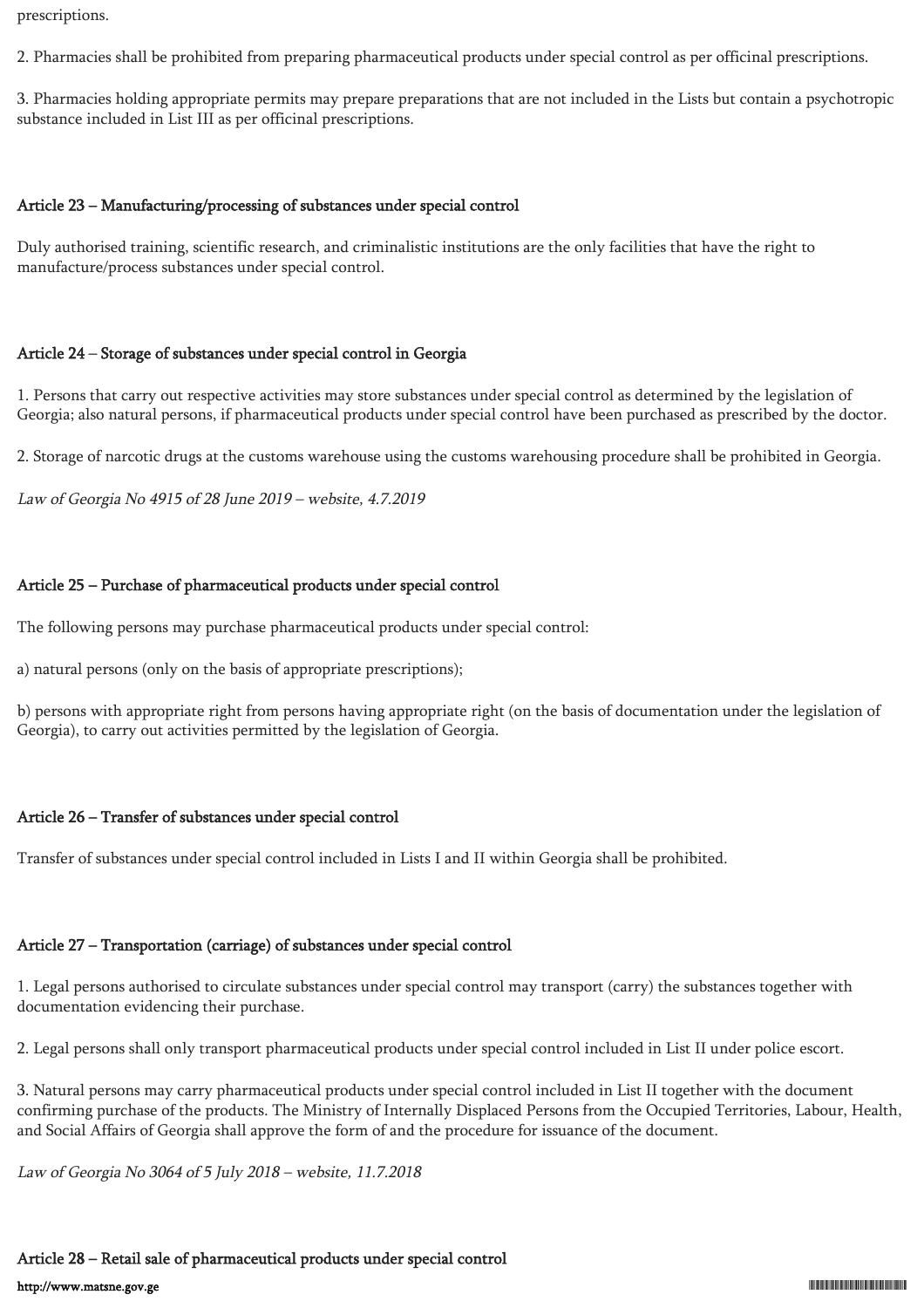prescriptions.

2. Pharmacies shall be prohibited from preparing pharmaceutical products under special control as per officinal prescriptions.

3. Pharmacies holding appropriate permits may prepare preparations that are not included in the Lists but contain a psychotropic substance included in List III as per officinal prescriptions.

### Article 23 – Manufacturing/processing of substances under special control

Duly authorised training, scientific research, and criminalistic institutions are the only facilities that have the right to manufacture/process substances under special control.

### Article 24 – Storage of substances under special control in Georgia

1. Persons that carry out respective activities may store substances under special control as determined by the legislation of Georgia; also natural persons, if pharmaceutical products under special control have been purchased as prescribed by the doctor.

2. Storage of narcotic drugs at the customs warehouse using the customs warehousing procedure shall be prohibited in Georgia.

*Law of Georgia No 4915 of 28 June 2019 – website, 4.7.2019*

### Article 25 – Purchase of pharmaceutical products under special control

The following persons may purchase pharmaceutical products under special control:

a) natural persons (only on the basis of appropriate prescriptions);

b) persons with appropriate right from persons having appropriate right (on the basis of documentation under the legislation of Georgia), to carry out activities permitted by the legislation of Georgia.

### Article 26 – Transfer of substances under special control

Transfer of substances under special control included in Lists I and II within Georgia shall be prohibited.

### Article 27 – Transportation (carriage) of substances under special control

1. Legal persons authorised to circulate substances under special control may transport (carry) the substances together with documentation evidencing their purchase.

2. Legal persons shall only transport pharmaceutical products under special control included in List II under police escort.

3. Natural persons may carry pharmaceutical products under special control included in List II together with the document confirming purchase of the products. The Ministry of Internally Displaced Persons from the Occupied Territories, Labour, Health, and Social Affairs of Georgia shall approve the form of and the procedure for issuance of the document.

*Law of Georgia No 3064 of 5 July 2018 – website, 11.7.2018*

### Article 28 – Retail sale of pharmaceutical products under special control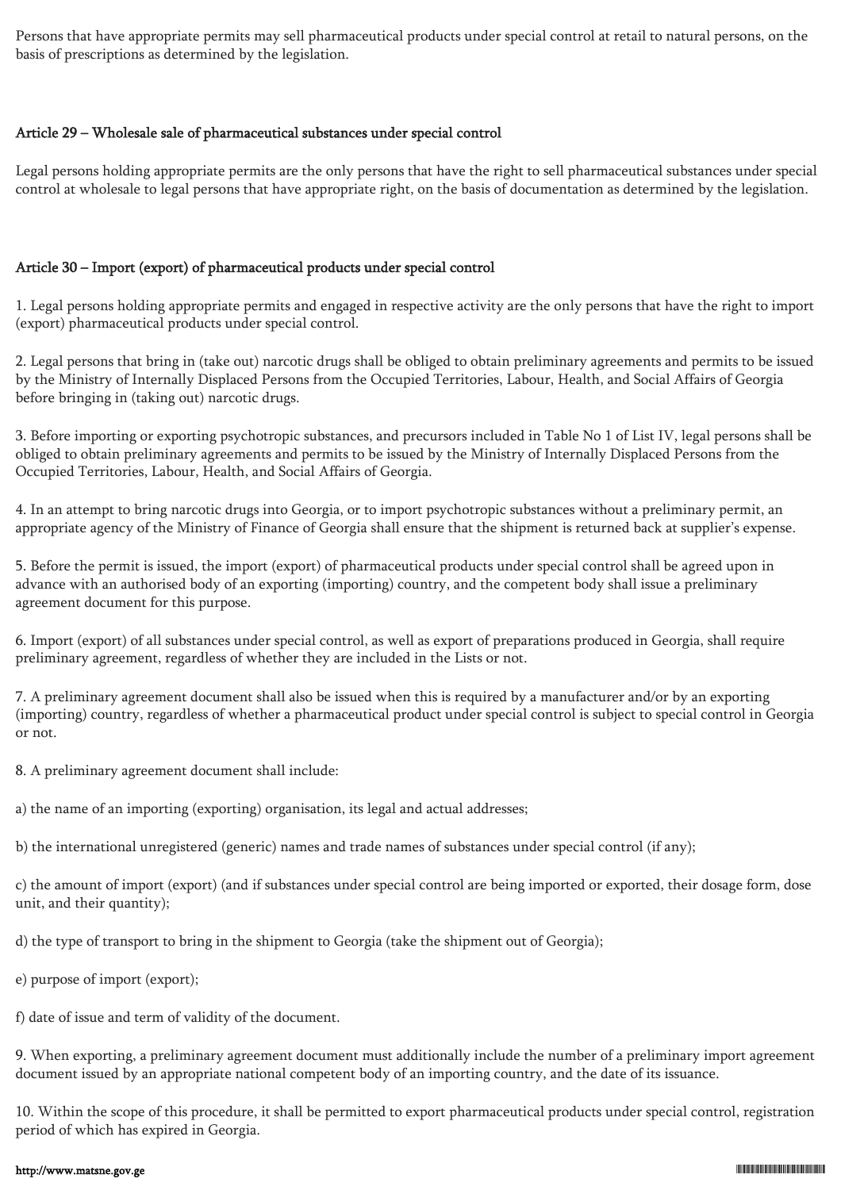Persons that have appropriate permits may sell pharmaceutical products under special control at retail to natural persons, on the basis of prescriptions as determined by the legislation.

### Article 29 – Wholesale sale of pharmaceutical substances under special control

Legal persons holding appropriate permits are the only persons that have the right to sell pharmaceutical substances under special control at wholesale to legal persons that have appropriate right, on the basis of documentation as determined by the legislation.

### Article 30 – Import (export) of pharmaceutical products under special control

1. Legal persons holding appropriate permits and engaged in respective activity are the only persons that have the right to import (export) pharmaceutical products under special control.

2. Legal persons that bring in (take out) narcotic drugs shall be obliged to obtain preliminary agreements and permits to be issued by the Ministry of Internally Displaced Persons from the Occupied Territories, Labour, Health, and Social Affairs of Georgia before bringing in (taking out) narcotic drugs.

3. Before importing or exporting psychotropic substances, and precursors included in Table No 1 of List IV, legal persons shall be obliged to obtain preliminary agreements and permits to be issued by the Ministry of Internally Displaced Persons from the Occupied Territories, Labour, Health, and Social Affairs of Georgia.

4. In an attempt to bring narcotic drugs into Georgia, or to import psychotropic substances without a preliminary permit, an appropriate agency of the Ministry of Finance of Georgia shall ensure that the shipment is returned back at supplier's expense.

5. Before the permit is issued, the import (export) of pharmaceutical products under special control shall be agreed upon in advance with an authorised body of an exporting (importing) country, and the competent body shall issue a preliminary agreement document for this purpose.

6. Import (export) of all substances under special control, as well as export of preparations produced in Georgia, shall require preliminary agreement, regardless of whether they are included in the Lists or not.

7. A preliminary agreement document shall also be issued when this is required by a manufacturer and/or by an exporting (importing) country, regardless of whether a pharmaceutical product under special control is subject to special control in Georgia or not.

8. A preliminary agreement document shall include:

a) the name of an importing (exporting) organisation, its legal and actual addresses;

b) the international unregistered (generic) names and trade names of substances under special control (if any);

c) the amount of import (export) (and if substances under special control are being imported or exported, their dosage form, dose unit, and their quantity);

d) the type of transport to bring in the shipment to Georgia (take the shipment out of Georgia);

e) purpose of import (export);

f) date of issue and term of validity of the document.

9. When exporting, a preliminary agreement document must additionally include the number of a preliminary import agreement document issued by an appropriate national competent body of an importing country, and the date of its issuance.

10. Within the scope of this procedure, it shall be permitted to export pharmaceutical products under special control, registration period of which has expired in Georgia.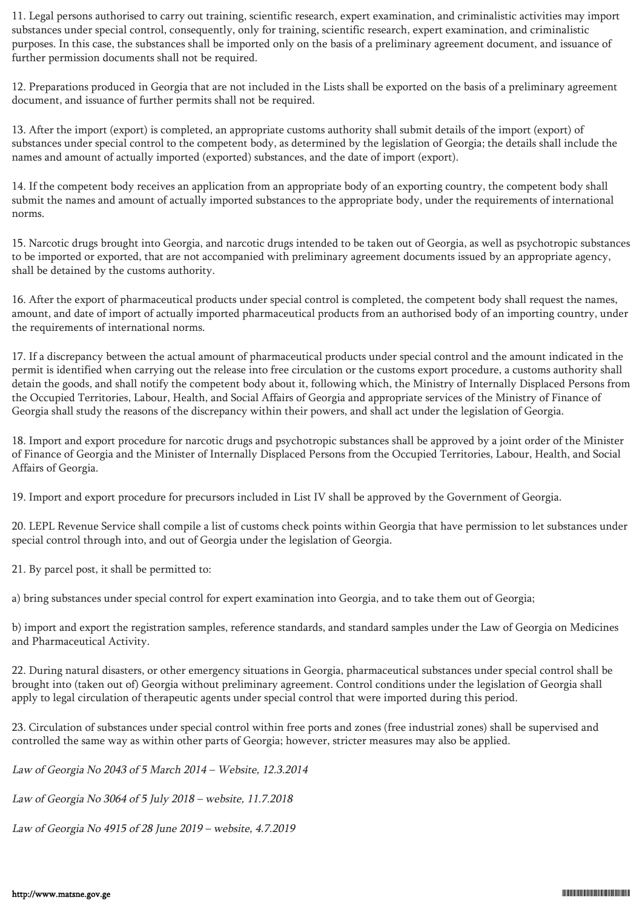11. Legal persons authorised to carry out training, scientific research, expert examination, and criminalistic activities may import substances under special control, consequently, only for training, scientific research, expert examination, and criminalistic purposes. In this case, the substances shall be imported only on the basis of a preliminary agreement document, and issuance of further permission documents shall not be required.

12. Preparations produced in Georgia that are not included in the Lists shall be exported on the basis of a preliminary agreement document, and issuance of further permits shall not be required.

13. After the import (export) is completed, an appropriate customs authority shall submit details of the import (export) of substances under special control to the competent body, as determined by the legislation of Georgia; the details shall include the names and amount of actually imported (exported) substances, and the date of import (export).

14. If the competent body receives an application from an appropriate body of an exporting country, the competent body shall submit the names and amount of actually imported substances to the appropriate body, under the requirements of international norms.

15. Narcotic drugs brought into Georgia, and narcotic drugs intended to be taken out of Georgia, as well as psychotropic substances to be imported or exported, that are not accompanied with preliminary agreement documents issued by an appropriate agency, shall be detained by the customs authority.

16. After the export of pharmaceutical products under special control is completed, the competent body shall request the names, amount, and date of import of actually imported pharmaceutical products from an authorised body of an importing country, under the requirements of international norms.

17. If a discrepancy between the actual amount of pharmaceutical products under special control and the amount indicated in the permit is identified when carrying out the release into free circulation or the customs export procedure, a customs authority shall detain the goods, and shall notify the competent body about it, following which, the Ministry of Internally Displaced Persons from the Occupied Territories, Labour, Health, and Social Affairs of Georgia and appropriate services of the Ministry of Finance of Georgia shall study the reasons of the discrepancy within their powers, and shall act under the legislation of Georgia.

18. Import and export procedure for narcotic drugs and psychotropic substances shall be approved by a joint order of the Minister of Finance of Georgia and the Minister of Internally Displaced Persons from the Occupied Territories, Labour, Health, and Social Affairs of Georgia.

19. Import and export procedure for precursors included in List IV shall be approved by the Government of Georgia.

20. LEPL Revenue Service shall compile a list of customs check points within Georgia that have permission to let substances under special control through into, and out of Georgia under the legislation of Georgia.

21. By parcel post, it shall be permitted to:

a) bring substances under special control for expert examination into Georgia, and to take them out of Georgia;

b) import and export the registration samples, reference standards, and standard samples under the Law of Georgia on Medicines and Pharmaceutical Activity.

22. During natural disasters, or other emergency situations in Georgia, pharmaceutical substances under special control shall be brought into (taken out of) Georgia without preliminary agreement. Control conditions under the legislation of Georgia shall apply to legal circulation of therapeutic agents under special control that were imported during this period.

23. Circulation of substances under special control within free ports and zones (free industrial zones) shall be supervised and controlled the same way as within other parts of Georgia; however, stricter measures may also be applied.

*Law of Georgia No 2043 of 5 March 2014 – Website, 12.3.2014*

*Law of Georgia No 3064 of 5 July 2018 – website, 11.7.2018*

*Law of Georgia No 4915 of 28 June 2019 – website, 4.7.2019*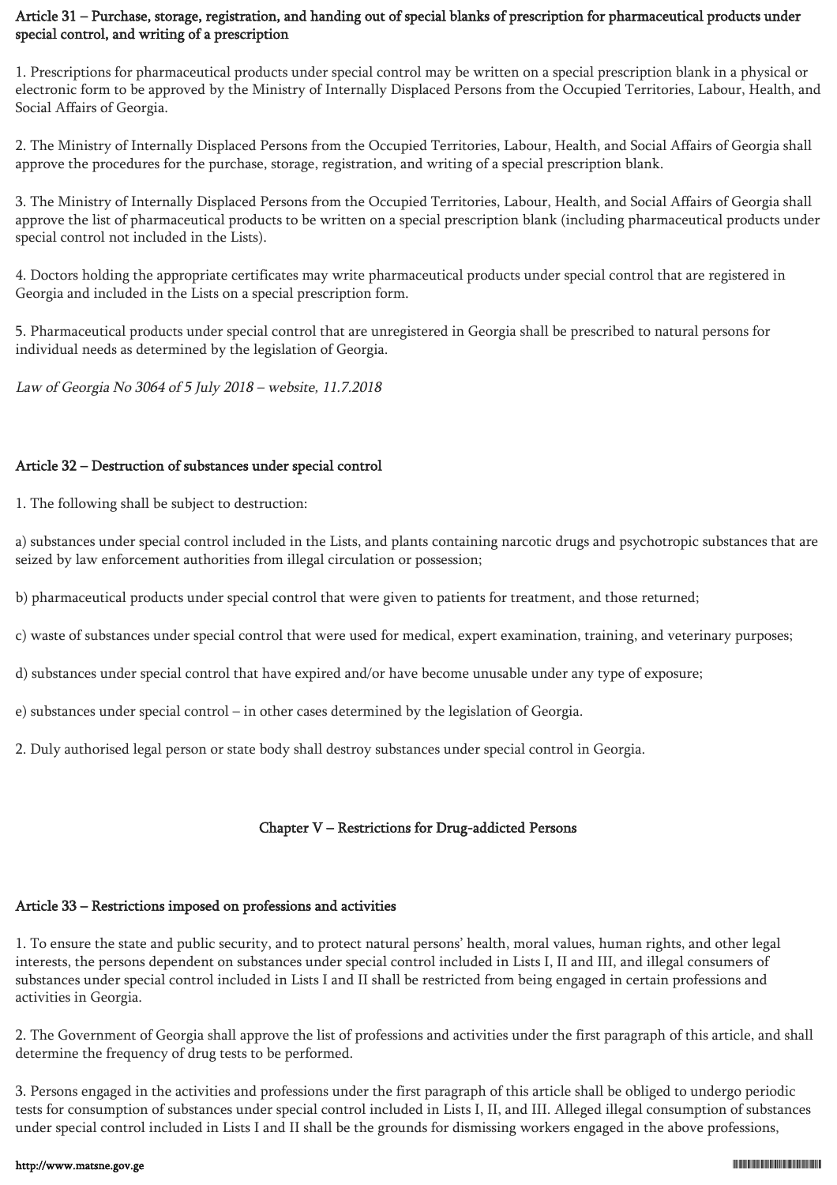### Article 31 – Purchase, storage, registration, and handing out of special blanks of prescription for pharmaceutical products under special control, and writing of a prescription

1. Prescriptions for pharmaceutical products under special control may be written on a special prescription blank in a physical or electronic form to be approved by the Ministry of Internally Displaced Persons from the Occupied Territories, Labour, Health, and Social Affairs of Georgia.

2. The Ministry of Internally Displaced Persons from the Occupied Territories, Labour, Health, and Social Affairs of Georgia shall approve the procedures for the purchase, storage, registration, and writing of a special prescription blank.

3. The Ministry of Internally Displaced Persons from the Occupied Territories, Labour, Health, and Social Affairs of Georgia shall approve the list of pharmaceutical products to be written on a special prescription blank (including pharmaceutical products under special control not included in the Lists).

4. Doctors holding the appropriate certificates may write pharmaceutical products under special control that are registered in Georgia and included in the Lists on a special prescription form.

5. Pharmaceutical products under special control that are unregistered in Georgia shall be prescribed to natural persons for individual needs as determined by the legislation of Georgia.

*Law of Georgia No 3064 of 5 July 2018 – website, 11.7.2018*

### Article 32 – Destruction of substances under special control

1. The following shall be subject to destruction:

a) substances under special control included in the Lists, and plants containing narcotic drugs and psychotropic substances that are seized by law enforcement authorities from illegal circulation or possession;

b) pharmaceutical products under special control that were given to patients for treatment, and those returned;

c) waste of substances under special control that were used for medical, expert examination, training, and veterinary purposes;

d) substances under special control that have expired and/or have become unusable under any type of exposure;

e) substances under special control – in other cases determined by the legislation of Georgia.

2. Duly authorised legal person or state body shall destroy substances under special control in Georgia.

## Chapter V – Restrictions for Drug-addicted Persons

### Article 33 – Restrictions imposed on professions and activities

1. To ensure the state and public security, and to protect natural persons' health, moral values, human rights, and other legal interests, the persons dependent on substances under special control included in Lists I, II and III, and illegal consumers of substances under special control included in Lists I and II shall be restricted from being engaged in certain professions and activities in Georgia.

2. The Government of Georgia shall approve the list of professions and activities under the first paragraph of this article, and shall determine the frequency of drug tests to be performed.

3. Persons engaged in the activities and professions under the first paragraph of this article shall be obliged to undergo periodic tests for consumption of substances under special control included in Lists I, II, and III. Alleged illegal consumption of substances under special control included in Lists I and II shall be the grounds for dismissing workers engaged in the above professions,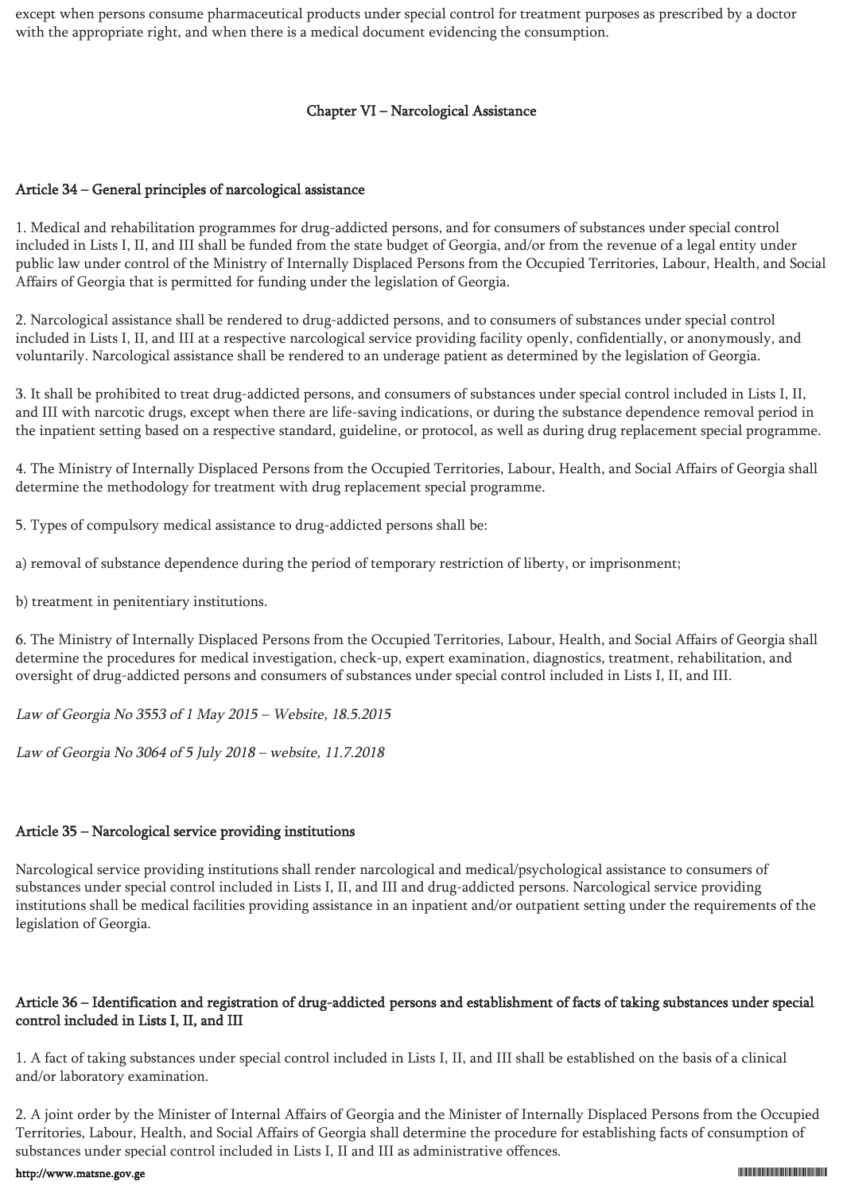except when persons consume pharmaceutical products under special control for treatment purposes as prescribed by a doctor with the appropriate right, and when there is a medical document evidencing the consumption.

## Chapter VI – Narcological Assistance

### Article 34 – General principles of narcological assistance

1. Medical and rehabilitation programmes for drug-addicted persons, and for consumers of substances under special control included in Lists I, II, and III shall be funded from the state budget of Georgia, and/or from the revenue of a legal entity under public law under control of the Ministry of Internally Displaced Persons from the Occupied Territories, Labour, Health, and Social Affairs of Georgia that is permitted for funding under the legislation of Georgia.

2. Narcological assistance shall be rendered to drug-addicted persons, and to consumers of substances under special control included in Lists I, II, and III at a respective narcological service providing facility openly, confidentially, or anonymously, and voluntarily. Narcological assistance shall be rendered to an underage patient as determined by the legislation of Georgia.

3. It shall be prohibited to treat drug-addicted persons, and consumers of substances under special control included in Lists I, II, and III with narcotic drugs, except when there are life-saving indications, or during the substance dependence removal period in the inpatient setting based on a respective standard, guideline, or protocol, as well as during drug replacement special programme.

4. The Ministry of Internally Displaced Persons from the Occupied Territories, Labour, Health, and Social Affairs of Georgia shall determine the methodology for treatment with drug replacement special programme.

5. Types of compulsory medical assistance to drug-addicted persons shall be:

a) removal of substance dependence during the period of temporary restriction of liberty, or imprisonment;

b) treatment in penitentiary institutions.

6. The Ministry of Internally Displaced Persons from the Occupied Territories, Labour, Health, and Social Affairs of Georgia shall determine the procedures for medical investigation, check-up, expert examination, diagnostics, treatment, rehabilitation, and oversight of drug-addicted persons and consumers of substances under special control included in Lists I, II, and III.

*Law of Georgia No 3553 of 1 May 2015 – Website, 18.5.2015*

*Law of Georgia No 3064 of 5 July 2018 – website, 11.7.2018*

### Article 35 – Narcological service providing institutions

Narcological service providing institutions shall render narcological and medical/psychological assistance to consumers of substances under special control included in Lists I, II, and III and drug-addicted persons. Narcological service providing institutions shall be medical facilities providing assistance in an inpatient and/or outpatient setting under the requirements of the legislation of Georgia.

### Article 36 – Identification and registration of drug-addicted persons and establishment of facts of taking substances under special control included in Lists I, II, and III

1. A fact of taking substances under special control included in Lists I, II, and III shall be established on the basis of a clinical and/or laboratory examination.

2. A joint order by the Minister of Internal Affairs of Georgia and the Minister of Internally Displaced Persons from the Occupied Territories, Labour, Health, and Social Affairs of Georgia shall determine the procedure for establishing facts of consumption of substances under special control included in Lists I, II and III as administrative offences.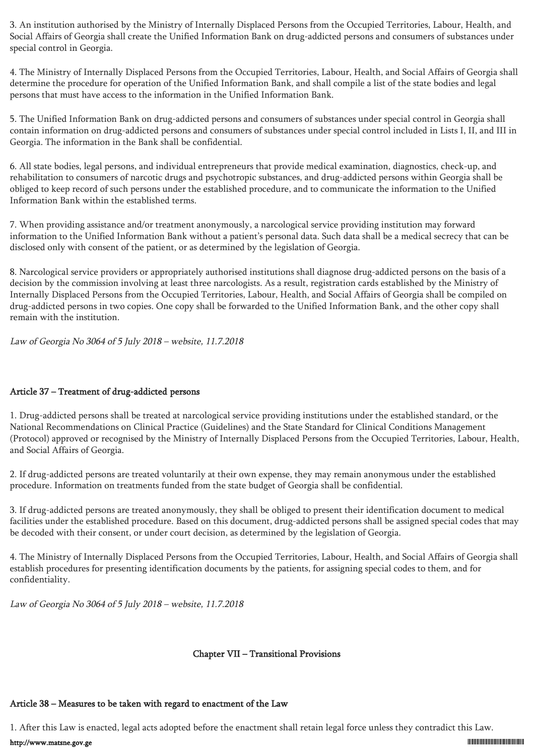3. An institution authorised by the Ministry of Internally Displaced Persons from the Occupied Territories, Labour, Health, and Social Affairs of Georgia shall create the Unified Information Bank on drug-addicted persons and consumers of substances under special control in Georgia.

4. The Ministry of Internally Displaced Persons from the Occupied Territories, Labour, Health, and Social Affairs of Georgia shall determine the procedure for operation of the Unified Information Bank, and shall compile a list of the state bodies and legal persons that must have access to the information in the Unified Information Bank.

5. The Unified Information Bank on drug-addicted persons and consumers of substances under special control in Georgia shall contain information on drug-addicted persons and consumers of substances under special control included in Lists I, II, and III in Georgia. The information in the Bank shall be confidential.

6. All state bodies, legal persons, and individual entrepreneurs that provide medical examination, diagnostics, check-up, and rehabilitation to consumers of narcotic drugs and psychotropic substances, and drug-addicted persons within Georgia shall be obliged to keep record of such persons under the established procedure, and to communicate the information to the Unified Information Bank within the established terms.

7. When providing assistance and/or treatment anonymously, a narcological service providing institution may forward information to the Unified Information Bank without a patient's personal data. Such data shall be a medical secrecy that can be disclosed only with consent of the patient, or as determined by the legislation of Georgia.

8. Narcological service providers or appropriately authorised institutions shall diagnose drug-addicted persons on the basis of a decision by the commission involving at least three narcologists. As a result, registration cards established by the Ministry of Internally Displaced Persons from the Occupied Territories, Labour, Health, and Social Affairs of Georgia shall be compiled on drug-addicted persons in two copies. One copy shall be forwarded to the Unified Information Bank, and the other copy shall remain with the institution.

*Law of Georgia No 3064 of 5 July 2018 – website, 11.7.2018*

### Article 37 – Treatment of drug-addicted persons

1. Drug-addicted persons shall be treated at narcological service providing institutions under the established standard, or the National Recommendations on Clinical Practice (Guidelines) and the State Standard for Clinical Conditions Management (Protocol) approved or recognised by the Ministry of Internally Displaced Persons from the Occupied Territories, Labour, Health, and Social Affairs of Georgia.

2. If drug-addicted persons are treated voluntarily at their own expense, they may remain anonymous under the established procedure. Information on treatments funded from the state budget of Georgia shall be confidential.

3. If drug-addicted persons are treated anonymously, they shall be obliged to present their identification document to medical facilities under the established procedure. Based on this document, drug-addicted persons shall be assigned special codes that may be decoded with their consent, or under court decision, as determined by the legislation of Georgia.

4. The Ministry of Internally Displaced Persons from the Occupied Territories, Labour, Health, and Social Affairs of Georgia shall establish procedures for presenting identification documents by the patients, for assigning special codes to them, and for confidentiality.

*Law of Georgia No 3064 of 5 July 2018 – website, 11.7.2018*

## Chapter VII – Transitional Provisions

### Article 38 – Measures to be taken with regard to enactment of the Law

1. After this Law is enacted, legal acts adopted before the enactment shall retain legal force unless they contradict this Law.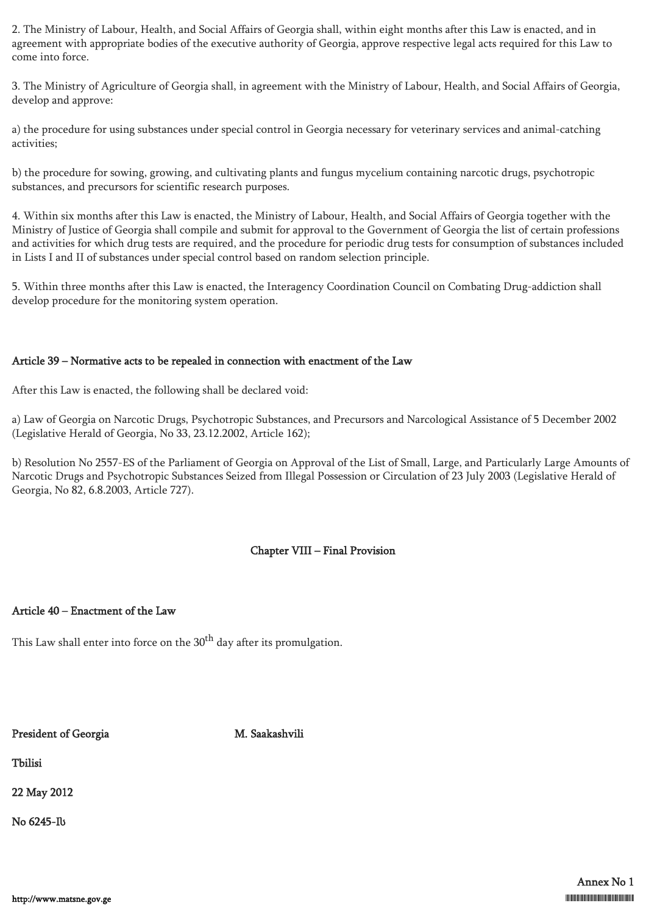2. The Ministry of Labour, Health, and Social Affairs of Georgia shall, within eight months after this Law is enacted, and in agreement with appropriate bodies of the executive authority of Georgia, approve respective legal acts required for this Law to come into force.

3. The Ministry of Agriculture of Georgia shall, in agreement with the Ministry of Labour, Health, and Social Affairs of Georgia, develop and approve:

a) the procedure for using substances under special control in Georgia necessary for veterinary services and animal-catching activities;

b) the procedure for sowing, growing, and cultivating plants and fungus mycelium containing narcotic drugs, psychotropic substances, and precursors for scientific research purposes.

4. Within six months after this Law is enacted, the Ministry of Labour, Health, and Social Affairs of Georgia together with the Ministry of Justice of Georgia shall compile and submit for approval to the Government of Georgia the list of certain professions and activities for which drug tests are required, and the procedure for periodic drug tests for consumption of substances included in Lists I and II of substances under special control based on random selection principle.

5. Within three months after this Law is enacted, the Interagency Coordination Council on Combating Drug-addiction shall develop procedure for the monitoring system operation.

### Article 39 – Normative acts to be repealed in connection with enactment of the Law

After this Law is enacted, the following shall be declared void:

a) Law of Georgia on Narcotic Drugs, Psychotropic Substances, and Precursors and Narcological Assistance of 5 December 2002 (Legislative Herald of Georgia, No 33, 23.12.2002, Article 162);

b) Resolution No 2557-ES of the Parliament of Georgia on Approval of the List of Small, Large, and Particularly Large Amounts of Narcotic Drugs and Psychotropic Substances Seized from Illegal Possession or Circulation of 23 July 2003 (Legislative Herald of Georgia, No 82, 6.8.2003, Article 727).

## Chapter VIII – Final Provision

### Article 40 – Enactment of the Law

This Law shall enter into force on the 30th day after its promulgation.

President of Georgia M. Saakashvili

Tbilisi

22 May 2012

No 6245-Iს

Annex No 1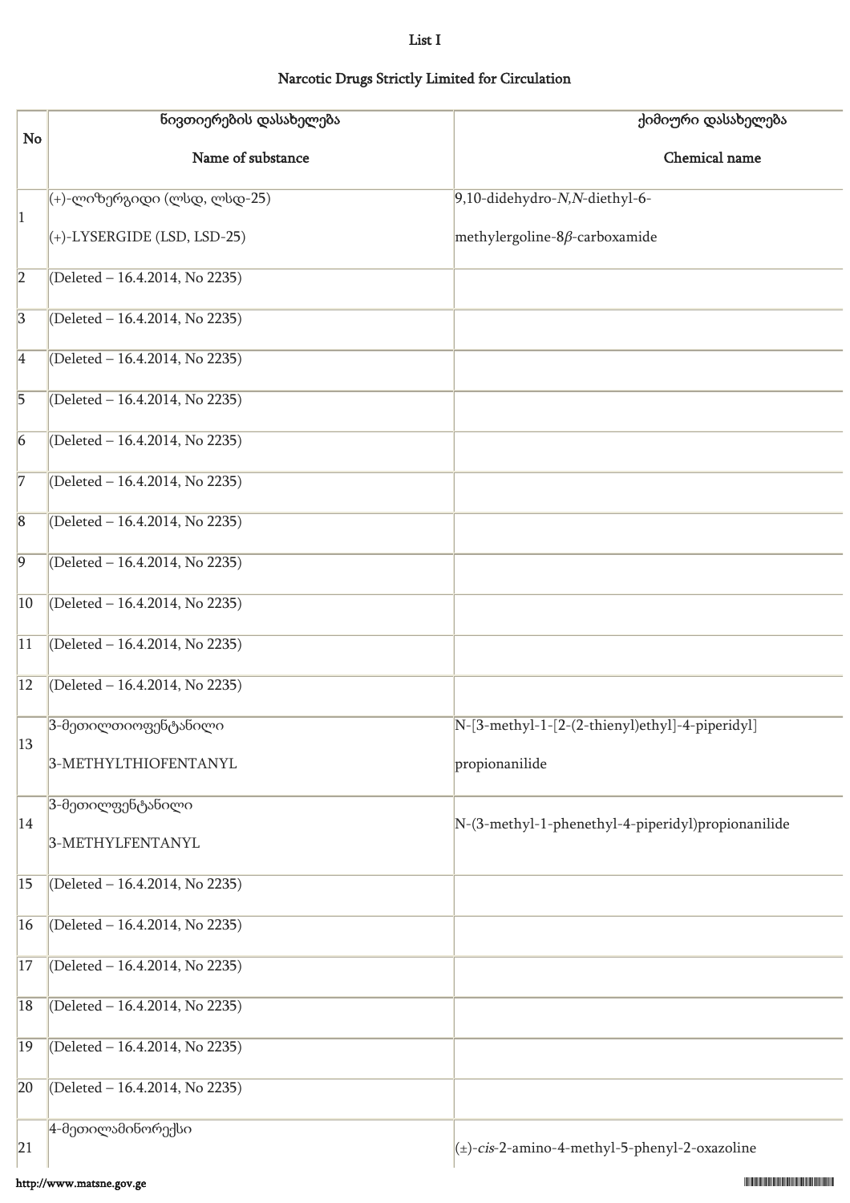List I

Narcotic Drugs Strictly Limited for Circulation

| No | ნივთიერების დასახელება<br><br>Name of substance | ქიმიური დასახელება<br><br>Chemical name |
|---|---|---|
| 1 | (+)-ლიზერგიდი (ლსდ, ლსდ-25)<br><br>(+)-LYSERGIDE (LSD, LSD-25) | 9,10-didehydro-*N,N*-diethyl-6-<br><br>methylergoline-8*β*-carboxamide |
| 2 | (Deleted – 16.4.2014, No 2235) | |
| 3 | (Deleted – 16.4.2014, No 2235) | |
| 4 | (Deleted – 16.4.2014, No 2235) | |
| 5 | (Deleted – 16.4.2014, No 2235) | |
| 6 | (Deleted – 16.4.2014, No 2235) | |
| 7 | (Deleted – 16.4.2014, No 2235) | |
| 8 | (Deleted – 16.4.2014, No 2235) | |
| 9 | (Deleted – 16.4.2014, No 2235) | |
| 10 | (Deleted – 16.4.2014, No 2235) | |
| 11 | (Deleted – 16.4.2014, No 2235) | |
| 12 | (Deleted – 16.4.2014, No 2235) | |
| 13 | 3-მეთილთიოფენტანილი<br><br>3-METHYLTHIOFENTANYL | N-[3-methyl-1-[2-(2-thienyl)ethyl]-4-piperidyl]<br><br>propionanilide |
| 14 | 3-მეთილფენტანილი<br><br>3-METHYLFENTANYL | N-(3-methyl-1-phenethyl-4-piperidyl)propionanilide |
| 15 | (Deleted – 16.4.2014, No 2235) | |
| 16 | (Deleted – 16.4.2014, No 2235) | |
| 17 | (Deleted – 16.4.2014, No 2235) | |
| 18 | (Deleted – 16.4.2014, No 2235) | |
| 19 | (Deleted – 16.4.2014, No 2235) | |
| 20 | (Deleted – 16.4.2014, No 2235) | |
| 21 | 4-მეთილამინორექსი | (±)-*cis*-2-amino-4-methyl-5-phenyl-2-oxazoline |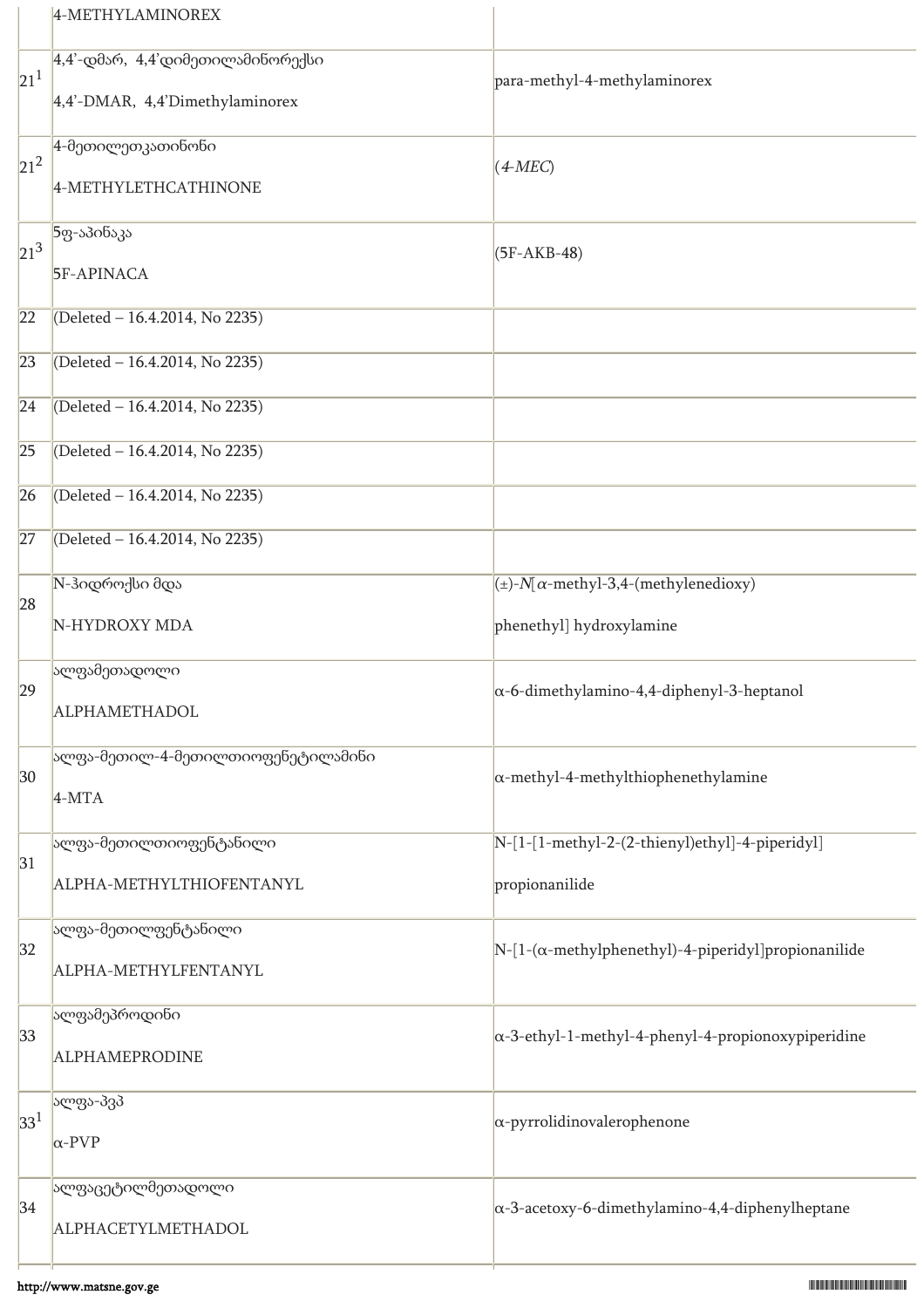| | | |
|---|---|---|
| | 4-METHYLAMINOREX | |
| 21[1] | 4,4’-დმარ, 4,4’დიმეთილამინორექსი<br><br>4,4’-DMAR, 4,4’Dimethylaminorex | para-methyl-4-methylaminorex |
| 21[2] | 4-მეთილეთკათინონი<br><br>4-METHYLETHCATHINONE | (*4-MEC*) |
| 21[3] | 5ფ-აპინაკა<br><br>5F-APINACA | (5F-AKB-48) |
| 22 | (Deleted – 16.4.2014, No 2235) | |
| 23 | (Deleted – 16.4.2014, No 2235) | |
| 24 | (Deleted – 16.4.2014, No 2235) | |
| 25 | (Deleted – 16.4.2014, No 2235) | |
| 26 | (Deleted – 16.4.2014, No 2235) | |
| 27 | (Deleted – 16.4.2014, No 2235) | |
| 28 | N-ჰიდროქსი მდა<br><br>N-HYDROXY MDA | (±)-*N*[α-methyl-3,4-(methylenedioxy)<br><br>phenethyl] hydroxylamine |
| 29 | ალფამეთადოლი<br><br>ALPHAMETHADOL | α-6-dimethylamino-4,4-diphenyl-3-heptanol |
| 30 | ალფა-მეთილ-4-მეთილთიოფენეტილამინი<br><br>4-MTA | α-methyl-4-methylthiophenethylamine |
| 31 | ალფა-მეთილთიოფენტანილი<br><br>ALPHA-METHYLTHIOFENTANYL | N-[1-[1-methyl-2-(2-thienyl)ethyl]-4-piperidyl]<br><br>propionanilide |
| 32 | ალფა-მეთილფენტანილი<br><br>ALPHA-METHYLFENTANYL | N-[1-(α-methylphenethyl)-4-piperidyl]propionanilide |
| 33 | ალფამეპროდინი<br><br>ALPHAMEPRODINE | α-3-ethyl-1-methyl-4-phenyl-4-propionoxypiperidine |
| 33[1] | ალფა-პვპ<br><br>α-PVP | α-pyrrolidinovalerophenone |
| 34 | ალფაცეტილმეთადოლი<br><br>ALPHACETYLMETHADOL | α-3-acetoxy-6-dimethylamino-4,4-diphenylheptane |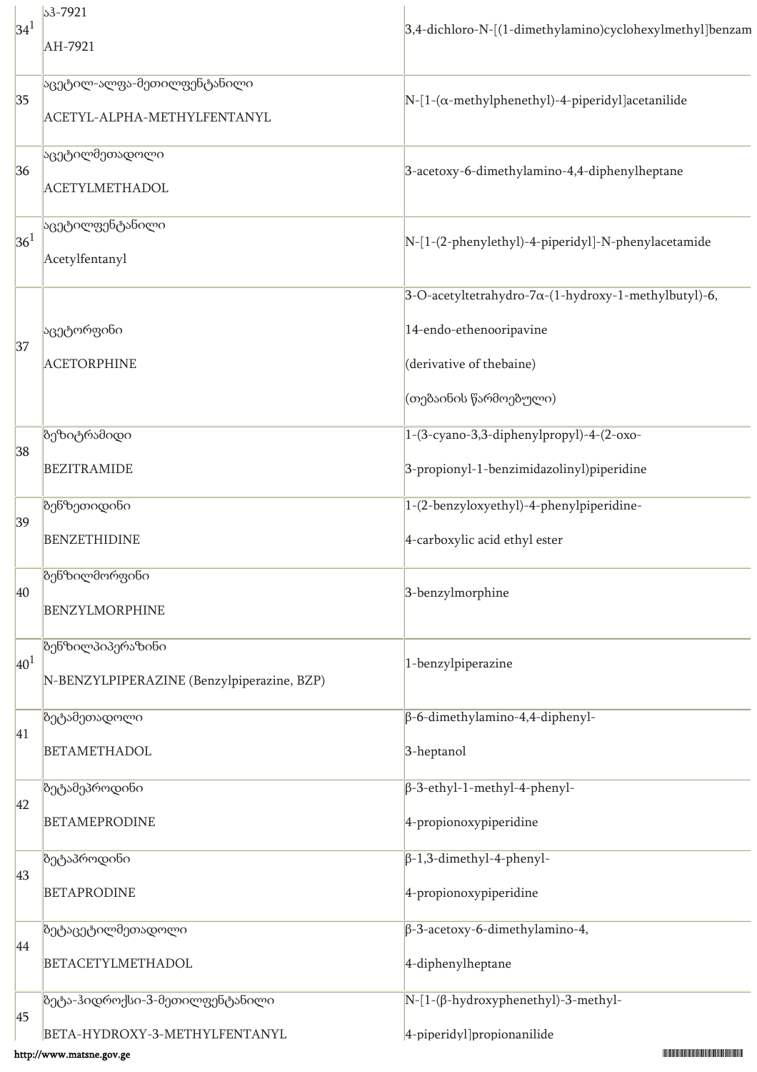| | | |
|---|---|---|
| 34[1] | აჰ-7921<br><br>AH-7921 | 3,4-dichloro-N-[(1-dimethylamino)cyclohexylmethyl]benzam |
| 35 | აცეტილ-ალფა-მეთილფენტანილი<br><br>ACETYL-ALPHA-METHYLFENTANYL | N-[1-(α-methylphenethyl)-4-piperidyl]acetanilide |
| 36 | აცეტილმეთადოლი<br><br>ACETYLMETHADOL | 3-acetoxy-6-dimethylamino-4,4-diphenylheptane |
| 36[1] | აცეტილფენტანილი<br><br>Acetylfentanyl | N-[1-(2-phenylethyl)-4-piperidyl]-N-phenylacetamide |
| 37 | აცეტორფინი<br><br>ACETORPHINE | 3-O-acetyltetrahydro-7α-(1-hydroxy-1-methylbutyl)-6,<br><br>14-endo-ethenooripavine<br><br>(derivative of thebaine)<br><br>(თებაინის წარმოებული) |
| 38 | ბეზიტრამიდი<br><br>BEZITRAMIDE | 1-(3-cyano-3,3-diphenylpropyl)-4-(2-oxo-<br><br>3-propionyl-1-benzimidazolinyl)piperidine |
| 39 | ბენზეთიდინი<br><br>BENZETHIDINE | 1-(2-benzyloxyethyl)-4-phenylpiperidine-<br><br>4-carboxylic acid ethyl ester |
| 40 | ბენზილმორფინი<br><br>BENZYLMORPHINE | 3-benzylmorphine |
| 40[1] | ბენზილპიპერაზინი<br><br>N-BENZYLPIPERAZINE (Benzylpiperazine, BZP) | 1-benzylpiperazine |
| 41 | ბეტამეთადოლი<br><br>BETAMETHADOL | β-6-dimethylamino-4,4-diphenyl-<br><br>3-heptanol |
| 42 | ბეტამეპროდინი<br><br>BETAMEPRODINE | β-3-ethyl-1-methyl-4-phenyl-<br><br>4-propionoxypiperidine |
| 43 | ბეტაპროდინი<br><br>BETAPRODINE | β-1,3-dimethyl-4-phenyl-<br><br>4-propionoxypiperidine |
| 44 | ბეტაცეტილმეთადოლი<br><br>BETACETYLMETHADOL | β-3-acetoxy-6-dimethylamino-4,<br><br>4-diphenylheptane |
| 45 | ბეტა-ჰიდროქსი-3-მეთილფენტანილი<br><br>BETA-HYDROXY-3-METHYLFENTANYL | N-[1-(β-hydroxyphenethyl)-3-methyl-<br><br>4-piperidyl]propionanilide |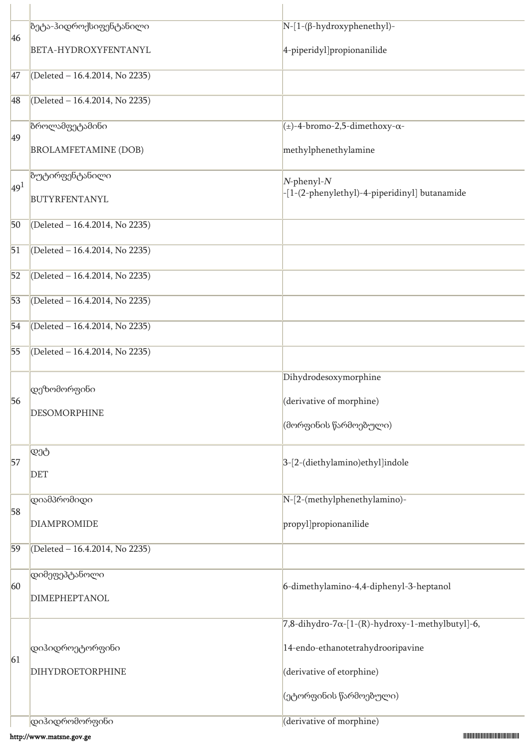| | | |
|---|---|---|
| 46 | ბეტა-ჰიდროქსიფენტანილი<br>BETA-HYDROXYFENTANYL | N-[1-(β-hydroxyphenethyl)-<br>4-piperidyl]propionanilide |
| 47 | (Deleted – 16.4.2014, No 2235) | |
| 48 | (Deleted – 16.4.2014, No 2235) | |
| 49 | ბროლამფეტამინი<br>BROLAMFETAMINE (DOB) | (±)-4-bromo-2,5-dimethoxy-α-<br>methylphenethylamine |
| 49[1] | ბუტირფენტანილი<br>BUTYRFENTANYL | *N*-phenyl-*N*<br>-[1-(2-phenylethyl)-4-piperidinyl] butanamide |
| 50 | (Deleted – 16.4.2014, No 2235) | |
| 51 | (Deleted – 16.4.2014, No 2235) | |
| 52 | (Deleted – 16.4.2014, No 2235) | |
| 53 | (Deleted – 16.4.2014, No 2235) | |
| 54 | (Deleted – 16.4.2014, No 2235) | |
| 55 | (Deleted – 16.4.2014, No 2235) | |
| 56 | დეზომორფინი<br>DESOMORPHINE | Dihydrodesoxymorphine<br>(derivative of morphine)<br>(მორფინის წარმოებული) |
| 57 | დეტ<br>DET | 3-[2-(diethylamino)ethyl]indole |
| 58 | დიამპრომიდი<br>DIAMPROMIDE | N-[2-(methylphenethylamino)-<br>propyl]propionanilide |
| 59 | (Deleted – 16.4.2014, No 2235) | |
| 60 | დიმეფეპტანოლი<br>DIMEPHEPTANOL | 6-dimethylamino-4,4-diphenyl-3-heptanol |
| 61 | დიჰიდროეტორფინი<br>DIHYDROETORPHINE | 7,8-dihydro-7α-[1-(R)-hydroxy-1-methylbutyl]-6,<br>14-endo-ethanotetrahydrooripavine<br>(derivative of etorphine)<br>(ეტორფინის წარმოებული) |
| | დიჰიდრომორფინი | (derivative of morphine) |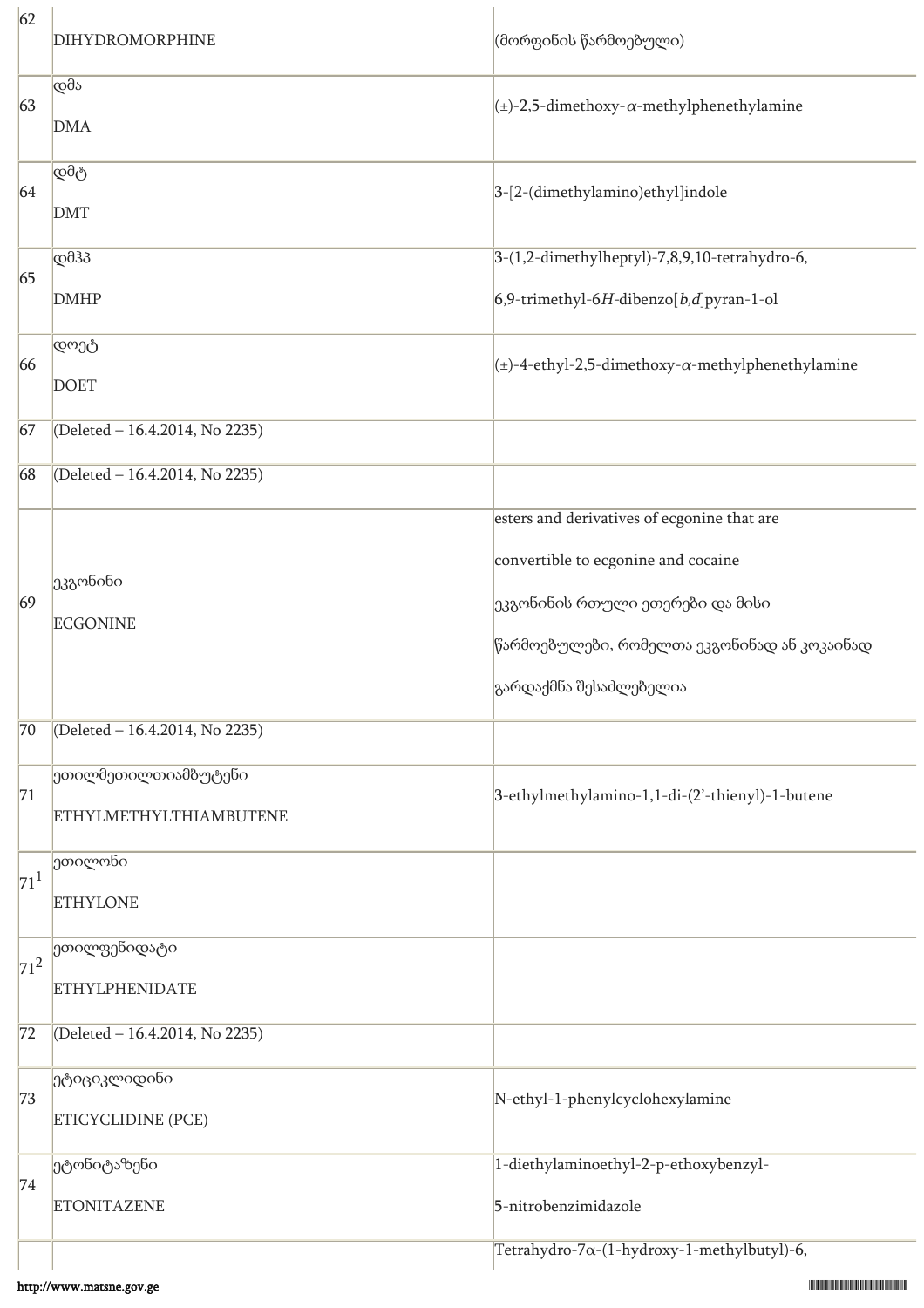| | | |
|---|---|---|
| 62 | DIHYDROMORPHINE | (მორფინის წარმოებული) |
| 63 | დმა<br>DMA | (±)-2,5-dimethoxy-α-methylphenethylamine |
| 64 | დმტ<br>DMT | 3-[2-(dimethylamino)ethyl]indole |
| 65 | დმჰპ<br>DMHP | 3-(1,2-dimethylheptyl)-7,8,9,10-tetrahydro-6,<br>6,9-trimethyl-6*H*-dibenzo[*b,d*]pyran-1-ol |
| 66 | დოეტ<br>DOET | (±)-4-ethyl-2,5-dimethoxy-α-methylphenethylamine |
| 67 | (Deleted – 16.4.2014, No 2235) | |
| 68 | (Deleted – 16.4.2014, No 2235) | |
| 69 | ეკგონინი<br>ECGONINE | esters and derivatives of ecgonine that are<br>convertible to ecgonine and cocaine<br>ეკგონინის რთული ეთერები და მისი<br>წარმოებულები, რომელთა ეკგონინად ან კოკაინად<br>გარდაქმნა შესაძლებელია |
| 70 | (Deleted – 16.4.2014, No 2235) | |
| 71 | ეთილმეთილთიამბუტენი<br>ETHYLMETHYLTHIAMBUTENE | 3-ethylmethylamino-1,1-di-(2'-thienyl)-1-butene |
| 71[1] | ეთილონი<br>ETHYLONE | |
| 71[2] | ეთილფენიდატი<br>ETHYLPHENIDATE | |
| 72 | (Deleted – 16.4.2014, No 2235) | |
| 73 | ეტიციკლიდინი<br>ETICYCLIDINE (PCE) | N-ethyl-1-phenylcyclohexylamine |
| 74 | ეტონიტაზენი<br>ETONITAZENE | 1-diethylaminoethyl-2-p-ethoxybenzyl-<br>5-nitrobenzimidazole |
| | | Tetrahydro-7α-(1-hydroxy-1-methylbutyl)-6, |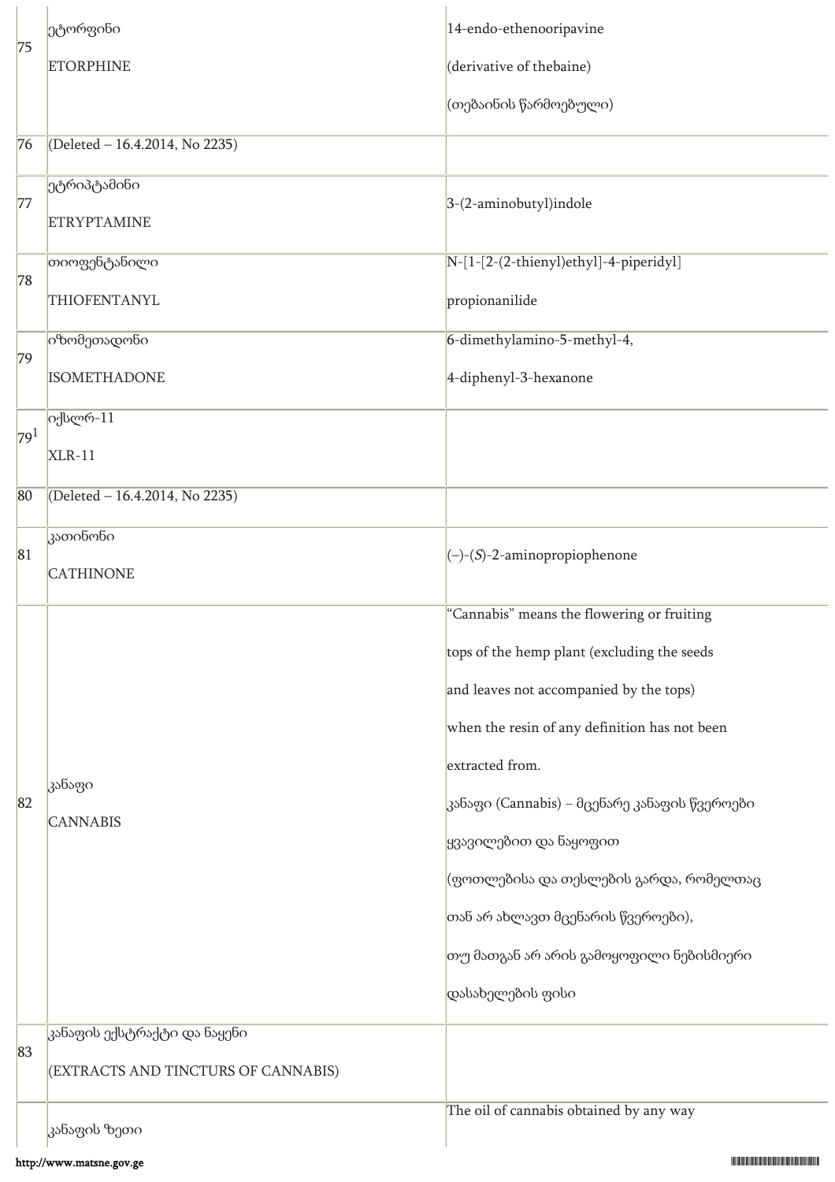| | | |
|---|---|---|
| 75 | ეტორფინი<br>ETORPHINE | 14-endo-ethenooripavine<br>(derivative of thebaine)<br>(თებაინის წარმოებული) |
| 76 | (Deleted – 16.4.2014, No 2235) | |
| 77 | ეტრიპტამინი<br>ETRYPTAMINE | 3-(2-aminobutyl)indole |
| 78 | თიოფენტანილი<br>THIOFENTANYL | N-[1-[2-(2-thienyl)ethyl]-4-piperidyl]<br>propionanilide |
| 79 | იზომეთადონი<br>ISOMETHADONE | 6-dimethylamino-5-methyl-4,<br>4-diphenyl-3-hexanone |
| 79[1] | იქსლრ-11<br>XLR-11 | |
| 80 | (Deleted – 16.4.2014, No 2235) | |
| 81 | კათინონი<br>CATHINONE | (–)-(*S*)-2-aminopropiophenone |
| 82 | კანაფი<br>CANNABIS | "Cannabis" means the flowering or fruiting tops of the hemp plant (excluding the seeds and leaves not accompanied by the tops) when the resin of any definition has not been extracted from.<br>კანაფი (Cannabis) – მცენარე კანაფის წვეროები ყვავილებით და ნაყოფით (ფოთლებისა და თესლების გარდა, რომელთაც თან არ ახლავთ მცენარის წვეროები), თუ მათგან არ არის გამოყოფილი ნებისმიერი დასახელების ფისი |
| 83 | კანაფის ექსტრაქტი და ნაყენი<br>(EXTRACTS AND TINCTURES OF CANNABIS) | |
| | კანაფის ზეთი | The oil of cannabis obtained by any way |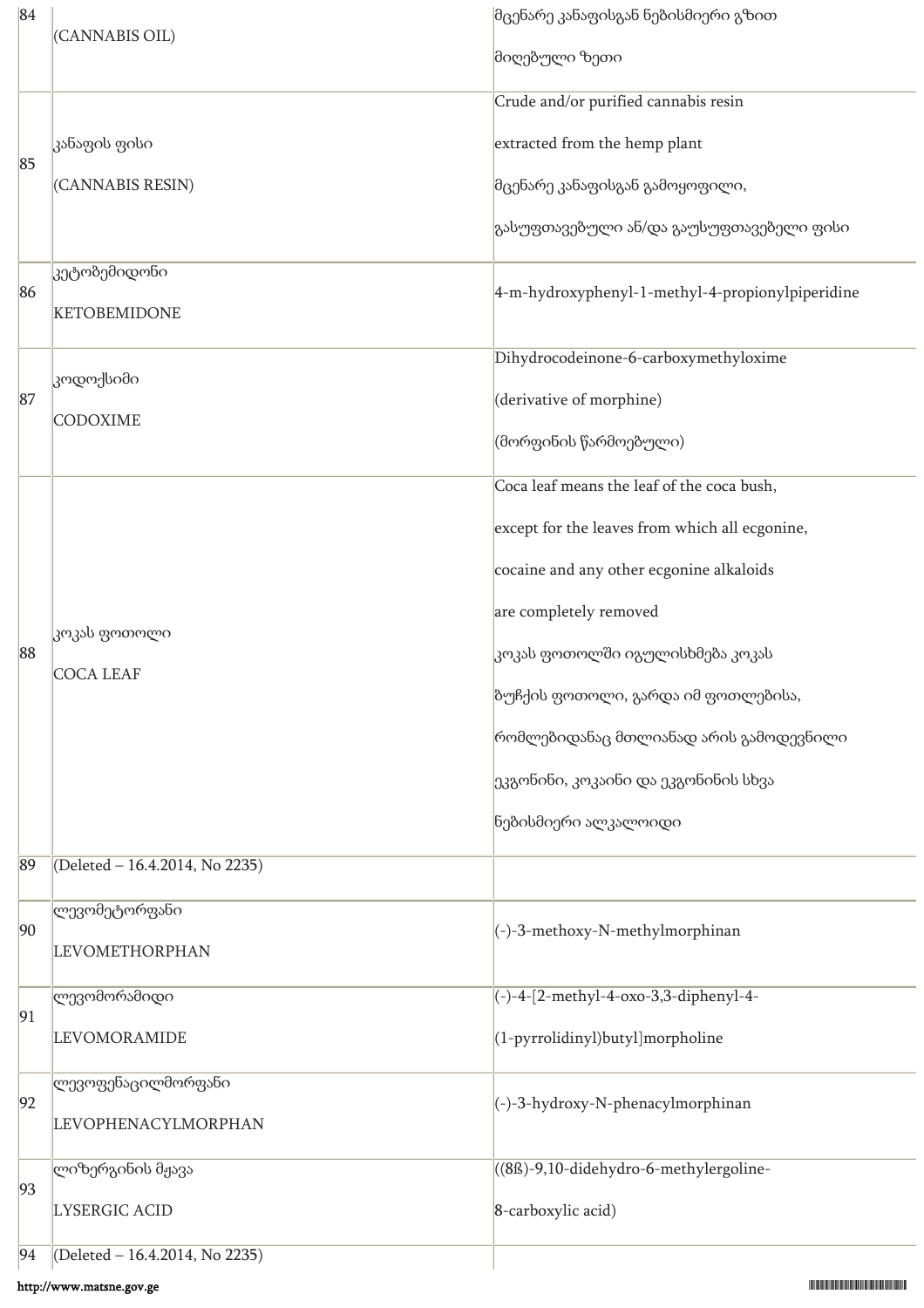| | | |
|---|---|---|
| 84 | (CANNABIS OIL) | მცენარე კანაფისგან ნებისმიერი გზით მიღებული ზეთი |
| 85 | კანაფის ფისი<br>(CANNABIS RESIN) | Crude and/or purified cannabis resin extracted from the hemp plant<br>მცენარე კანაფისგან გამოყოფილი, გასუფთავებული ან/და გაუსუფთავებელი ფისი |
| 86 | კეტობემიდონი<br>KETOBEMIDONE | 4-m-hydroxyphenyl-1-methyl-4-propionylpiperidine |
| 87 | კოდოქსიმი<br>CODOXIME | Dihydrocodeinone-6-carboxymethyloxime<br>(derivative of morphine)<br>(მორფინის წარმოებული) |
| 88 | კოკას ფოთოლი<br>COCA LEAF | Coca leaf means the leaf of the coca bush, except for the leaves from which all ecgonine, cocaine and any other ecgonine alkaloids are completely removed<br>კოკას ფოთოლში იგულისხმება კოკას ბუჩქის ფოთოლი, გარდა იმ ფოთლებისა, რომლებიდანაც მთლიანად არის გამოდევნილი ეკგონინი, კოკაინი და ეკგონინის სხვა ნებისმიერი ალკალოიდი |
| 89 | (Deleted – 16.4.2014, No 2235) | |
| 90 | ლევომეტორფანი<br>LEVOMETHORPHAN | (-)-3-methoxy-N-methylmorphinan |
| 91 | ლევომორამიდი<br>LEVOMORAMIDE | (-)-4-[2-methyl-4-oxo-3,3-diphenyl-4-(1-pyrrolidinyl)butyl]morpholine |
| 92 | ლევოფენაცილმორფანი<br>LEVOPHENACYLMORPHAN | (-)-3-hydroxy-N-phenacylmorphinan |
| 93 | ლიზერგინის მჟავა<br>LYSERGIC ACID | ((8ß)-9,10-didehydro-6-methylergoline-8-carboxylic acid) |
| 94 | (Deleted – 16.4.2014, No 2235) | |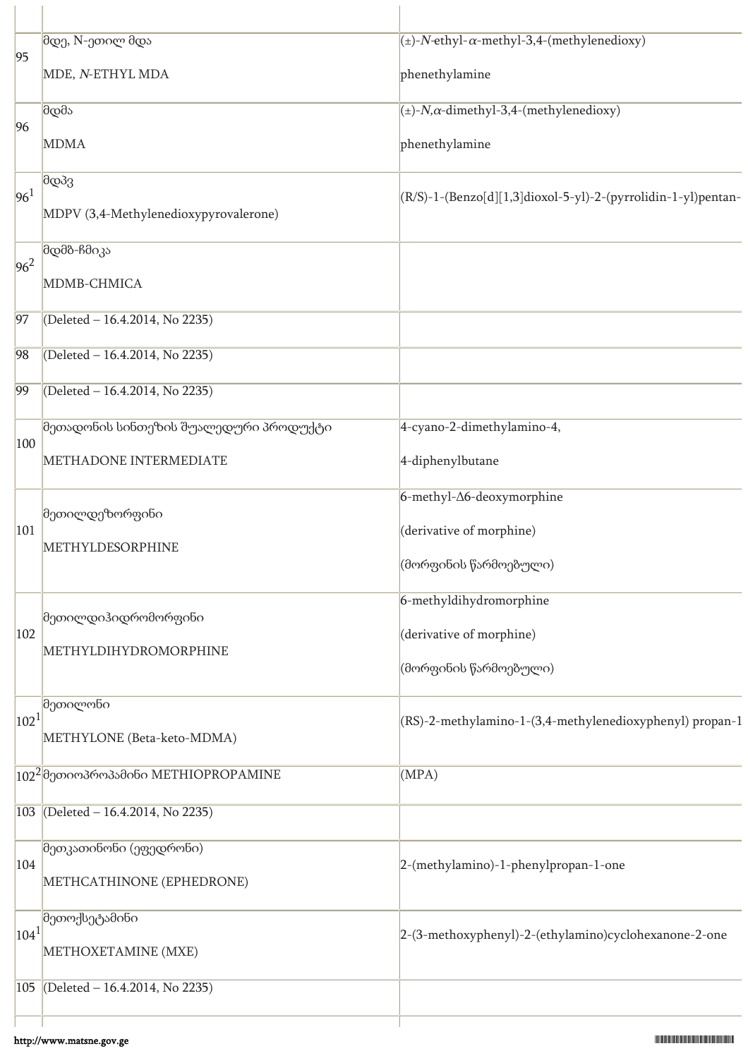| | | |
|---|---|---|
| 95 | მდე, N-ეთილ მდა<br><br>MDE, *N*-ETHYL MDA | (±)-*N*-ethyl-α-methyl-3,4-(methylenedioxy)<br><br>phenethylamine |
| 96 | მდმა<br><br>MDMA | (±)-*N*,α-dimethyl-3,4-(methylenedioxy)<br><br>phenethylamine |
| 96[1] | მდპვ<br><br>MDPV (3,4-Methylenedioxypyrovalerone) | (R/S)-1-(Benzo[d][1,3]dioxol-5-yl)-2-(pyrrolidin-1-yl)pentan- |
| 96[2] | მდმბ-ჩმიკა<br><br>MDMB-CHMICA | |
| 97 | (Deleted – 16.4.2014, No 2235) | |
| 98 | (Deleted – 16.4.2014, No 2235) | |
| 99 | (Deleted – 16.4.2014, No 2235) | |
| 100 | მეთადონის სინთეზის შუალედური პროდუქტი<br><br>METHADONE INTERMEDIATE | 4-cyano-2-dimethylamino-4,<br><br>4-diphenylbutane |
| 101 | მეთილდეზორფინი<br><br>METHYLDESORPHINE | 6-methyl-Δ6-deoxymorphine<br><br>(derivative of morphine)<br><br>(მორფინის წარმოებული) |
| 102 | მეთილდიჰიდრომორფინი<br><br>METHYLDIHYDROMORPHINE | 6-methyldihydromorphine<br><br>(derivative of morphine)<br><br>(მორფინის წარმოებული) |
| 102[1] | მეთილონი<br><br>METHYLONE (Beta-keto-MDMA) | (RS)-2-methylamino-1-(3,4-methylenedioxyphenyl) propan-1 |
| 102[2] | მეთიოპროპამინი METHIOPROPAMINE | (MPA) |
| 103 | (Deleted – 16.4.2014, No 2235) | |
| 104 | მეთკათინონი (ეფედრონი)<br><br>METHCATHINONE (EPHEDRONE) | 2-(methylamino)-1-phenylpropan-1-one |
| 104[1] | მეთოქსეტამინი<br><br>METHOXETAMINE (MXE) | 2-(3-methoxyphenyl)-2-(ethylamino)cyclohexanone-2-one |
| 105 | (Deleted – 16.4.2014, No 2235) | |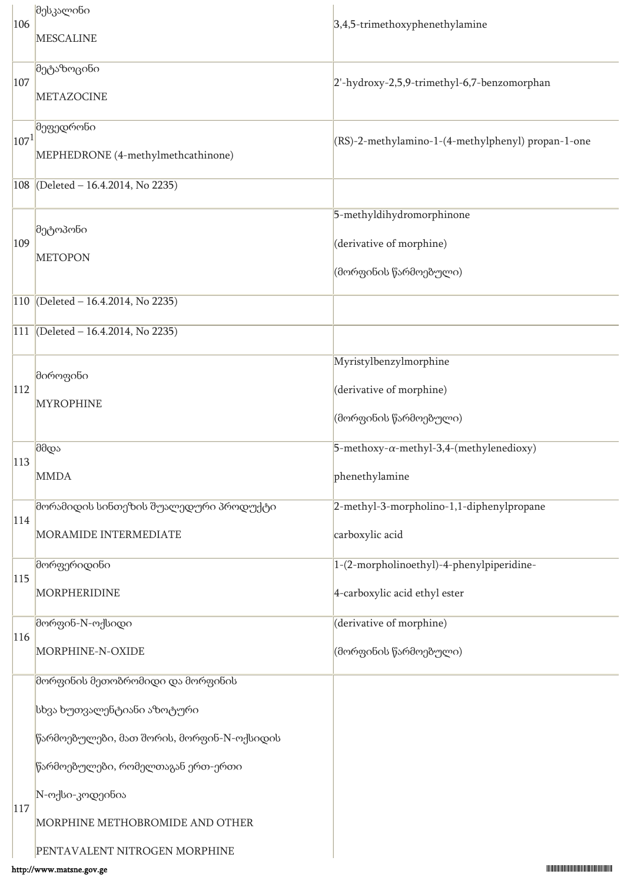| | | |
|---|---|---|
| 106 | მესკალინი<br><br>MESCALINE | 3,4,5-trimethoxyphenethylamine |
| 107 | მეტაზოცინი<br><br>METAZOCINE | 2'-hydroxy-2,5,9-trimethyl-6,7-benzomorphan |
| 107[1] | მეფედრონი<br><br>MEPHEDRONE (4-methylmethcathinone) | (RS)-2-methylamino-1-(4-methylphenyl) propan-1-one |
| 108 | (Deleted – 16.4.2014, No 2235) | |
| 109 | მეტოპონი<br><br>METOPON | 5-methyldihydromorphinone<br><br>(derivative of morphine)<br><br>(მორფინის წარმოებული) |
| 110 | (Deleted – 16.4.2014, No 2235) | |
| 111 | (Deleted – 16.4.2014, No 2235) | |
| 112 | მიროფინი<br><br>MYROPHINE | Myristylbenzylmorphine<br><br>(derivative of morphine)<br><br>(მორფინის წარმოებული) |
| 113 | მმდა<br><br>MMDA | 5-methoxy-$\alpha$-methyl-3,4-(methylenedioxy)<br><br>phenethylamine |
| 114 | მორამიდის სინთეზის შუალედური პროდუქტი<br><br>MORAMIDE INTERMEDIATE | 2-methyl-3-morpholino-1,1-diphenylpropane<br><br>carboxylic acid |
| 115 | მორფერიდინი<br><br>MORPHERIDINE | 1-(2-morpholinoethyl)-4-phenylpiperidine-<br><br>4-carboxylic acid ethyl ester |
| 116 | მორფინ-N-ოქსიდი<br><br>MORPHINE-N-OXIDE | (derivative of morphine)<br><br>(მორფინის წარმოებული) |
| 117 | მორფინის მეთობრომიდი და მორფინის<br><br>სხვა ხუთვალენტიანი აზოტური<br><br>წარმოებულები, მათ შორის, მორფინ-N-ოქსიდის<br><br>წარმოებულები, რომელთაგან ერთ-ერთი<br><br>N-ოქსი-კოდეინია<br><br>MORPHINE METHOBROMIDE AND OTHER<br><br>PENTAVALENT NITROGEN MORPHINE | |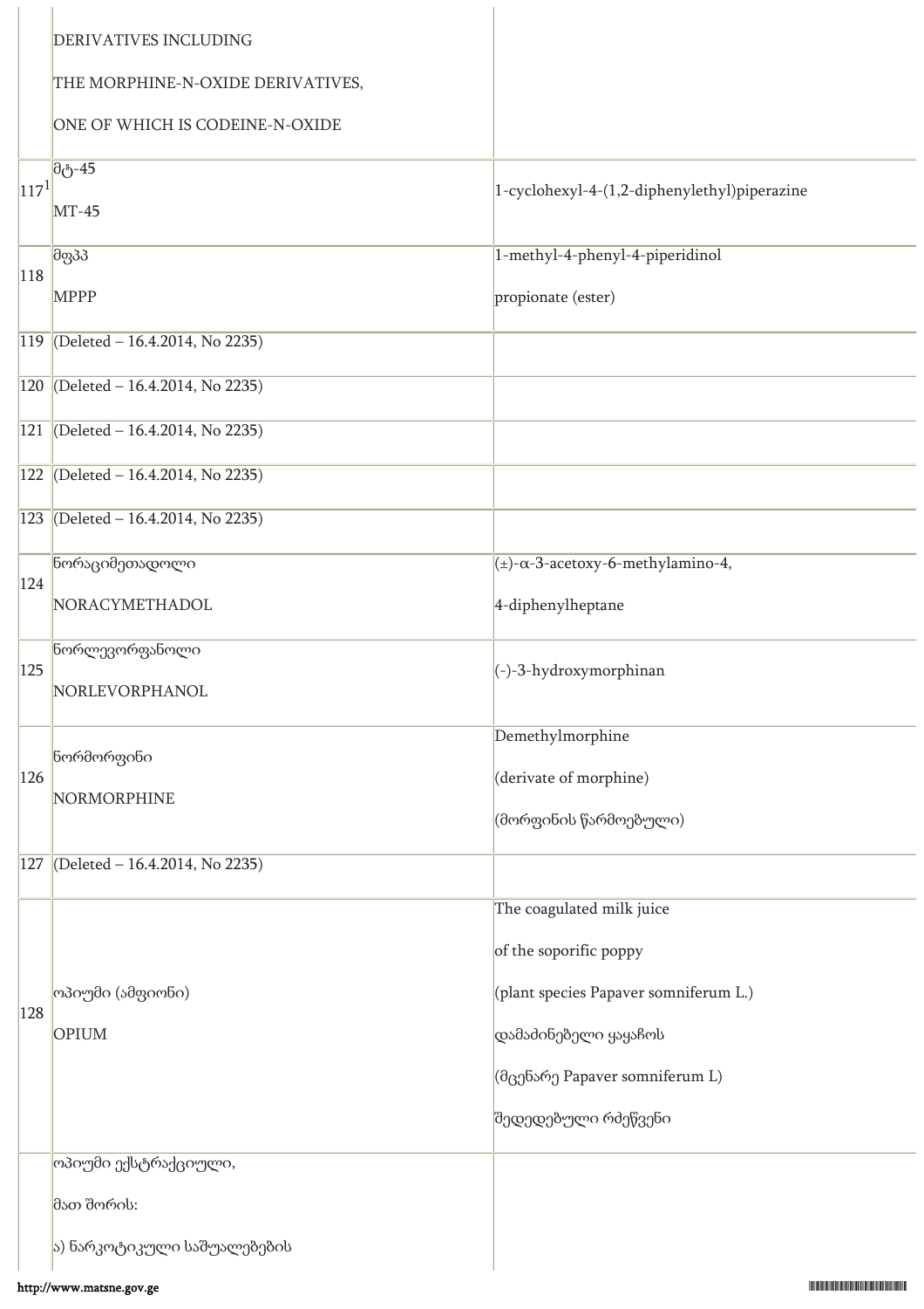| | | |
|---|---|---|
| | DERIVATIVES INCLUDING<br>THE MORPHINE-N-OXIDE DERIVATIVES,<br>ONE OF WHICH IS CODEINE-N-OXIDE | |
| 117[1] | მტ-45<br>MT-45 | 1-cyclohexyl-4-(1,2-diphenylethyl)piperazine |
| 118 | მფპპ<br>MPPP | 1-methyl-4-phenyl-4-piperidinol<br>propionate (ester) |
| 119 | (Deleted – 16.4.2014, No 2235) | |
| 120 | (Deleted – 16.4.2014, No 2235) | |
| 121 | (Deleted – 16.4.2014, No 2235) | |
| 122 | (Deleted – 16.4.2014, No 2235) | |
| 123 | (Deleted – 16.4.2014, No 2235) | |
| 124 | ნორაციმეთადოლი<br>NORACYMETHADOL | (±)-α-3-acetoxy-6-methylamino-4,<br>4-diphenylheptane |
| 125 | ნორლევორფანოლი<br>NORLEVORPHANOL | (-)-3-hydroxymorphinan |
| 126 | ნორმორფინი<br>NORMORPHINE | Demethylmorphine<br>(derivate of morphine)<br>(მორფინის წარმოებული) |
| 127 | (Deleted – 16.4.2014, No 2235) | |
| 128 | ოპიუმი (ამფიონი)<br>OPIUM | The coagulated milk juice<br>of the soporific poppy<br>(plant species Papaver somniferum L.)<br>დამაძინებელი ყაყაჩოს<br>(მცენარე Papaver somniferum L)<br>შედედებული რძეწვენი |
| | ოპიუმი ექსტრაქციული,<br>მათ შორის:<br>ა) ნარკოტიკული საშუალებების | |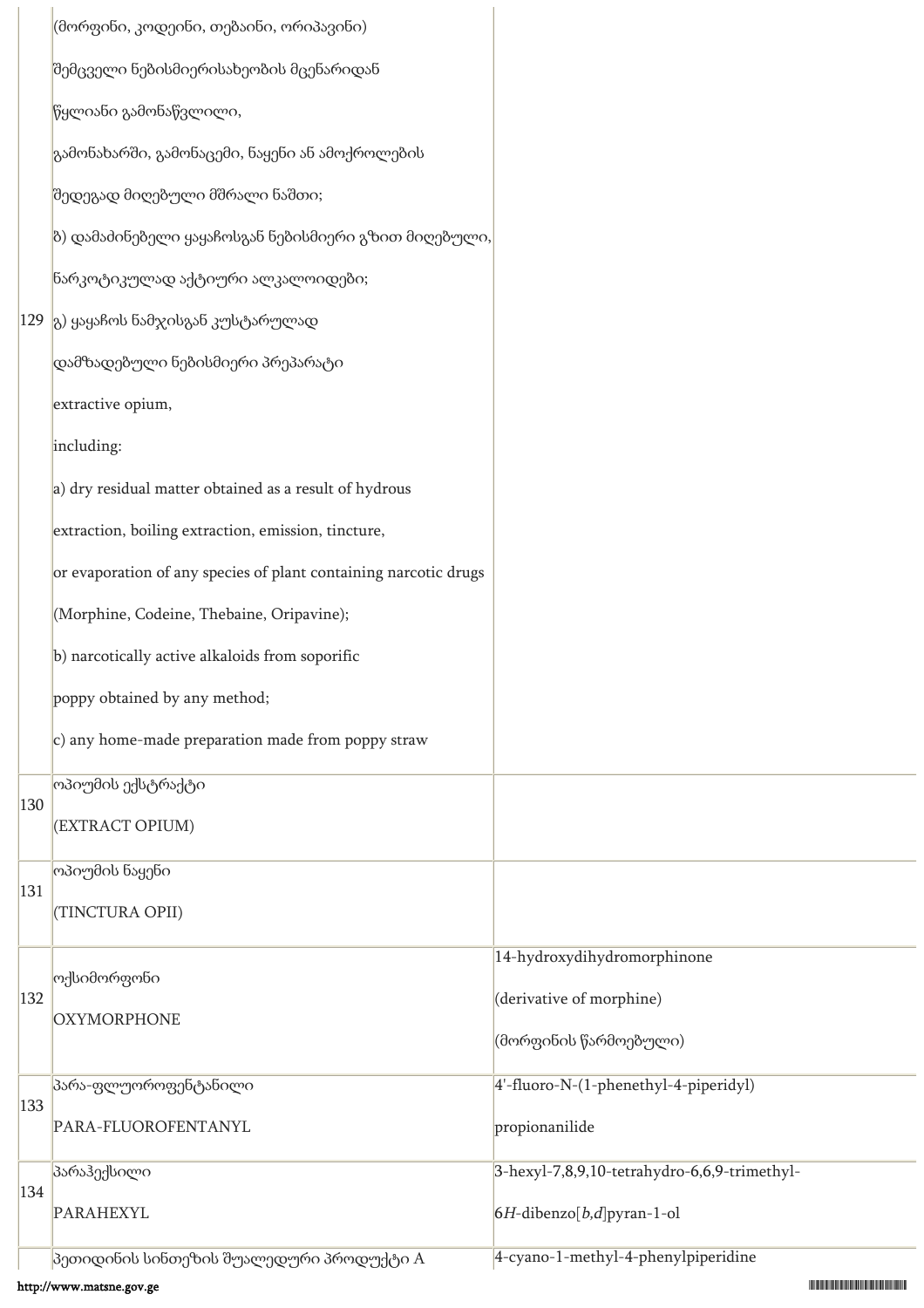| | | |
|---|---|---|
| 129 | (მორფინი, კოდეინი, თებაინი, ორიპავინი) შემცველი ნებისმიერისახეობის მცენარიდან წყლიანი გამონაწვლილი, გამონახარში, გამონაცემი, ნაყენი ან ამოქროლების შედეგად მიღებული მშრალი ნაშთი;<br>ბ) დამაძინებელი ყაყაჩოსგან ნებისმიერი გზით მიღებული, ნარკოტიკულად აქტიური ალკალოიდები;<br>გ) ყაყაჩოს ნამჯისგან კუსტარულად დამზადებული ნებისმიერი პრეპარატი<br>extractive opium,<br>including:<br>a) dry residual matter obtained as a result of hydrous extraction, boiling extraction, emission, tincture, or evaporation of any species of plant containing narcotic drugs (Morphine, Codeine, Thebaine, Oripavine);<br>b) narcotically active alkaloids from soporific poppy obtained by any method;<br>c) any home-made preparation made from poppy straw | |
| 130 | ოპიუმის ექსტრაქტი<br>(EXTRACT OPIUM) | |
| 131 | ოპიუმის ნაყენი<br>(TINCTURA OPII) | |
| 132 | ოქსიმორფონი<br>OXYMORPHONE | 14-hydroxydihydromorphinone<br>(derivative of morphine)<br>(მორფინის წარმოებული) |
| 133 | პარა-ფლუოროფენტანილი<br>PARA-FLUOROFENTANYL | 4'-fluoro-N-(1-phenethyl-4-piperidyl)<br>propionanilide |
| 134 | პარაჰექსილი<br>PARAHEXYL | 3-hexyl-7,8,9,10-tetrahydro-6,6,9-trimethyl-<br>6*H*-dibenzo[*b*,*d*]pyran-1-ol |
| | პეთიდინის სინთეზის შუალედური პროდუქტი A | 4-cyano-1-methyl-4-phenylpiperidine |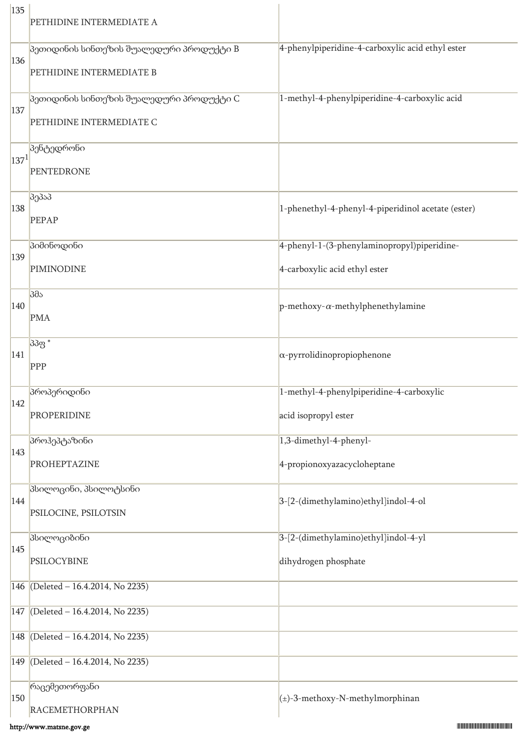| | | |
|---|---|---|
| 135 | PETHIDINE INTERMEDIATE A | |
| 136 | პეთიდინის სინთეზის შუალედური პროდუქტი B<br>PETHIDINE INTERMEDIATE B | 4-phenylpiperidine-4-carboxylic acid ethyl ester |
| 137 | პეთიდინის სინთეზის შუალედური პროდუქტი C<br>PETHIDINE INTERMEDIATE C | 1-methyl-4-phenylpiperidine-4-carboxylic acid |
| 137[1] | პენტედრონი<br>PENTEDRONE | |
| 138 | პეპაპ<br>PEPAP | 1-phenethyl-4-phenyl-4-piperidinol acetate (ester) |
| 139 | პიმინოდინი<br>PIMINODINE | 4-phenyl-1-(3-phenylaminopropyl)piperidine-<br>4-carboxylic acid ethyl ester |
| 140 | პმა<br>PMA | p-methoxy-α-methylphenethylamine |
| 141 | პპფ *<br>PPP | α-pyrrolidinopropiophenone |
| 142 | პროპერიდინი<br>PROPERIDINE | 1-methyl-4-phenylpiperidine-4-carboxylic<br>acid isopropyl ester |
| 143 | პროჰეპტაზინი<br>PROHEPTAZINE | 1,3-dimethyl-4-phenyl-<br>4-propionoxyazacycloheptane |
| 144 | პსილოცინი, პსილოტსინი<br>PSILOCINE, PSILOTSIN | 3-[2-(dimethylamino)ethyl]indol-4-ol |
| 145 | პსილოციბინი<br>PSILOCYBINE | 3-[2-(dimethylamino)ethyl]indol-4-yl<br>dihydrogen phosphate |
| 146 | (Deleted – 16.4.2014, No 2235) | |
| 147 | (Deleted – 16.4.2014, No 2235) | |
| 148 | (Deleted – 16.4.2014, No 2235) | |
| 149 | (Deleted – 16.4.2014, No 2235) | |
| 150 | რაცემეთორფანი<br>RACEMETHORPHAN | (±)-3-methoxy-N-methylmorphinan |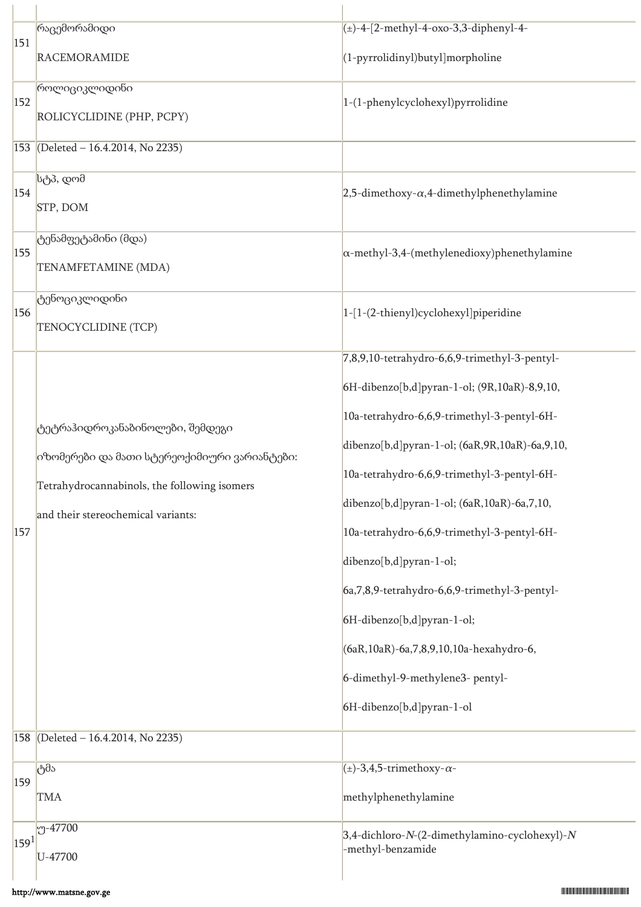| | | |
|---|---|---|
| 151 | რაცემორამიდი<br><br>RACEMORAMIDE | (±)-4-[2-methyl-4-oxo-3,3-diphenyl-4-<br><br>(1-pyrrolidinyl)butyl]morpholine |
| 152 | როლიციკლიდინი<br><br>ROLICYCLIDINE (PHP, PCPY) | 1-(1-phenylcyclohexyl)pyrrolidine |
| 153 | (Deleted – 16.4.2014, No 2235) | |
| 154 | სტპ, დომ<br><br>STP, DOM | 2,5-dimethoxy-$\alpha$,4-dimethylphenethylamine |
| 155 | ტენამფეტამინი (მდა)<br><br>TENAMFETAMINE (MDA) | $\alpha$-methyl-3,4-(methylenedioxy)phenethylamine |
| 156 | ტენოციკლიდინი<br><br>TENOCYCLIDINE (TCP) | 1-[1-(2-thienyl)cyclohexyl]piperidine |
| 157 | ტეტრაჰიდროკანაბინოლები, შემდეგი<br><br>იზომერები და მათი სტერეოქიმიური ვარიანტები:<br><br>Tetrahydrocannabinols, the following isomers<br><br>and their stereochemical variants: | 7,8,9,10-tetrahydro-6,6,9-trimethyl-3-pentyl-<br><br>6H-dibenzo[b,d]pyran-1-ol; (9R,10aR)-8,9,10,<br><br>10a-tetrahydro-6,6,9-trimethyl-3-pentyl-6H-<br><br>dibenzo[b,d]pyran-1-ol; (6aR,9R,10aR)-6a,9,10,<br><br>10a-tetrahydro-6,6,9-trimethyl-3-pentyl-6H-<br><br>dibenzo[b,d]pyran-1-ol; (6aR,10aR)-6a,7,10,<br><br>10a-tetrahydro-6,6,9-trimethyl-3-pentyl-6H-<br><br>dibenzo[b,d]pyran-1-ol;<br><br>6a,7,8,9-tetrahydro-6,6,9-trimethyl-3-pentyl-<br><br>6H-dibenzo[b,d]pyran-1-ol;<br><br>(6aR,10aR)-6a,7,8,9,10,10a-hexahydro-6,<br><br>6-dimethyl-9-methylene3- pentyl-<br><br>6H-dibenzo[b,d]pyran-1-ol |
| 158 | (Deleted – 16.4.2014, No 2235) | |
| 159 | ტმა<br><br>TMA | (±)-3,4,5-trimethoxy-$\alpha$-<br><br>methylphenethylamine |
| 159[1] | უ-47700<br><br>U-47700 | 3,4-dichloro-*N*-(2-dimethylamino-cyclohexyl)-*N*<br>-methyl-benzamide |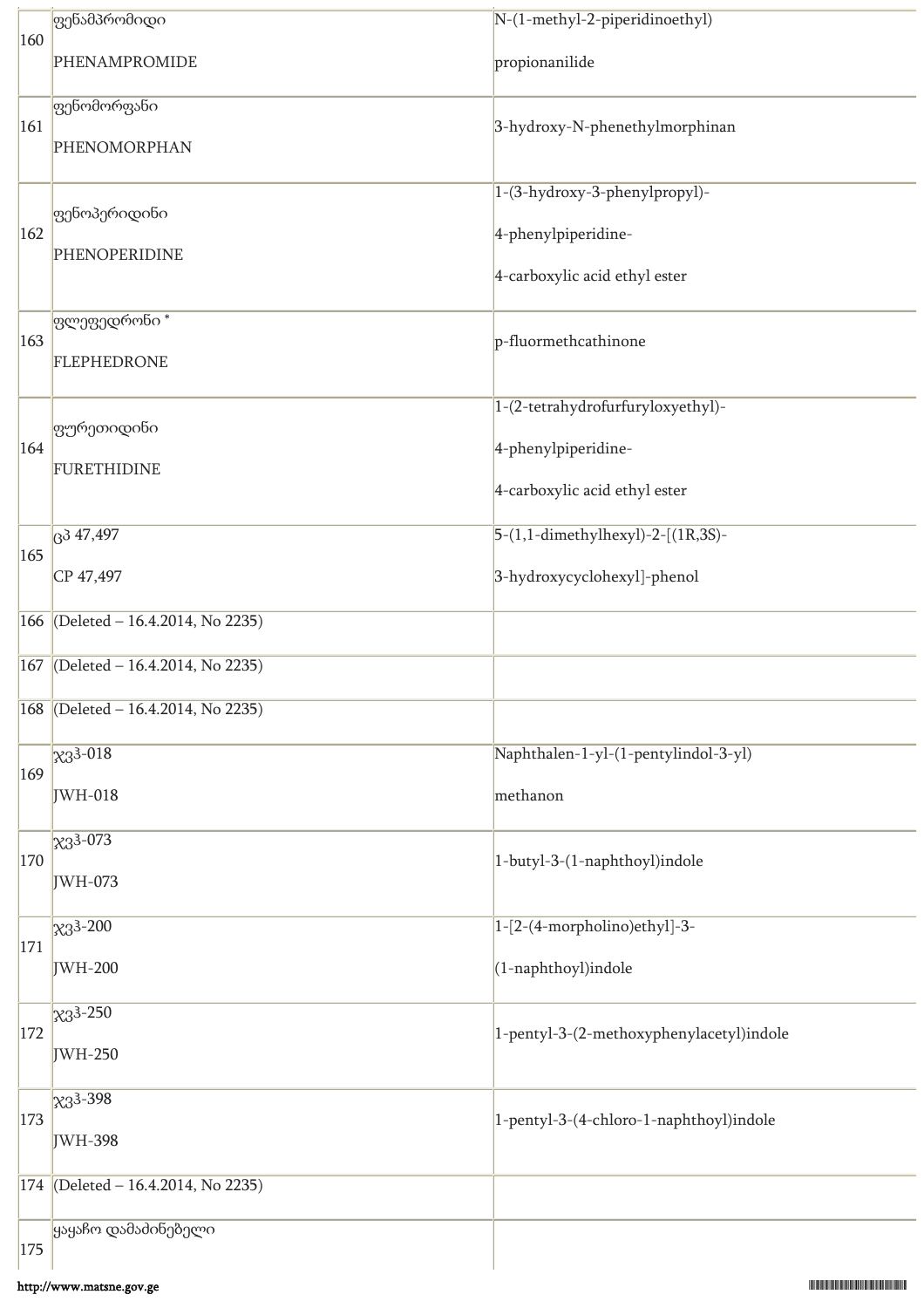| | | |
|---|---|---|
| 160 | ფენამპრომიდი<br><br>PHENAMPROMIDE | N-(1-methyl-2-piperidinoethyl)<br><br>propionanilide |
| 161 | ფენომორფანი<br><br>PHENOMORPHAN | 3-hydroxy-N-phenethylmorphinan |
| 162 | ფენოპერიდინი<br><br>PHENOPERIDINE | 1-(3-hydroxy-3-phenylpropyl)-<br><br>4-phenylpiperidine-<br><br>4-carboxylic acid ethyl ester |
| 163 | ფლეფედრონი *<br><br>FLEPHEDRONE | p-fluormethcathinone |
| 164 | ფურეთიდინი<br><br>FURETHIDINE | 1-(2-tetrahydrofurfuryloxyethyl)-<br><br>4-phenylpiperidine-<br><br>4-carboxylic acid ethyl ester |
| 165 | ცპ 47,497<br><br>CP 47,497 | 5-(1,1-dimethylhexyl)-2-[(1R,3S)-<br><br>3-hydroxycyclohexyl]-phenol |
| 166 | (Deleted – 16.4.2014, No 2235) | |
| 167 | (Deleted – 16.4.2014, No 2235) | |
| 168 | (Deleted – 16.4.2014, No 2235) | |
| 169 | ჯვჰ-018<br><br>JWH-018 | Naphthalen-1-yl-(1-pentylindol-3-yl)<br><br>methanon |
| 170 | ჯვჰ-073<br><br>JWH-073 | 1-butyl-3-(1-naphthoyl)indole |
| 171 | ჯვჰ-200<br><br>JWH-200 | 1-[2-(4-morpholino)ethyl]-3-<br><br>(1-naphthoyl)indole |
| 172 | ჯვჰ-250<br><br>JWH-250 | 1-pentyl-3-(2-methoxyphenylacetyl)indole |
| 173 | ჯვჰ-398<br><br>JWH-398 | 1-pentyl-3-(4-chloro-1-naphthoyl)indole |
| 174 | (Deleted – 16.4.2014, No 2235) | |
| 175 | ყაყაჩო დამაძინებელი | |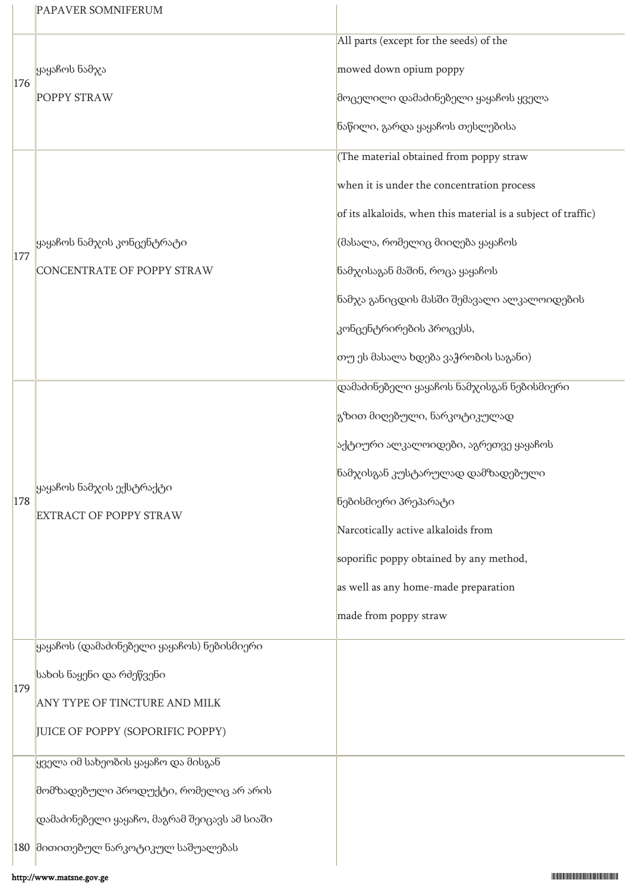| | | |
|---|---|---|
| | PAPAVER SOMNIFERUM | |
| 176 | ყაყაჩოს ნამჯა<br>POPPY STRAW | All parts (except for the seeds) of the<br>mowed down opium poppy<br>მოცელილი დამაძინებელი ყაყაჩოს ყველა<br>ნაწილი, გარდა ყაყაჩოს თესლებისა |
| 177 | ყაყაჩოს ნამჯის კონცენტრატი<br>CONCENTRATE OF POPPY STRAW | (The material obtained from poppy straw<br>when it is under the concentration process<br>of its alkaloids, when this material is a subject of traffic)<br>(მასალა, რომელიც მიიღება ყაყაჩოს<br>ნამჯისაგან მაშინ, როცა ყაყაჩოს<br>ნამჯა განიცდის მასში შემავალი ალკალოიდების<br>კონცენტრირების პროცესს,<br>თუ ეს მასალა ხდება ვაჭრობის საგანი) |
| 178 | ყაყაჩოს ნამჯის ექსტრაქტი<br>EXTRACT OF POPPY STRAW | დამაძინებელი ყაყაჩოს ნამჯისგან ნებისმიერი<br>გზით მიღებული, ნარკოტიკულად<br>აქტიური ალკალოიდები, აგრეთვე ყაყაჩოს<br>ნამჯისგან კუსტარულად დამზადებული<br>ნებისმიერი პრეპარატი<br>Narcotically active alkaloids from<br>soporific poppy obtained by any method,<br>as well as any home-made preparation<br>made from poppy straw |
| 179 | ყაყაჩოს (დამაძინებელი ყაყაჩოს) ნებისმიერი<br>სახის ნაყენი და რძეწვენი<br>ANY TYPE OF TINCTURE AND MILK<br>JUICE OF POPPY (SOPORIFIC POPPY) | |
| 180 | ყველა იმ სახეობის ყაყაჩო და მისგან<br>მომზადებული პროდუქტი, რომელიც არ არის<br>დამაძინებელი ყაყაჩო, მაგრამ შეიცავს ამ სიაში<br>მითითებულ ნარკოტიკულ საშუალებას | |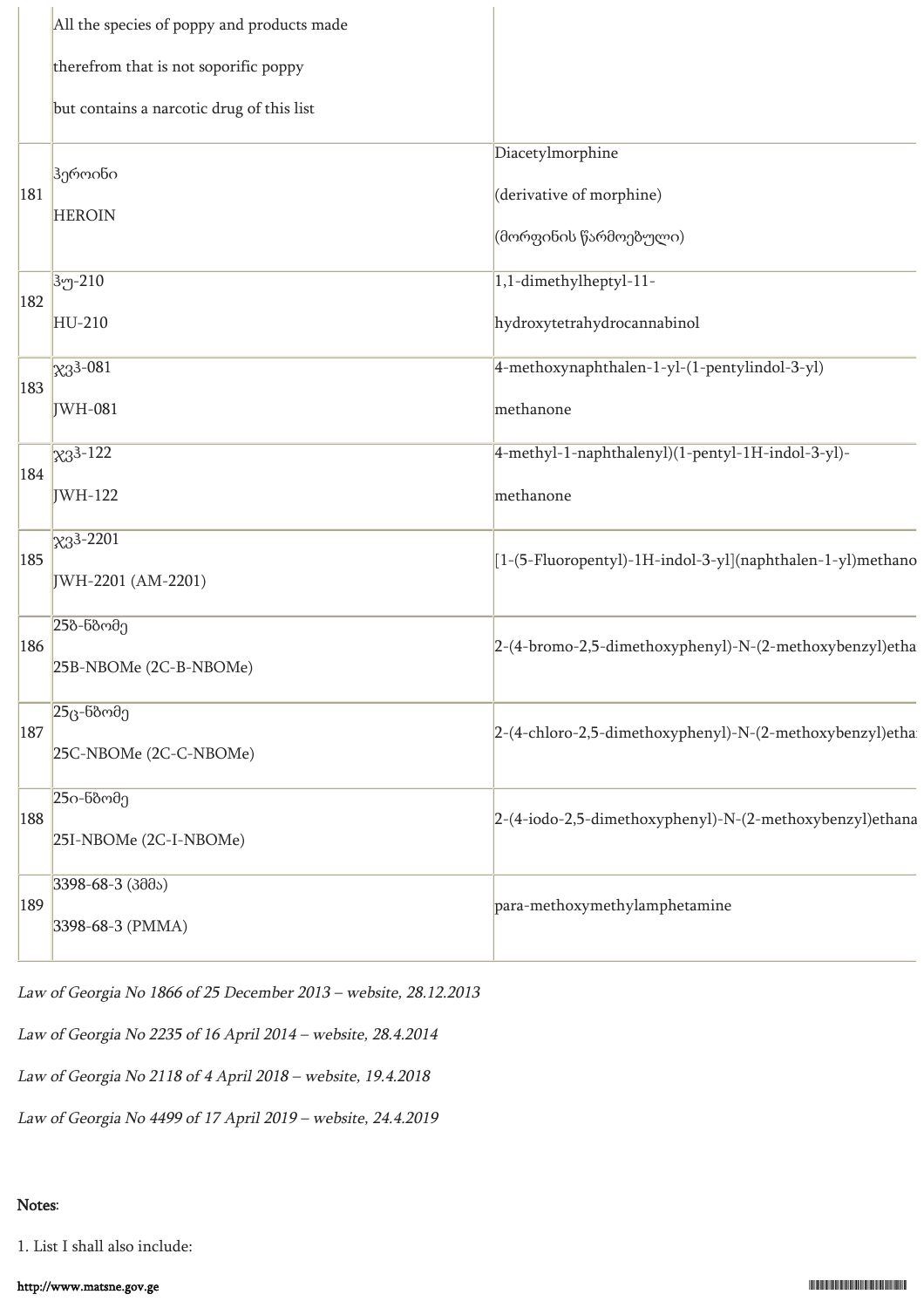| | | |
|---|---|---|
| | All the species of poppy and products made therefrom that is not soporific poppy but contains a narcotic drug of this list | |
| 181 | ჰეროინი HEROIN | Diacetylmorphine (derivative of morphine) (მორფინის წარმოებული) |
| 182 | ჰუ-210 HU-210 | 1,1-dimethylheptyl-11-hydroxytetrahydrocannabinol |
| 183 | ჯვჰ-081 JWH-081 | 4-methoxynaphthalen-1-yl-(1-pentylindol-3-yl) methanone |
| 184 | ჯვჰ-122 JWH-122 | 4-methyl-1-naphthalenyl)(1-pentyl-1H-indol-3-yl)-methanone |
| 185 | ჯვჰ-2201 JWH-2201 (AM-2201) | [1-(5-Fluoropentyl)-1H-indol-3-yl](naphthalen-1-yl)methano |
| 186 | 25ბ-ნბომე 25B-NBOMe (2C-B-NBOMe) | 2-(4-bromo-2,5-dimethoxyphenyl)-N-(2-methoxybenzyl)etha |
| 187 | 25ც-ნბომე 25C-NBOMe (2C-C-NBOMe) | 2-(4-chloro-2,5-dimethoxyphenyl)-N-(2-methoxybenzyl)etha |
| 188 | 25ი-ნბომე 25I-NBOMe (2C-I-NBOMe) | 2-(4-iodo-2,5-dimethoxyphenyl)-N-(2-methoxybenzyl)ethana |
| 189 | 3398-68-3 (პმმა) 3398-68-3 (PMMA) | para-methoxymethylamphetamine |

*Law of Georgia No 1866 of 25 December 2013 – website, 28.12.2013*

*Law of Georgia No 2235 of 16 April 2014 – website, 28.4.2014*

*Law of Georgia No 2118 of 4 April 2018 – website, 19.4.2018*

*Law of Georgia No 4499 of 17 April 2019 – website, 24.4.2019*

**Notes**:

1. List I shall also include: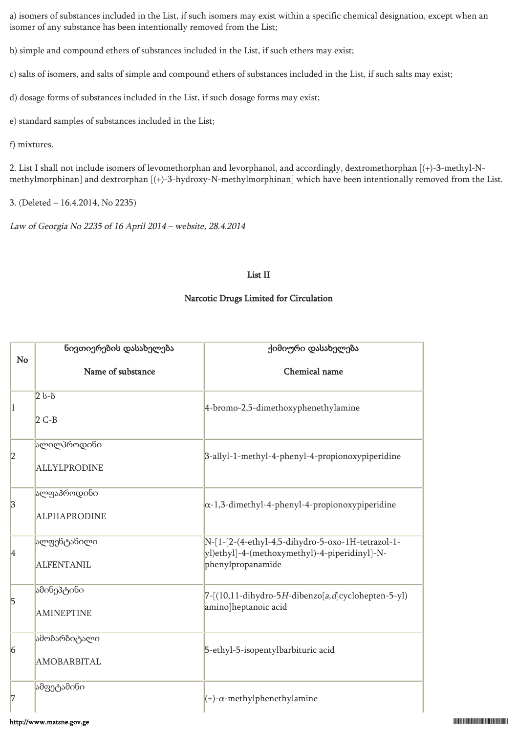a) isomers of substances included in the List, if such isomers may exist within a specific chemical designation, except when an isomer of any substance has been intentionally removed from the List;

b) simple and compound ethers of substances included in the List, if such ethers may exist;

c) salts of isomers, and salts of simple and compound ethers of substances included in the List, if such salts may exist;

d) dosage forms of substances included in the List, if such dosage forms may exist;

e) standard samples of substances included in the List;

f) mixtures.

2. List I shall not include isomers of levomethorphan and levorphanol, and accordingly, dextromethorphan [(+)-3-methyl-N-methylmorphinan] and dextrorphan [(+)-3-hydroxy-N-methylmorphinan] which have been intentionally removed from the List.

3. (Deleted – 16.4.2014, No 2235)

*Law of Georgia No 2235 of 16 April 2014 – website, 28.4.2014*

## List II

## Narcotic Drugs Limited for Circulation

| No | ნივთიერების დასახელება<br><br>Name of substance | ქიმიური დასახელება<br><br>Chemical name |
|---|---|---|
| 1 | 2 ს-ბ<br><br>2 C-B | 4-bromo-2,5-dimethoxyphenethylamine |
| 2 | ალილპროდინი<br><br>ALLYLPRODINE | 3-allyl-1-methyl-4-phenyl-4-propionoxypiperidine |
| 3 | ალფაპროდინი<br><br>ALPHAPRODINE | α-1,3-dimethyl-4-phenyl-4-propionoxypiperidine |
| 4 | ალფენტანილი<br><br>ALFENTANIL | N-[1-[2-(4-ethyl-4,5-dihydro-5-oxo-1H-tetrazol-1-yl)ethyl]-4-(methoxymethyl)-4-piperidinyl]-N-phenylpropanamide |
| 5 | ამინეპტინი<br><br>AMINEPTINE | 7-[(10,11-dihydro-5*H*-dibenzo[*a,d*]cyclohepten-5-yl)amino]heptanoic acid |
| 6 | ამობარბიტალი<br><br>AMOBARBITAL | 5-ethyl-5-isopentylbarbituric acid |
| 7 | ამფეტამინი | (±)-α-methylphenethylamine |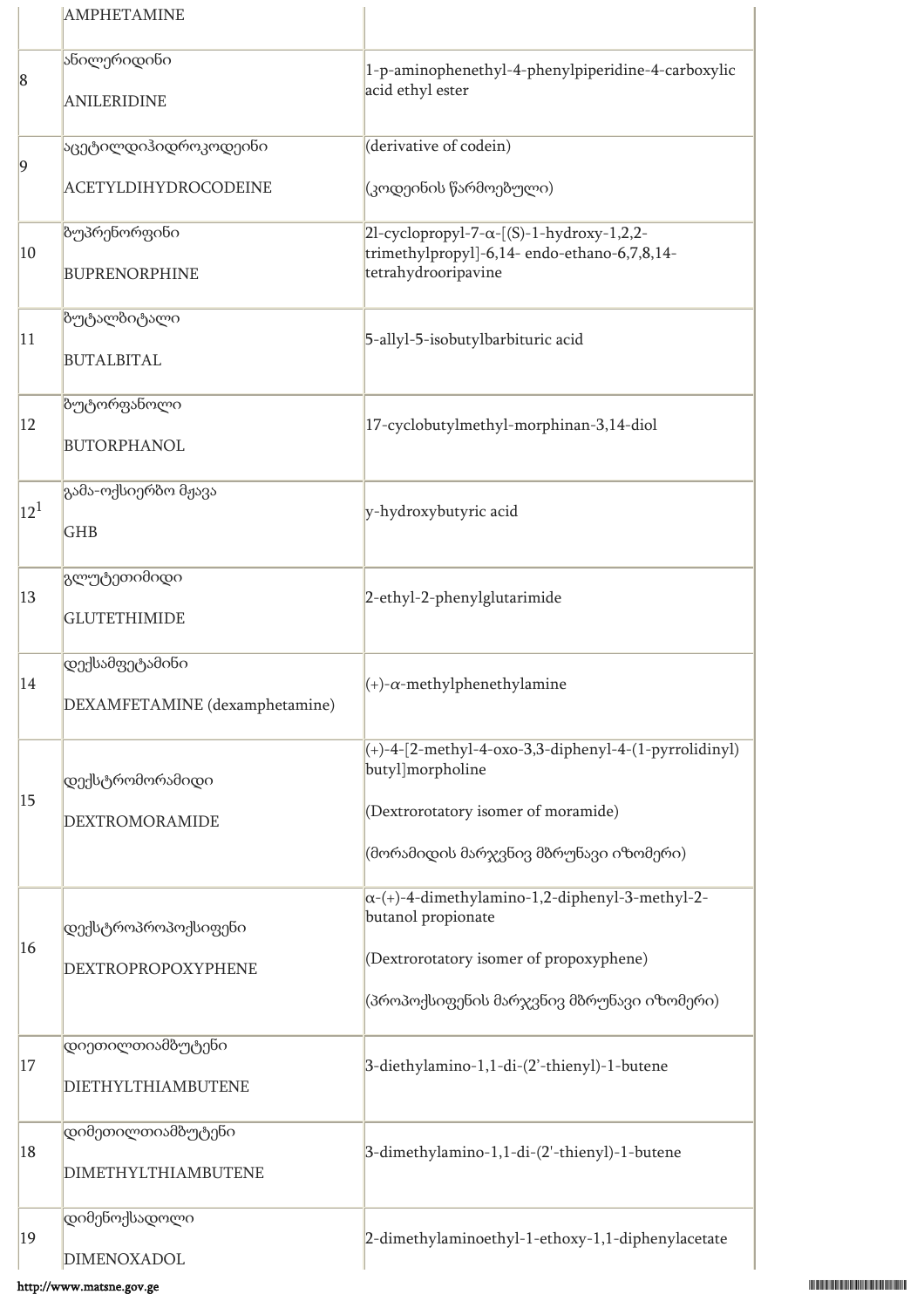| | | |
|---|---|---|
| | AMPHETAMINE | |
| 8 | ანილერიდინი<br><br>ANILERIDINE | 1-p-aminophenethyl-4-phenylpiperidine-4-carboxylic acid ethyl ester |
| 9 | აცეტილდიჰიდროკოდეინი<br><br>ACETYLDIHYDROCODEINE | (derivative of codein)<br><br>(კოდეინის წარმოებული) |
| 10 | ბუპრენორფინი<br><br>BUPRENORPHINE | 2l-cyclopropyl-7-α-[(S)-1-hydroxy-1,2,2-trimethylpropyl]-6,14- endo-ethano-6,7,8,14-tetrahydrooripavine |
| 11 | ბუტალბიტალი<br><br>BUTALBITAL | 5-allyl-5-isobutylbarbituric acid |
| 12 | ბუტორფანოლი<br><br>BUTORPHANOL | 17-cyclobutylmethyl-morphinan-3,14-diol |
| 12[1] | გამა-ოქსიერბო მჟავა<br><br>GHB | γ-hydroxybutyric acid |
| 13 | გლუტეთიმიდი<br><br>GLUTETHIMIDE | 2-ethyl-2-phenylglutarimide |
| 14 | დექსამფეტამინი<br><br>DEXAMFETAMINE (dexamphetamine) | (+)-α-methylphenethylamine |
| 15 | დექსტრომორამიდი<br><br>DEXTROMORAMIDE | (+)-4-[2-methyl-4-oxo-3,3-diphenyl-4-(1-pyrrolidinyl) butyl]morpholine<br><br>(Dextrorotatory isomer of moramide)<br><br>(მორამიდის მარჯვნივ მბრუნავი იზომერი) |
| 16 | დექსტროპროპოქსიფენი<br><br>DEXTROPROPOXYPHENE | α-(+)-4-dimethylamino-1,2-diphenyl-3-methyl-2-butanol propionate<br><br>(Dextrorotatory isomer of propoxyphene)<br><br>(პროპოქსიფენის მარჯვნივ მბრუნავი იზომერი) |
| 17 | დიეთილთიამბუტენი<br><br>DIETHYLTHIAMBUTENE | 3-diethylamino-1,1-di-(2'-thienyl)-1-butene |
| 18 | დიმეთილთიამბუტენი<br><br>DIMETHYLTHIAMBUTENE | 3-dimethylamino-1,1-di-(2'-thienyl)-1-butene |
| 19 | დიმენოქსადოლი<br><br>DIMENOXADOL | 2-dimethylaminoethyl-1-ethoxy-1,1-diphenylacetate |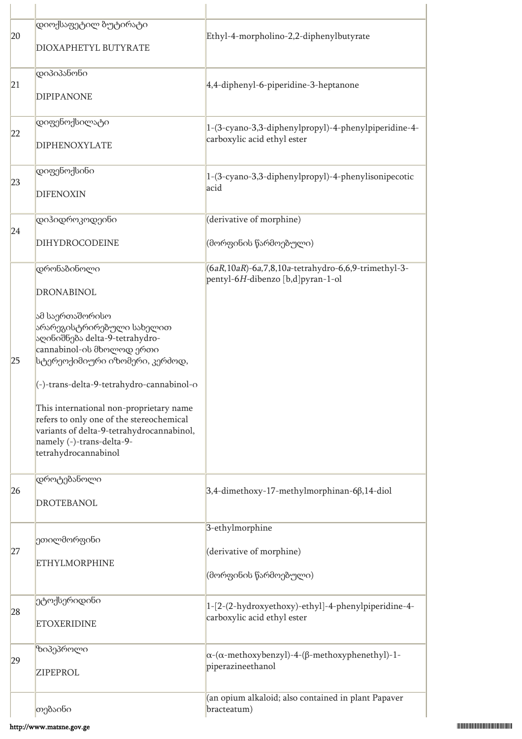| | | |
|---|---|---|
| 20 | დიოქსაფეტილ ბუტირატი<br><br>DIOXAPHETYL BUTYRATE | Ethyl-4-morpholino-2,2-diphenylbutyrate |
| 21 | დიპიპანონი<br><br>DIPIPANONE | 4,4-diphenyl-6-piperidine-3-heptanone |
| 22 | დიფენოქსილატი<br><br>DIPHENOXYLATE | 1-(3-cyano-3,3-diphenylpropyl)-4-phenylpiperidine-4-carboxylic acid ethyl ester |
| 23 | დიფენოქსინი<br><br>DIFENOXIN | 1-(3-cyano-3,3-diphenylpropyl)-4-phenylisonipecotic acid |
| 24 | დიჰიდროკოდეინი<br><br>DIHYDROCODEINE | (derivative of morphine)<br><br>(მორფინის წარმოებული) |
| 25 | დრონაბინოლი<br><br>DRONABINOL<br><br>ამ საერთაშორისო არარეგისტრირებული სახელით აღინიშნება delta-9-tetrahydro-cannabinol-ის მხოლოდ ერთი სტერეოქიმიური იზომერი, კერძოდ,<br><br>(-)-trans-delta-9-tetrahydro-cannabinol-ი<br><br>This international non-proprietary name refers to only one of the stereochemical variants of delta-9-tetrahydrocannabinol, namely (-)-trans-delta-9-tetrahydrocannabinol | (6*aR*,10*aR*)-6*a*,7,8,10*a*-tetrahydro-6,6,9-trimethyl-3-pentyl-6*H*-dibenzo [b,d]pyran-1-ol |
| 26 | დროტებანოლი<br><br>DROTEBANOL | 3,4-dimethoxy-17-methylmorphinan-6β,14-diol |
| 27 | ეთილმორფინი<br><br>ETHYLMORPHINE | 3-ethylmorphine<br><br>(derivative of morphine)<br><br>(მორფინის წარმოებული) |
| 28 | ეტოქსერიდინი<br><br>ETOXERIDINE | 1-[2-(2-hydroxyethoxy)-ethyl]-4-phenylpiperidine-4-carboxylic acid ethyl ester |
| 29 | ზიპეპროლი<br><br>ZIPEPROL | α-(α-methoxybenzyl)-4-(β-methoxyphenethyl)-1-piperazineethanol |
| | თებაინი | (an opium alkaloid; also contained in plant Papaver bracteatum) |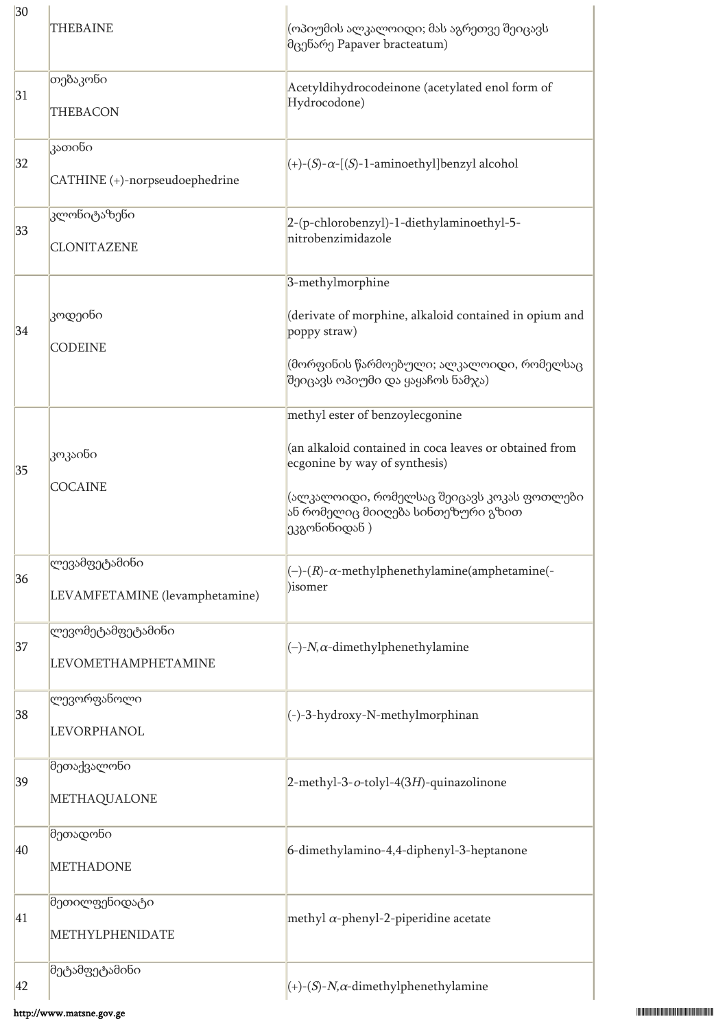| | | |
|---|---|---|
| 30 | THEBAINE | (ოპიუმის ალკალოიდი; მას აგრეთვე შეიცავს მცენარე Papaver bracteatum) |
| 31 | თებაკონი<br><br>THEBACON | Acetyldihydrocodeinone (acetylated enol form of Hydrocodone) |
| 32 | კათინი<br><br>CATHINE (+)-norpseudoephedrine | (+)-(*S*)-α-[(*S*)-1-aminoethyl]benzyl alcohol |
| 33 | კლონიტაზენი<br><br>CLONITAZENE | 2-(p-chlorobenzyl)-1-diethylaminoethyl-5-nitrobenzimidazole |
| 34 | კოდეინი<br><br>CODEINE | 3-methylmorphine<br><br>(derivate of morphine, alkaloid contained in opium and poppy straw)<br><br>(მორფინის წარმოებული; ალკალოიდი, რომელსაც შეიცავს ოპიუმი და ყაყაჩოს ნამჯა) |
| 35 | კოკაინი<br><br>COCAINE | methyl ester of benzoylecgonine<br><br>(an alkaloid contained in coca leaves or obtained from ecgonine by way of synthesis)<br><br>(ალკალოიდი, რომელსაც შეიცავს კოკას ფოთლები ან რომელიც მიიღება სინთეზური გზით ეკგონინიდან ) |
| 36 | ლევამფეტამინი<br><br>LEVAMFETAMINE (levamphetamine) | (–)-(*R*)-α-methylphenethylamine(amphetamine(-)isomer |
| 37 | ლევომეტამფეტამინი<br><br>LEVOMETHAMPHETAMINE | (–)-*N*,α-dimethylphenethylamine |
| 38 | ლევორფანოლი<br><br>LEVORPHANOL | (-)-3-hydroxy-N-methylmorphinan |
| 39 | მეთაქვალონი<br><br>METHAQUALONE | 2-methyl-3-*o*-tolyl-4(3*H*)-quinazolinone |
| 40 | მეთადონი<br><br>METHADONE | 6-dimethylamino-4,4-diphenyl-3-heptanone |
| 41 | მეთილფენიდატი<br><br>METHYLPHENIDATE | methyl α-phenyl-2-piperidine acetate |
| 42 | მეტამფეტამინი | (+)-(*S*)-*N*,α-dimethylphenethylamine |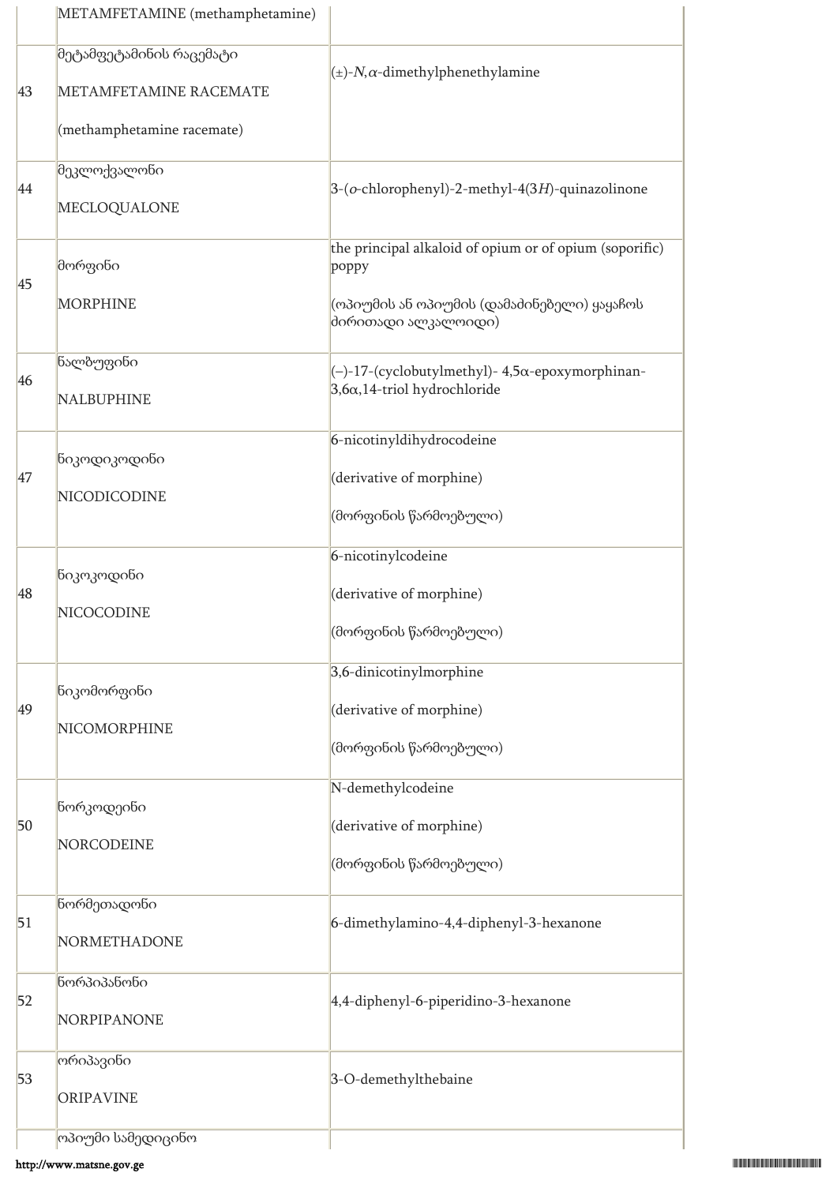| | | |
|---|---|---|
| | METAMFETAMINE (methamphetamine) | |
| 43 | მეტამფეტამინის რაცემატი<br><br>METAMFETAMINE RACEMATE<br><br>(methamphetamine racemate) | (±)-*N*,$\alpha$-dimethylphenethylamine |
| 44 | მეკლოქვალონი<br><br>MECLOQUALONE | 3-(*o*-chlorophenyl)-2-methyl-4(3*H*)-quinazolinone |
| 45 | მორფინი<br><br>MORPHINE | the principal alkaloid of opium or of opium (soporific) poppy<br><br>(ოპიუმის ან ოპიუმის (დამაძინებელი) ყაყაჩოს ძირითადი ალკალოიდი) |
| 46 | ნალბუფინი<br><br>NALBUPHINE | (–)-17-(cyclobutylmethyl)- 4,5α-epoxymorphinan-3,6α,14-triol hydrochloride |
| 47 | ნიკოდიკოდინი<br><br>NICODICODINE | 6-nicotinyldihydrocodeine<br><br>(derivative of morphine)<br><br>(მორფინის წარმოებული) |
| 48 | ნიკოკოდინი<br><br>NICOCODINE | 6-nicotinylcodeine<br><br>(derivative of morphine)<br><br>(მორფინის წარმოებული) |
| 49 | ნიკომორფინი<br><br>NICOMORPHINE | 3,6-dinicotinylmorphine<br><br>(derivative of morphine)<br><br>(მორფინის წარმოებული) |
| 50 | ნორკოდეინი<br><br>NORCODEINE | N-demethylcodeine<br><br>(derivative of morphine)<br><br>(მორფინის წარმოებული) |
| 51 | ნორმეთადონი<br><br>NORMETHADONE | 6-dimethylamino-4,4-diphenyl-3-hexanone |
| 52 | ნორპიპანონი<br><br>NORPIPANONE | 4,4-diphenyl-6-piperidino-3-hexanone |
| 53 | ორიპავინი<br><br>ORIPAVINE | 3-O-demethylthebaine |
| | ოპიუმი სამედიცინო | |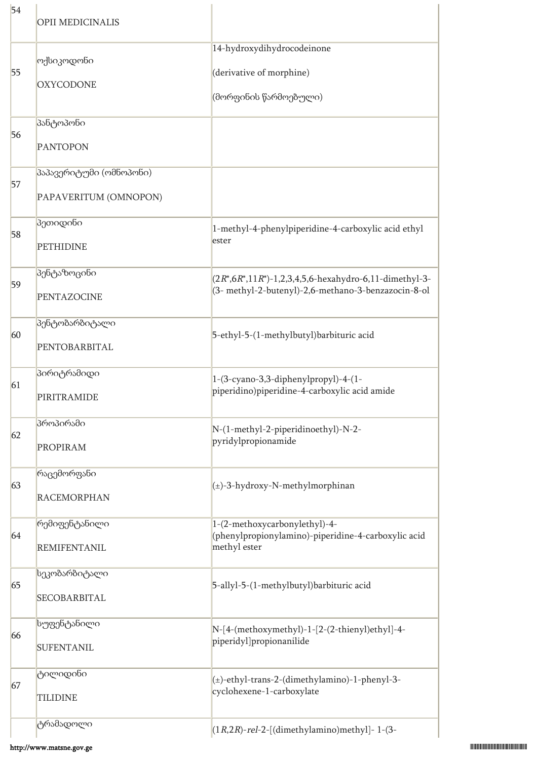| | | |
|---|---|---|
| 54 | OPII MEDICINALIS | |
| 55 | ოქსიკოდონი<br><br>OXYCODONE | 14-hydroxydihydrocodeinone<br><br>(derivative of morphine)<br><br>(მორფინის წარმოებული) |
| 56 | პანტოპონი<br><br>PANTOPON | |
| 57 | პაპავერიტუმი (ომნოპონი)<br><br>PAPAVERITUM (OMNOPON) | |
| 58 | პეთიდინი<br><br>PETHIDINE | 1-methyl-4-phenylpiperidine-4-carboxylic acid ethyl ester |
| 59 | პენტაზოცინი<br><br>PENTAZOCINE | (2*R*\*,6*R*\*,11*R*\*)-1,2,3,4,5,6-hexahydro-6,11-dimethyl-3-(3- methyl-2-butenyl)-2,6-methano-3-benzazocin-8-ol |
| 60 | პენტობარბიტალი<br><br>PENTOBARBITAL | 5-ethyl-5-(1-methylbutyl)barbituric acid |
| 61 | პირიტრამიდი<br><br>PIRITRAMIDE | 1-(3-cyano-3,3-diphenylpropyl)-4-(1-piperidino)piperidine-4-carboxylic acid amide |
| 62 | პროპირამი<br><br>PROPIRAM | N-(1-methyl-2-piperidinoethyl)-N-2-pyridylpropionamide |
| 63 | რაცემორფანი<br><br>RACEMORPHAN | (±)-3-hydroxy-N-methylmorphinan |
| 64 | რემიფენტანილი<br><br>REMIFENTANIL | 1-(2-methoxycarbonylethyl)-4-(phenylpropionylamino)-piperidine-4-carboxylic acid methyl ester |
| 65 | სეკობარბიტალი<br><br>SECOBARBITAL | 5-allyl-5-(1-methylbutyl)barbituric acid |
| 66 | სუფენტანილი<br><br>SUFENTANIL | N-[4-(methoxymethyl)-1-[2-(2-thienyl)ethyl]-4-piperidyl]propionanilide |
| 67 | ტილიდინი<br><br>TILIDINE | (±)-ethyl-trans-2-(dimethylamino)-1-phenyl-3-cyclohexene-1-carboxylate |
| | ტრამადოლი | (1*R*,2*R*)-*rel*-2-[(dimethylamino)methyl]- 1-(3- |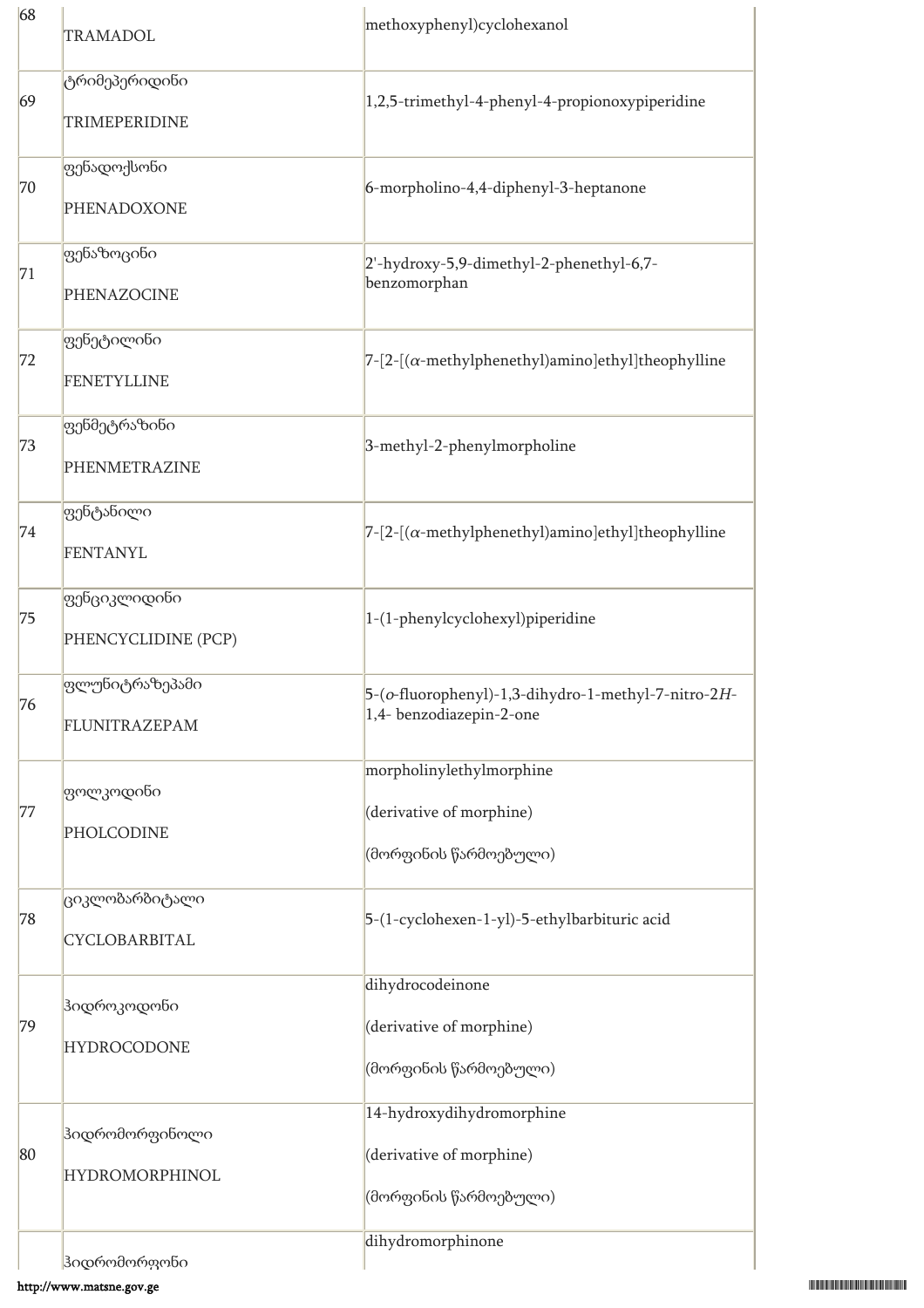| | | |
|---|---|---|
| 68 | TRAMADOL | methoxyphenyl)cyclohexanol |
| 69 | ტრიმეპერიდინი<br><br>TRIMEPERIDINE | 1,2,5-trimethyl-4-phenyl-4-propionoxypiperidine |
| 70 | ფენადოქსონი<br><br>PHENADOXONE | 6-morpholino-4,4-diphenyl-3-heptanone |
| 71 | ფენაზოცინი<br><br>PHENAZOCINE | 2'-hydroxy-5,9-dimethyl-2-phenethyl-6,7-benzomorphan |
| 72 | ფენეტილინი<br><br>FENETYLLINE | 7-[2-[(α-methylphenethyl)amino]ethyl]theophylline |
| 73 | ფენმეტრაზინი<br><br>PHENMETRAZINE | 3-methyl-2-phenylmorpholine |
| 74 | ფენტანილი<br><br>FENTANYL | 7-[2-[(α-methylphenethyl)amino]ethyl]theophylline |
| 75 | ფენციკლიდინი<br><br>PHENCYCLIDINE (PCP) | 1-(1-phenylcyclohexyl)piperidine |
| 76 | ფლუნიტრაზეპამი<br><br>FLUNITRAZEPAM | 5-(*o*-fluorophenyl)-1,3-dihydro-1-methyl-7-nitro-2*H*-1,4- benzodiazepin-2-one |
| 77 | ფოლკოდინი<br><br>PHOLCODINE | morpholinylethylmorphine<br><br>(derivative of morphine)<br><br>(მორფინის წარმოებული) |
| 78 | ციკლობარბიტალი<br><br>CYCLOBARBITAL | 5-(1-cyclohexen-1-yl)-5-ethylbarbituric acid |
| 79 | ჰიდროკოდონი<br><br>HYDROCODONE | dihydrocodeinone<br><br>(derivative of morphine)<br><br>(მორფინის წარმოებული) |
| 80 | ჰიდრომორფინოლი<br><br>HYDROMORPHINOL | 14-hydroxydihydromorphine<br><br>(derivative of morphine)<br><br>(მორფინის წარმოებული) |
| | ჰიდრომორფონი | dihydromorphinone |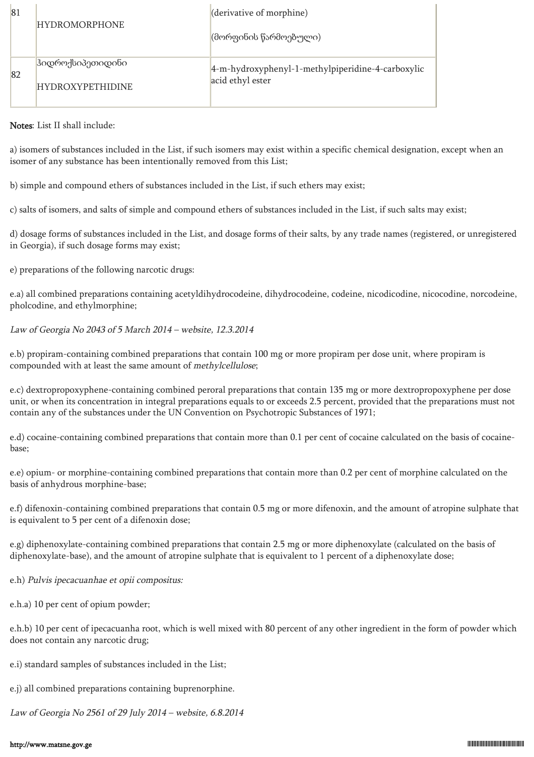| | | |
|---|---|---|
| 81 | HYDROMORPHONE | (derivative of morphine)<br><br>(მორფინის წარმოებული) |
| 82 | ჰიდროქსიპეთიდინი<br><br>HYDROXYPETHIDINE | 4-m-hydroxyphenyl-1-methylpiperidine-4-carboxylic acid ethyl ester |

**Notes**: List II shall include:

a) isomers of substances included in the List, if such isomers may exist within a specific chemical designation, except when an isomer of any substance has been intentionally removed from this List;

b) simple and compound ethers of substances included in the List, if such ethers may exist;

c) salts of isomers, and salts of simple and compound ethers of substances included in the List, if such salts may exist;

d) dosage forms of substances included in the List, and dosage forms of their salts, by any trade names (registered, or unregistered in Georgia), if such dosage forms may exist;

e) preparations of the following narcotic drugs:

e.a) all combined preparations containing acetyldihydrocodeine, dihydrocodeine, codeine, nicodicodine, nicocodine, norcodeine, pholcodine, and ethylmorphine;

*Law of Georgia No 2043 of 5 March 2014 – website, 12.3.2014*

e.b) propiram-containing combined preparations that contain 100 mg or more propiram per dose unit, where propiram is compounded with at least the same amount of *methylcellulose*;

e.c) dextropropoxyphene-containing combined peroral preparations that contain 135 mg or more dextropropoxyphene per dose unit, or when its concentration in integral preparations equals to or exceeds 2.5 percent, provided that the preparations must not contain any of the substances under the UN Convention on Psychotropic Substances of 1971;

e.d) cocaine-containing combined preparations that contain more than 0.1 per cent of cocaine calculated on the basis of cocaine-base;

e.e) opium- or morphine-containing combined preparations that contain more than 0.2 per cent of morphine calculated on the basis of anhydrous morphine-base;

e.f) difenoxin-containing combined preparations that contain 0.5 mg or more difenoxin, and the amount of atropine sulphate that is equivalent to 5 per cent of a difenoxin dose;

e.g) diphenoxylate-containing combined preparations that contain 2.5 mg or more diphenoxylate (calculated on the basis of diphenoxylate-base), and the amount of atropine sulphate that is equivalent to 1 percent of a diphenoxylate dose;

e.h) *Pulvis ipecacuanhae et opii compositus:*

e.h.a) 10 per cent of opium powder;

e.h.b) 10 per cent of ipecacuanha root, which is well mixed with 80 percent of any other ingredient in the form of powder which does not contain any narcotic drug;

e.i) standard samples of substances included in the List;

e.j) all combined preparations containing buprenorphine.

*Law of Georgia No 2561 of 29 July 2014 – website, 6.8.2014*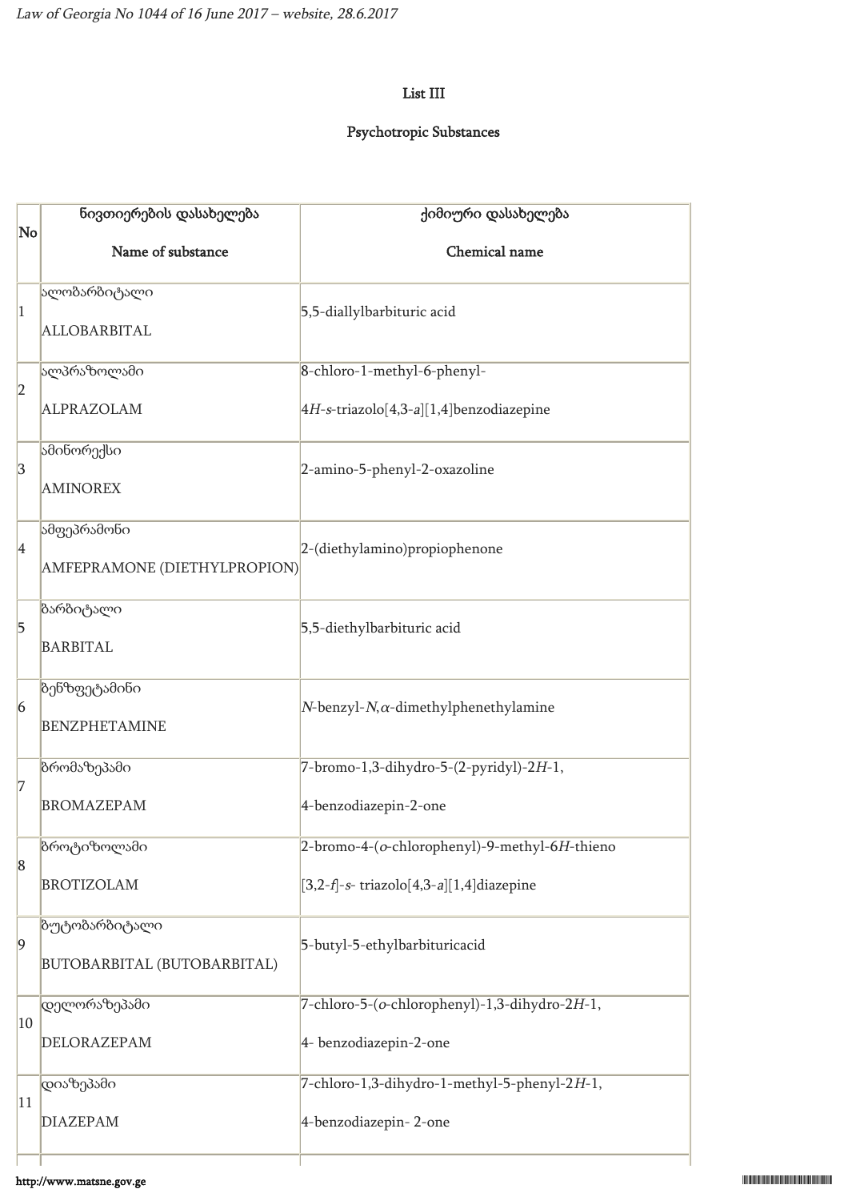List III

Psychotropic Substances

| No | ნივთიერების დასახელება<br><br>Name of substance | ქიმიური დასახელება<br><br>Chemical name |
|---|---|---|
| 1 | ალობარბიტალი<br><br>ALLOBARBITAL | 5,5-diallylbarbituric acid |
| 2 | ალპრაზოლამი<br><br>ALPRAZOLAM | 8-chloro-1-methyl-6-phenyl-<br><br>4*H*-*s*-triazolo[4,3-*a*][1,4]benzodiazepine |
| 3 | ამინორექსი<br><br>AMINOREX | 2-amino-5-phenyl-2-oxazoline |
| 4 | ამფეპრამონი<br><br>AMFEPRAMONE (DIETHYLPROPION) | 2-(diethylamino)propiophenone |
| 5 | ბარბიტალი<br><br>BARBITAL | 5,5-diethylbarbituric acid |
| 6 | ბენზფეტამინი<br><br>BENZPHETAMINE | *N*-benzyl-*N*,$\alpha$-dimethylphenethylamine |
| 7 | ბრომაზეპამი<br><br>BROMAZEPAM | 7-bromo-1,3-dihydro-5-(2-pyridyl)-2*H*-1,<br><br>4-benzodiazepin-2-one |
| 8 | ბროტიზოლამი<br><br>BROTIZOLAM | 2-bromo-4-(*o*-chlorophenyl)-9-methyl-6*H*-thieno<br><br>[3,2-*f*]-*s*- triazolo[4,3-*a*][1,4]diazepine |
| 9 | ბუტობარბიტალი<br><br>BUTOBARBITAL (BUTOBARBITAL) | 5-butyl-5-ethylbarbituricacid |
| 10 | დელორაზეპამი<br><br>DELORAZEPAM | 7-chloro-5-(*o*-chlorophenyl)-1,3-dihydro-2*H*-1,<br><br>4- benzodiazepin-2-one |
| 11 | დიაზეპამი<br><br>DIAZEPAM | 7-chloro-1,3-dihydro-1-methyl-5-phenyl-2*H*-1,<br><br>4-benzodiazepin- 2-one |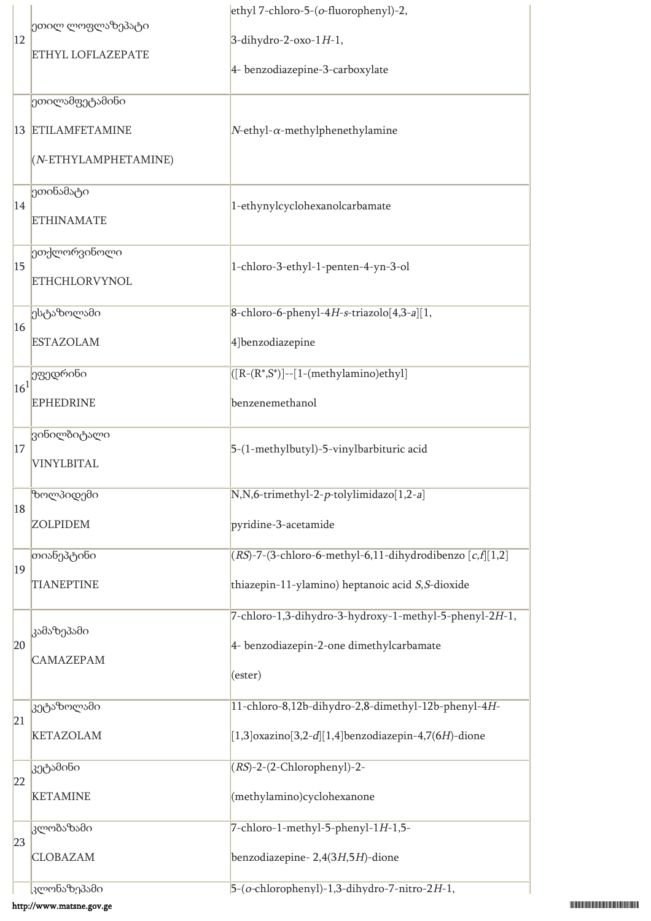| | | |
|---|---|---|
| 12 | ეთილ ლოფლაზეპატი<br>ETHYL LOFLAZEPATE | ethyl 7-chloro-5-(*o*-fluorophenyl)-2,<br>3-dihydro-2-oxo-1*H*-1,<br>4- benzodiazepine-3-carboxylate |
| 13 | ეთილამფეტამინი<br>ETILAMFETAMINE<br>(*N*-ETHYLAMPHETAMINE) | *N*-ethyl-$\alpha$-methylphenethylamine |
| 14 | ეთინამატი<br>ETHINAMATE | 1-ethynylcyclohexanolcarbamate |
| 15 | ეთქლორვინოლი<br>ETHCHLORVYNOL | 1-chloro-3-ethyl-1-penten-4-yn-3-ol |
| 16 | ესტაზოლამი<br>ESTAZOLAM | 8-chloro-6-phenyl-4*H*-*s*-triazolo[4,3-*a*][1,<br>4]benzodiazepine |
| 16[1] | ეფედრინი<br>EPHEDRINE | ([R-(R*,S*)]--[1-(methylamino)ethyl]<br>benzenemethanol |
| 17 | ვინილბიტალი<br>VINYLBITAL | 5-(1-methylbutyl)-5-vinylbarbituric acid |
| 18 | ზოლპიდემი<br>ZOLPIDEM | N,N,6-trimethyl-2-*p*-tolylimidazo[1,2-*a*]<br>pyridine-3-acetamide |
| 19 | თიანეპტინი<br>TIANEPTINE | (*RS*)-7-(3-chloro-6-methyl-6,11-dihydrodibenzo [*c,f*][1,2]<br>thiazepin-11-ylamino) heptanoic acid *S,S*-dioxide |
| 20 | კამაზეპამი<br>CAMAZEPAM | 7-chloro-1,3-dihydro-3-hydroxy-1-methyl-5-phenyl-2*H*-1,<br>4- benzodiazepin-2-one dimethylcarbamate<br>(ester) |
| 21 | კეტაზოლამი<br>KETAZOLAM | 11-chloro-8,12b-dihydro-2,8-dimethyl-12b-phenyl-4*H*-<br>[1,3]oxazino[3,2-*d*][1,4]benzodiazepin-4,7(6*H*)-dione |
| 22 | კეტამინი<br>KETAMINE | (*RS*)-2-(2-Chlorophenyl)-2-<br>(methylamino)cyclohexanone |
| 23 | კლობაზამი<br>CLOBAZAM | 7-chloro-1-methyl-5-phenyl-1*H*-1,5-<br>benzodiazepine- 2,4(3*H*,5*H*)-dione |
| | კლონაზეპამი | 5-(*o*-chlorophenyl)-1,3-dihydro-7-nitro-2*H*-1, |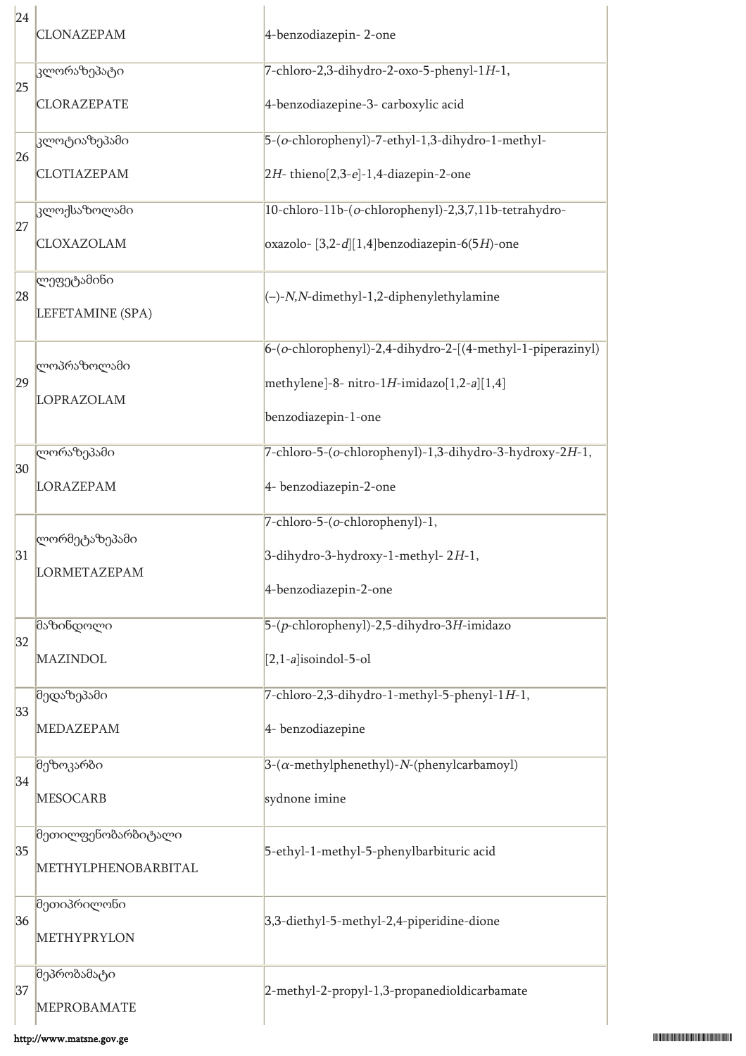| | | |
|---|---|---|
| 24 | CLONAZEPAM | 4-benzodiazepin- 2-one |
| 25 | კლორაზეპატი<br>CLORAZEPATE | 7-chloro-2,3-dihydro-2-oxo-5-phenyl-1*H*-1,<br>4-benzodiazepine-3- carboxylic acid |
| 26 | კლოტიაზეპამი<br>CLOTIAZEPAM | 5-(*o*-chlorophenyl)-7-ethyl-1,3-dihydro-1-methyl-<br>2*H*- thieno[2,3-*e*]-1,4-diazepin-2-one |
| 27 | კლოქსაზოლამი<br>CLOXAZOLAM | 10-chloro-11b-(*o*-chlorophenyl)-2,3,7,11b-tetrahydro-<br>oxazolo- [3,2-*d*][1,4]benzodiazepin-6(5*H*)-one |
| 28 | ლეფეტამინი<br>LEFETAMINE (SPA) | (–)-*N,N*-dimethyl-1,2-diphenylethylamine |
| 29 | ლოპრაზოლამი<br>LOPRAZOLAM | 6-(*o*-chlorophenyl)-2,4-dihydro-2-[(4-methyl-1-piperazinyl)<br>methylene]-8- nitro-1*H*-imidazo[1,2-*a*][1,4]<br>benzodiazepin-1-one |
| 30 | ლორაზეპამი<br>LORAZEPAM | 7-chloro-5-(*o*-chlorophenyl)-1,3-dihydro-3-hydroxy-2*H*-1,<br>4- benzodiazepin-2-one |
| 31 | ლორმეტაზეპამი<br>LORMETAZEPAM | 7-chloro-5-(*o*-chlorophenyl)-1,<br>3-dihydro-3-hydroxy-1-methyl- 2*H*-1,<br>4-benzodiazepin-2-one |
| 32 | მაზინდოლი<br>MAZINDOL | 5-(*p*-chlorophenyl)-2,5-dihydro-3*H*-imidazo<br>[2,1-*a*]isoindol-5-ol |
| 33 | მედაზეპამი<br>MEDAZEPAM | 7-chloro-2,3-dihydro-1-methyl-5-phenyl-1*H*-1,<br>4- benzodiazepine |
| 34 | მეზოკარბი<br>MESOCARB | 3-($\alpha$-methylphenethyl)-*N*-(phenylcarbamoyl)<br>sydnone imine |
| 35 | მეთილფენობარბიტალი<br>METHYLPHENOBARBITAL | 5-ethyl-1-methyl-5-phenylbarbituric acid |
| 36 | მეთიპრილონი<br>METHYPRYLON | 3,3-diethyl-5-methyl-2,4-piperidine-dione |
| 37 | მეპრობამატი<br>MEPROBAMATE | 2-methyl-2-propyl-1,3-propanedioldicarbamate |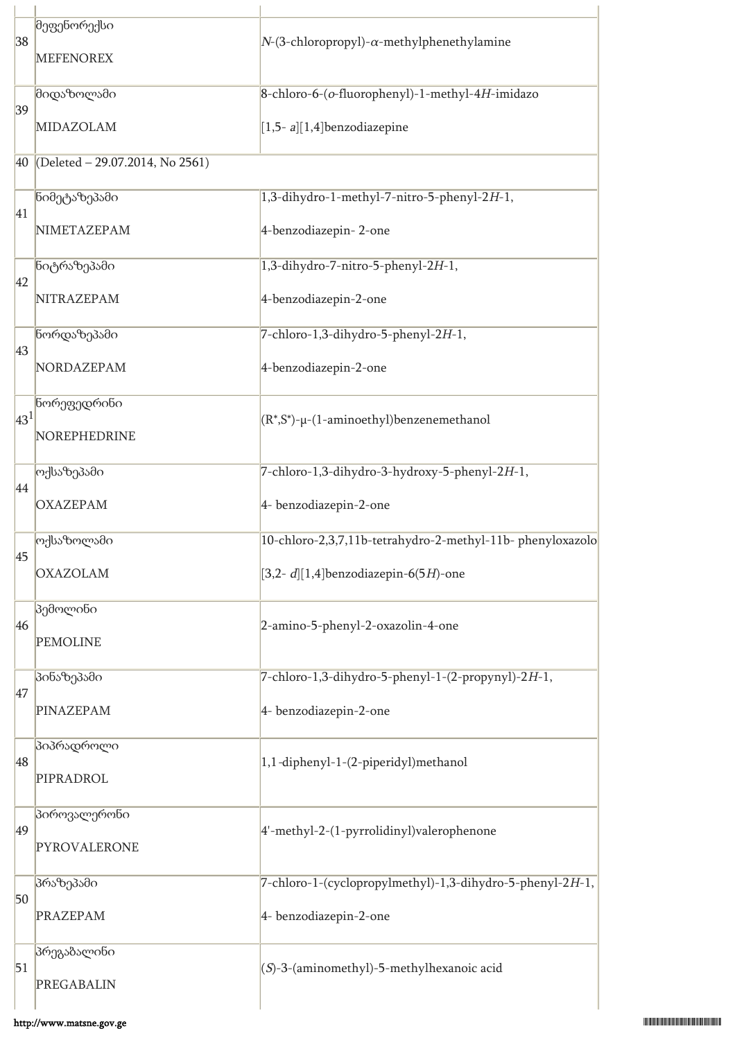| | | |
|---|---|---|
| 38 | მეფენორექსი<br>MEFENOREX | *N*-(3-chloropropyl)-$\alpha$-methylphenethylamine |
| 39 | მიდაზოლამი<br>MIDAZOLAM | 8-chloro-6-(*o*-fluorophenyl)-1-methyl-4*H*-imidazo<br>[1,5- *a*][1,4]benzodiazepine |
| 40 | (Deleted – 29.07.2014, No 2561) | |
| 41 | ნიმეტაზეპამი<br>NIMETAZEPAM | 1,3-dihydro-1-methyl-7-nitro-5-phenyl-2*H*-1,<br>4-benzodiazepin- 2-one |
| 42 | ნიტრაზეპამი<br>NITRAZEPAM | 1,3-dihydro-7-nitro-5-phenyl-2*H*-1,<br>4-benzodiazepin-2-one |
| 43 | ნორდაზეპამი<br>NORDAZEPAM | 7-chloro-1,3-dihydro-5-phenyl-2*H*-1,<br>4-benzodiazepin-2-one |
| 43[1] | ნორეფედრინი<br>NOREPHEDRINE | (R*,S*)-μ-(1-aminoethyl)benzenemethanol |
| 44 | ოქსაზეპამი<br>OXAZEPAM | 7-chloro-1,3-dihydro-3-hydroxy-5-phenyl-2*H*-1,<br>4- benzodiazepin-2-one |
| 45 | ოქსაზოლამი<br>OXAZOLAM | 10-chloro-2,3,7,11b-tetrahydro-2-methyl-11b- phenyloxazolo<br>[3,2- *d*][1,4]benzodiazepin-6(5*H*)-one |
| 46 | პემოლინი<br>PEMOLINE | 2-amino-5-phenyl-2-oxazolin-4-one |
| 47 | პინაზეპამი<br>PINAZEPAM | 7-chloro-1,3-dihydro-5-phenyl-1-(2-propynyl)-2*H*-1,<br>4- benzodiazepin-2-one |
| 48 | პიპრადროლი<br>PIPRADROL | 1,1-diphenyl-1-(2-piperidyl)methanol |
| 49 | პიროვალერონი<br>PYROVALERONE | 4'-methyl-2-(1-pyrrolidinyl)valerophenone |
| 50 | პრაზეპამი<br>PRAZEPAM | 7-chloro-1-(cyclopropylmethyl)-1,3-dihydro-5-phenyl-2*H*-1,<br>4- benzodiazepin-2-one |
| 51 | პრეგაბალინი<br>PREGABALIN | (*S*)-3-(aminomethyl)-5-methylhexanoic acid |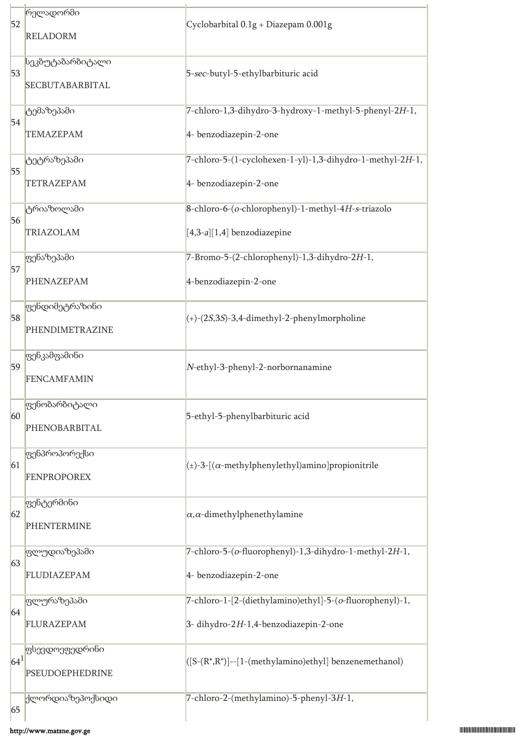| | | |
|---|---|---|
| 52 | რელადორმი<br>RELADORM | Cyclobarbital 0.1g + Diazepam 0.001g |
| 53 | სეკბუტაბარბიტალი<br>SECBUTABARBITAL | 5-*sec*-butyl-5-ethylbarbituric acid |
| 54 | ტემაზეპამი<br>TEMAZEPAM | 7-chloro-1,3-dihydro-3-hydroxy-1-methyl-5-phenyl-2*H*-1,<br>4- benzodiazepin-2-one |
| 55 | ტეტრაზეპამი<br>TETRAZEPAM | 7-chloro-5-(1-cyclohexen-1-yl)-1,3-dihydro-1-methyl-2*H*-1,<br>4- benzodiazepin-2-one |
| 56 | ტრიაზოლამი<br>TRIAZOLAM | 8-chloro-6-(*o*-chlorophenyl)-1-methyl-4*H*-*s*-triazolo<br>[4,3-*a*][1,4] benzodiazepine |
| 57 | ფენაზეპამი<br>PHENAZEPAM | 7-Bromo-5-(2-chlorophenyl)-1,3-dihydro-2*H*-1,<br>4-benzodiazepin-2-one |
| 58 | ფენდიმეტრაზინი<br>PHENDIMETRAZINE | (+)-(2*S*,3*S*)-3,4-dimethyl-2-phenylmorpholine |
| 59 | ფენკამფამინი<br>FENCAMFAMIN | *N*-ethyl-3-phenyl-2-norbornanamine |
| 60 | ფენობარბიტალი<br>PHENOBARBITAL | 5-ethyl-5-phenylbarbituric acid |
| 61 | ფენპროპორექსი<br>FENPROPOREX | (±)-3-[($\alpha$-methylphenylethyl)amino]propionitrile |
| 62 | ფენტერმინი<br>PHENTERMINE | $\alpha$,$\alpha$-dimethylphenethylamine |
| 63 | ფლუდიაზეპამი<br>FLUDIAZEPAM | 7-chloro-5-(*o*-fluorophenyl)-1,3-dihydro-1-methyl-2*H*-1,<br>4- benzodiazepin-2-one |
| 64 | ფლურაზეპამი<br>FLURAZEPAM | 7-chloro-1-[2-(diethylamino)ethyl]-5-(*o*-fluorophenyl)-1,<br>3- dihydro-2*H*-1,4-benzodiazepin-2-one |
| 64[1] | ფსევდოეფედრინი<br>PSEUDOEPHEDRINE | ([S-(R*,R*)]--[1-(methylamino)ethyl] benzenemethanol) |
| 65 | ქლორდიაზეპოქსიდი | 7-chloro-2-(methylamino)-5-phenyl-3*H*-1, |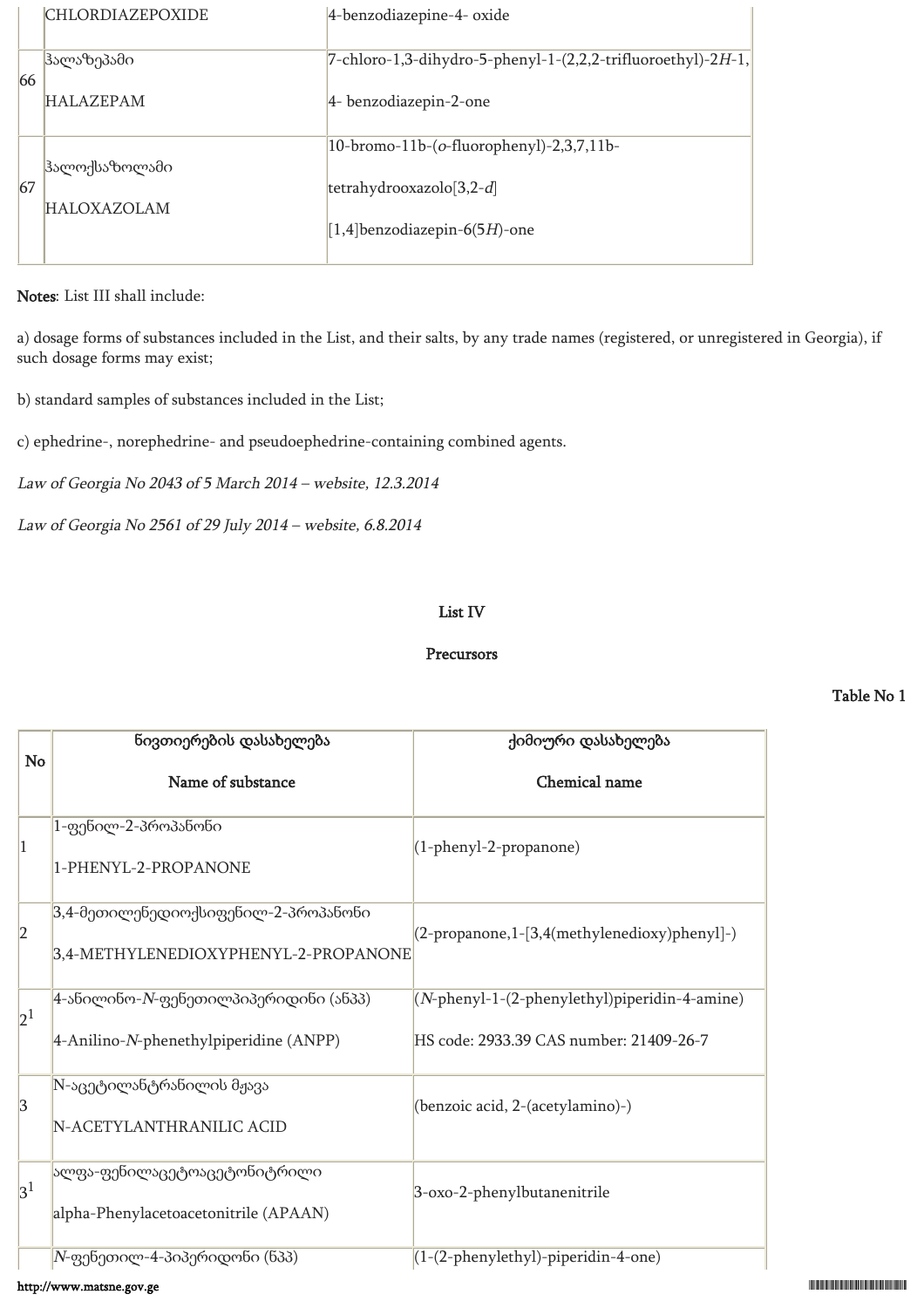| | | |
|---|---|---|
| | CHLORDIAZEPOXIDE | 4-benzodiazepine-4- oxide |
| 66 | ჰალაზეპამი<br><br>HALAZEPAM | 7-chloro-1,3-dihydro-5-phenyl-1-(2,2,2-trifluoroethyl)-2*H*-1,<br><br>4- benzodiazepin-2-one |
| 67 | ჰალოქსაზოლამი<br><br>HALOXAZOLAM | 10-bromo-11b-(*o*-fluorophenyl)-2,3,7,11b-<br><br>tetrahydrooxazolo[3,2-*d*]<br><br>[1,4]benzodiazepin-6(5*H*)-one |

**Notes**: List III shall include:

a) dosage forms of substances included in the List, and their salts, by any trade names (registered, or unregistered in Georgia), if such dosage forms may exist;

b) standard samples of substances included in the List;

c) ephedrine-, norephedrine- and pseudoephedrine-containing combined agents.

*Law of Georgia No 2043 of 5 March 2014 – website, 12.3.2014*

*Law of Georgia No 2561 of 29 July 2014 – website, 6.8.2014*

## List IV

## Precursors

Table No 1

| No | ნივთიერების დასახელება<br><br>Name of substance | ქიმიური დასახელება<br><br>Chemical name |
|---|---|---|
| 1 | 1-ფენილ-2-პროპანონი<br><br>1-PHENYL-2-PROPANONE | (1-phenyl-2-propanone) |
| 2 | 3,4-მეთილენედიოქსიფენილ-2-პროპანონი<br><br>3,4-METHYLENEDIOXYPHENYL-2-PROPANONE | (2-propanone,1-[3,4(methylenedioxy)phenyl]-) |
| 2[1] | 4-ანილინო-*N*-ფენეთილპიპერიდინი (ანპპ)<br><br>4-Anilino-*N*-phenethylpiperidine (ANPP) | (*N*-phenyl-1-(2-phenylethyl)piperidin-4-amine)<br><br>HS code: 2933.39 CAS number: 21409-26-7 |
| 3 | N-აცეტილანტრანილის მჟავა<br><br>N-ACETYLANTHRANILIC ACID | (benzoic acid, 2-(acetylamino)-) |
| 3[1] | ალფა-ფენილაცეტოაცეტონიტრილი<br><br>alpha-Phenylacetoacetonitrile (APAAN) | 3-oxo-2-phenylbutanenitrile |
| | *N*-ფენეთილ-4-პიპერიდონი (ნპპ) | (1-(2-phenylethyl)-piperidin-4-one) |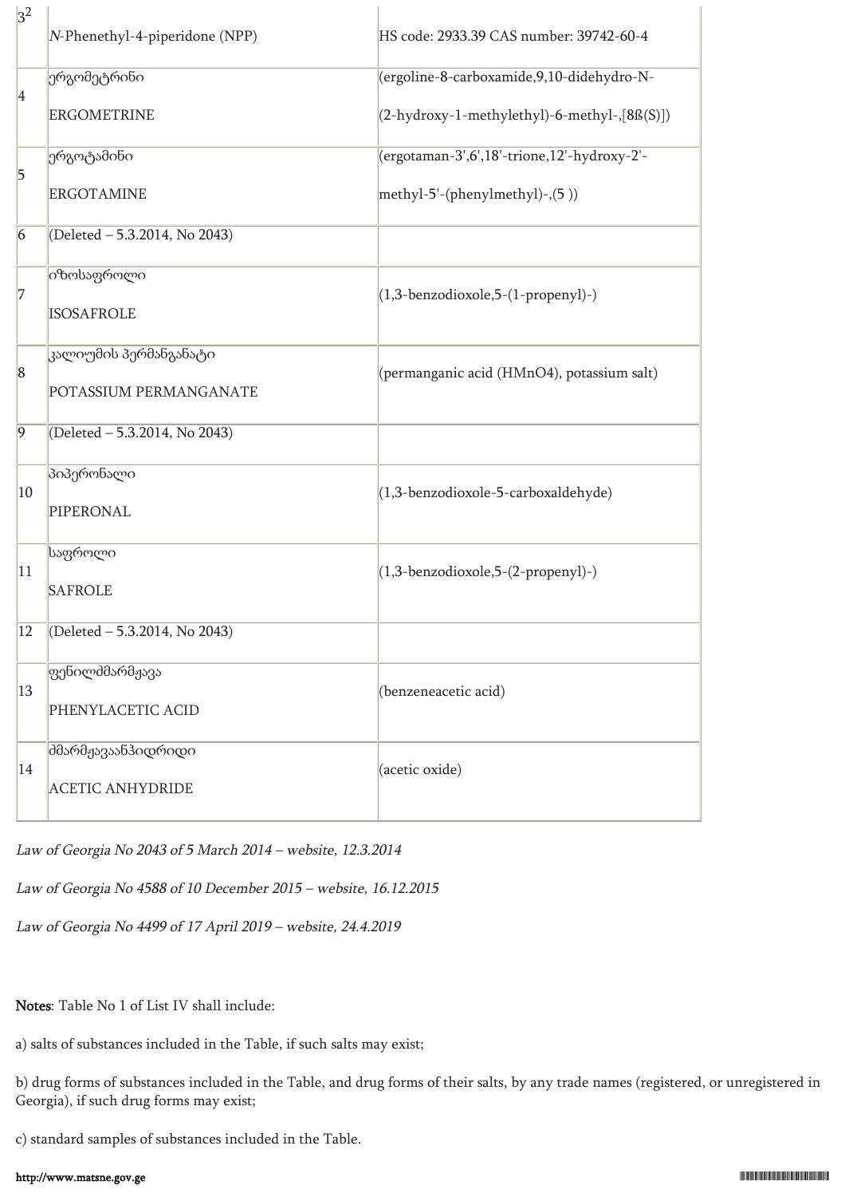| | | |
|---|---|---|
| 3[2] | *N*-Phenethyl-4-piperidone (NPP) | HS code: 2933.39 CAS number: 39742-60-4 |
| 4 | ერგომეტრინი<br>ERGOMETRINE | (ergoline-8-carboxamide,9,10-didehydro-N-<br>(2-hydroxy-1-methylethyl)-6-methyl-,[8ß(S)]) |
| 5 | ერგოტამინი<br>ERGOTAMINE | (ergotaman-3',6',18'-trione,12'-hydroxy-2'-<br>methyl-5'-(phenylmethyl)-,(5 )) |
| 6 | (Deleted – 5.3.2014, No 2043) | |
| 7 | იზოსაფროლი<br>ISOSAFROLE | (1,3-benzodioxole,5-(1-propenyl)-) |
| 8 | კალიუმის პერმანგანატი<br>POTASSIUM PERMANGANATE | (permanganic acid (HMnO4), potassium salt) |
| 9 | (Deleted – 5.3.2014, No 2043) | |
| 10 | პიპერონალი<br>PIPERONAL | (1,3-benzodioxole-5-carboxaldehyde) |
| 11 | საფროლი<br>SAFROLE | (1,3-benzodioxole,5-(2-propenyl)-) |
| 12 | (Deleted – 5.3.2014, No 2043) | |
| 13 | ფენილძმარმჟავა<br>PHENYLACETIC ACID | (benzeneacetic acid) |
| 14 | ძმარმჟავაანჰიდრიდი<br>ACETIC ANHYDRIDE | (acetic oxide) |

*Law of Georgia No 2043 of 5 March 2014 – website, 12.3.2014*

*Law of Georgia No 4588 of 10 December 2015 – website, 16.12.2015*

*Law of Georgia No 4499 of 17 April 2019 – website, 24.4.2019*

**Notes**: Table No 1 of List IV shall include:

a) salts of substances included in the Table, if such salts may exist;

b) drug forms of substances included in the Table, and drug forms of their salts, by any trade names (registered, or unregistered in Georgia), if such drug forms may exist;

c) standard samples of substances included in the Table.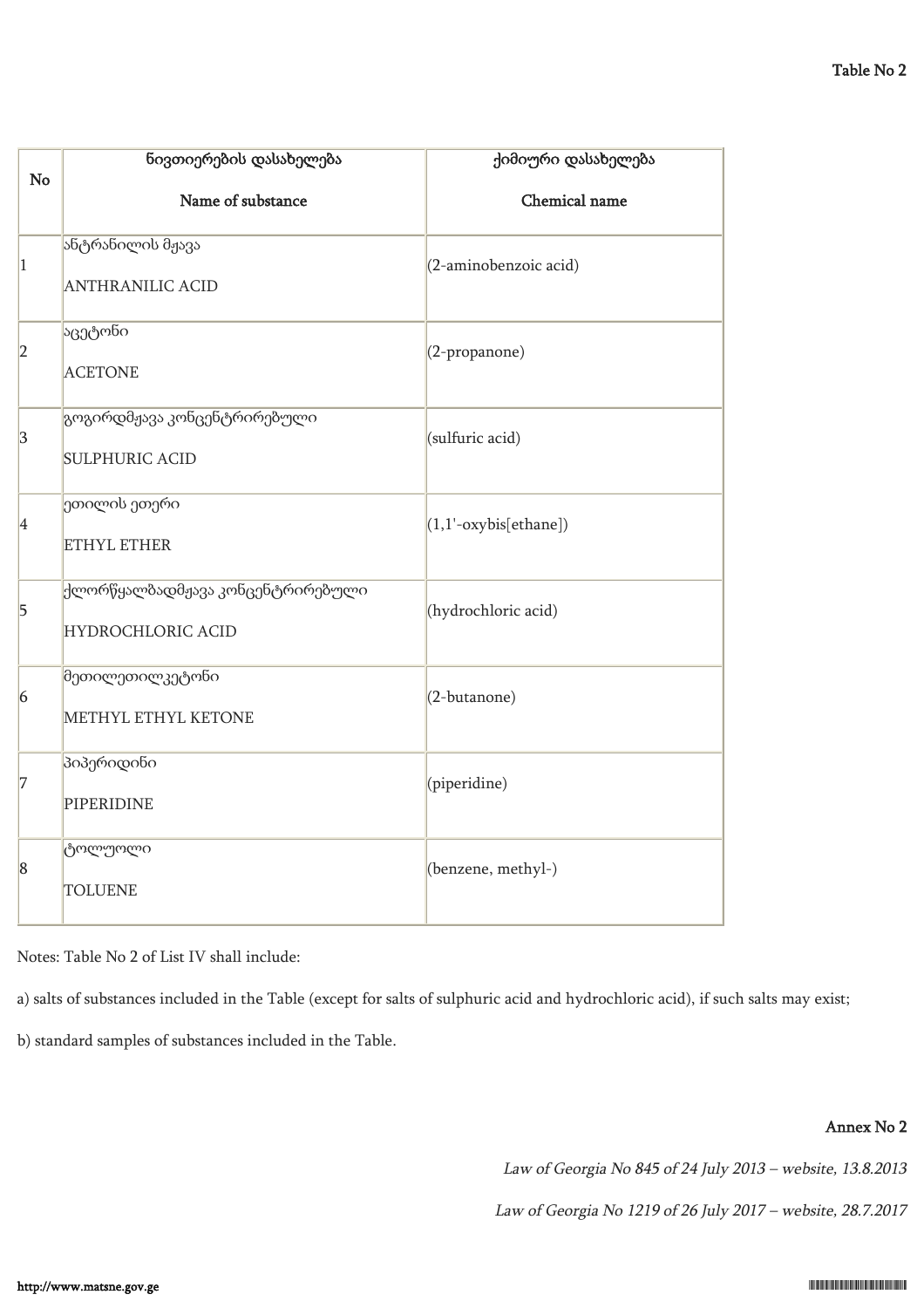Table No 2

| No | ნივთიერების დასახელება<br><br>Name of substance | ქიმიური დასახელება<br><br>Chemical name |
|---|---|---|
| 1 | ანტრანილის მჟავა<br><br>ANTHRANILIC ACID | (2-aminobenzoic acid) |
| 2 | აცეტონი<br><br>ACETONE | (2-propanone) |
| 3 | გოგირდმჟავა კონცენტრირებული<br><br>SULPHURIC ACID | (sulfuric acid) |
| 4 | ეთილის ეთერი<br><br>ETHYL ETHER | (1,1'-oxybis[ethane]) |
| 5 | ქლორწყალბადმჟავა კონცენტრირებული<br><br>HYDROCHLORIC ACID | (hydrochloric acid) |
| 6 | მეთილეთილკეტონი<br><br>METHYL ETHYL KETONE | (2-butanone) |
| 7 | პიპერიდინი<br><br>PIPERIDINE | (piperidine) |
| 8 | ტოლუოლი<br><br>TOLUENE | (benzene, methyl-) |

Notes: Table No 2 of List IV shall include:

a) salts of substances included in the Table (except for salts of sulphuric acid and hydrochloric acid), if such salts may exist;

b) standard samples of substances included in the Table.

**Annex No 2**

*Law of Georgia No 845 of 24 July 2013 – website, 13.8.2013*

*Law of Georgia No 1219 of 26 July 2017 – website, 28.7.2017*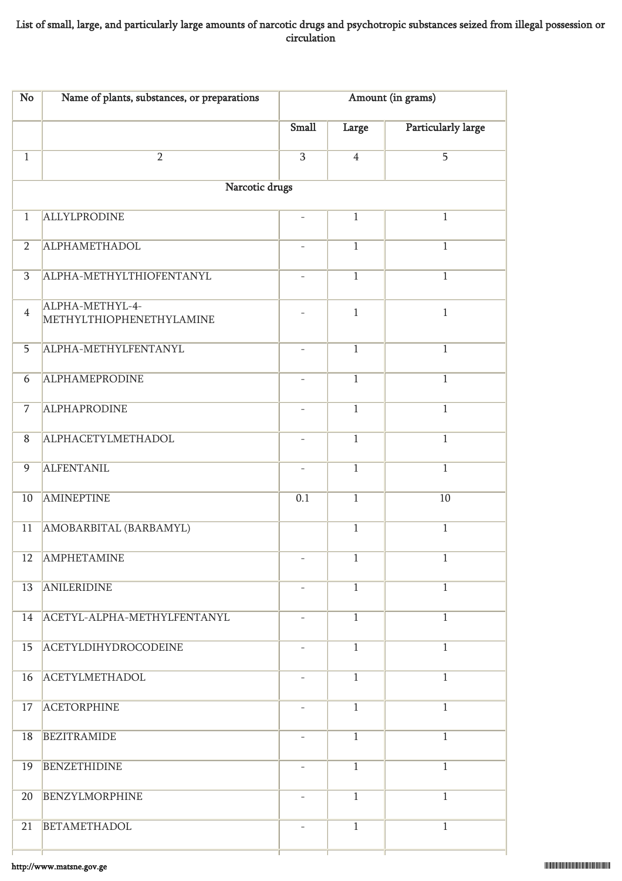List of small, large, and particularly large amounts of narcotic drugs and psychotropic substances seized from illegal possession or circulation

| No | Name of plants, substances, or preparations | Amount (in grams) | | |
|---|---|---|---|---|
| | | Small | Large | Particularly large |
| 1 | 2 | 3 | 4 | 5 |
| | Narcotic drugs | | | |
| 1 | ALLYLPRODINE | - | 1 | 1 |
| 2 | ALPHAMETHADOL | - | 1 | 1 |
| 3 | ALPHA-METHYLTHIOFENTANYL | - | 1 | 1 |
| 4 | ALPHA-METHYL-4-METHYLTHIOPHENETHYLAMINE | - | 1 | 1 |
| 5 | ALPHA-METHYLFENTANYL | - | 1 | 1 |
| 6 | ALPHAMEPRODINE | - | 1 | 1 |
| 7 | ALPHAPRODINE | - | 1 | 1 |
| 8 | ALPHACETYLMETHADOL | - | 1 | 1 |
| 9 | ALFENTANIL | - | 1 | 1 |
| 10 | AMINEPTINE | 0.1 | 1 | 10 |
| 11 | AMOBARBITAL (BARBAMYL) | | 1 | 1 |
| 12 | AMPHETAMINE | - | 1 | 1 |
| 13 | ANILERIDINE | - | 1 | 1 |
| 14 | ACETYL-ALPHA-METHYLFENTANYL | - | 1 | 1 |
| 15 | ACETYLDIHYDROCODEINE | - | 1 | 1 |
| 16 | ACETYLMETHADOL | - | 1 | 1 |
| 17 | ACETORPHINE | - | 1 | 1 |
| 18 | BEZITRAMIDE | - | 1 | 1 |
| 19 | BENZETHIDINE | - | 1 | 1 |
| 20 | BENZYLMORPHINE | - | 1 | 1 |
| 21 | BETAMETHADOL | - | 1 | 1 |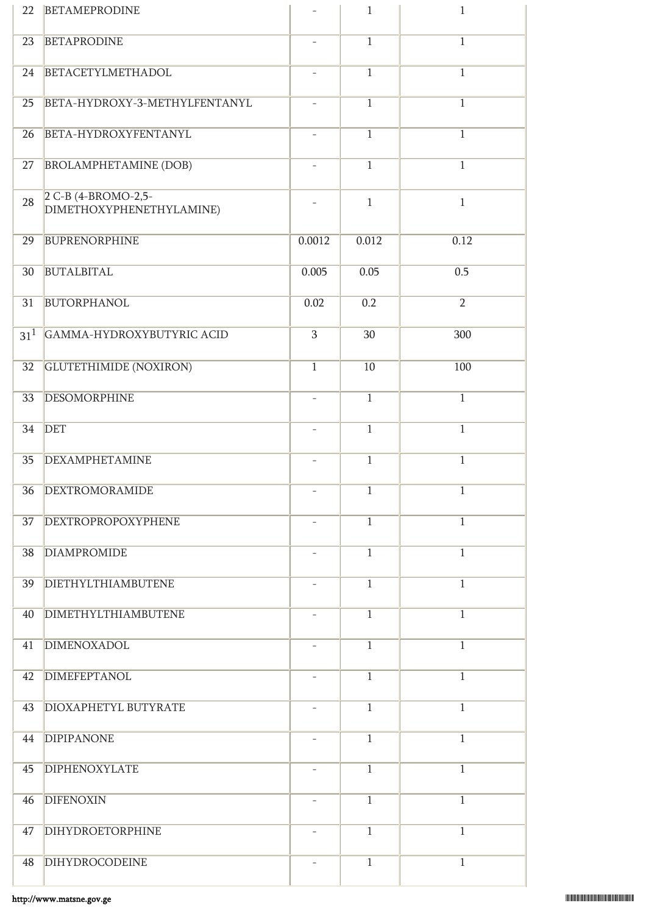| | | | | |
|---|---|---|---|---|
| 22 | BETAMEPRODINE | - | 1 | 1 |
| 23 | BETAPRODINE | - | 1 | 1 |
| 24 | BETACETYLMETHADOL | - | 1 | 1 |
| 25 | BETA-HYDROXY-3-METHYLFENTANYL | - | 1 | 1 |
| 26 | BETA-HYDROXYFENTANYL | - | 1 | 1 |
| 27 | BROLAMPHETAMINE (DOB) | - | 1 | 1 |
| 28 | 2 C-B (4-BROMO-2,5-DIMETHOXYPHENETHYLAMINE) | - | 1 | 1 |
| 29 | BUPRENORPHINE | 0.0012 | 0.012 | 0.12 |
| 30 | BUTALBITAL | 0.005 | 0.05 | 0.5 |
| 31 | BUTORPHANOL | 0.02 | 0.2 | 2 |
| 31[1] | GAMMA-HYDROXYBUTYRIC ACID | 3 | 30 | 300 |
| 32 | GLUTETHIMIDE (NOXIRON) | 1 | 10 | 100 |
| 33 | DESOMORPHINE | - | 1 | 1 |
| 34 | DET | - | 1 | 1 |
| 35 | DEXAMPHETAMINE | - | 1 | 1 |
| 36 | DEXTROMORAMIDE | - | 1 | 1 |
| 37 | DEXTROPROPOXYPHENE | - | 1 | 1 |
| 38 | DIAMPROMIDE | - | 1 | 1 |
| 39 | DIETHYLTHIAMBUTENE | - | 1 | 1 |
| 40 | DIMETHYLTHIAMBUTENE | - | 1 | 1 |
| 41 | DIMENOXADOL | - | 1 | 1 |
| 42 | DIMEFEPTANOL | - | 1 | 1 |
| 43 | DIOXAPHETYL BUTYRATE | - | 1 | 1 |
| 44 | DIPIPANONE | - | 1 | 1 |
| 45 | DIPHENOXYLATE | - | 1 | 1 |
| 46 | DIFENOXIN | - | 1 | 1 |
| 47 | DIHYDROETORPHINE | - | 1 | 1 |
| 48 | DIHYDROCODEINE | - | 1 | 1 |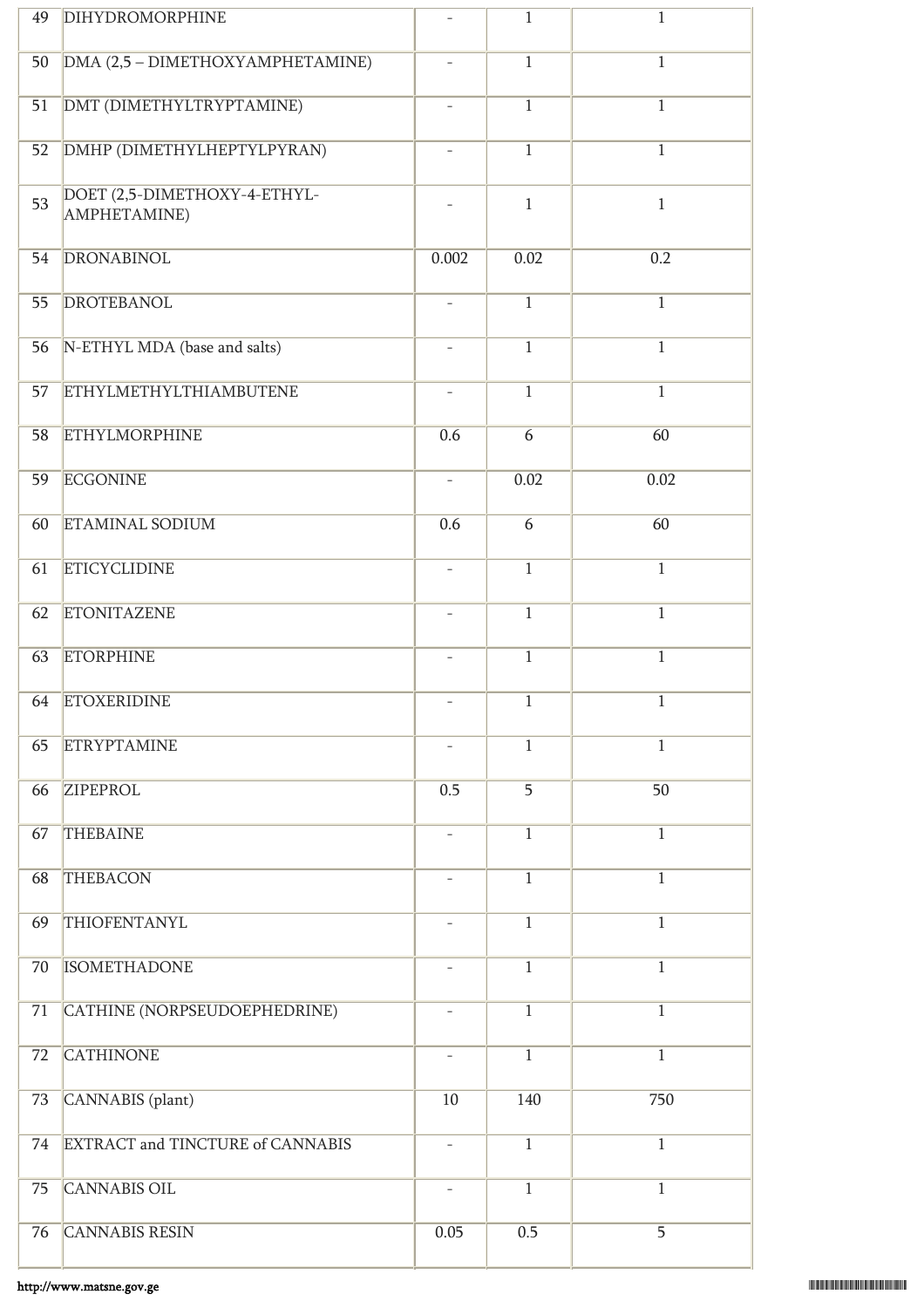| | | | | |
|---|---|---|---|---|
| 49 | DIHYDROMORPHINE | - | 1 | 1 |
| 50 | DMA (2,5 – DIMETHOXYAMPHETAMINE) | - | 1 | 1 |
| 51 | DMT (DIMETHYLTRYPTAMINE) | - | 1 | 1 |
| 52 | DMHP (DIMETHYLHEPTYLPYRAN) | - | 1 | 1 |
| 53 | DOET (2,5-DIMETHOXY-4-ETHYL-AMPHETAMINE) | - | 1 | 1 |
| 54 | DRONABINOL | 0.002 | 0.02 | 0.2 |
| 55 | DROTEBANOL | - | 1 | 1 |
| 56 | N-ETHYL MDA (base and salts) | - | 1 | 1 |
| 57 | ETHYLMETHYLTHIAMBUTENE | - | 1 | 1 |
| 58 | ETHYLMORPHINE | 0.6 | 6 | 60 |
| 59 | ECGONINE | - | 0.02 | 0.02 |
| 60 | ETAMINAL SODIUM | 0.6 | 6 | 60 |
| 61 | ETICYCLIDINE | - | 1 | 1 |
| 62 | ETONITAZENE | - | 1 | 1 |
| 63 | ETORPHINE | - | 1 | 1 |
| 64 | ETOXERIDINE | - | 1 | 1 |
| 65 | ETRYPTAMINE | - | 1 | 1 |
| 66 | ZIPEPROL | 0.5 | 5 | 50 |
| 67 | THEBAINE | - | 1 | 1 |
| 68 | THEBACON | - | 1 | 1 |
| 69 | THIOFENTANYL | - | 1 | 1 |
| 70 | ISOMETHADONE | - | 1 | 1 |
| 71 | CATHINE (NORPSEUDOEPHEDRINE) | - | 1 | 1 |
| 72 | CATHINONE | - | 1 | 1 |
| 73 | CANNABIS (plant) | 10 | 140 | 750 |
| 74 | EXTRACT and TINCTURE of CANNABIS | - | 1 | 1 |
| 75 | CANNABIS OIL | - | 1 | 1 |
| 76 | CANNABIS RESIN | 0.05 | 0.5 | 5 |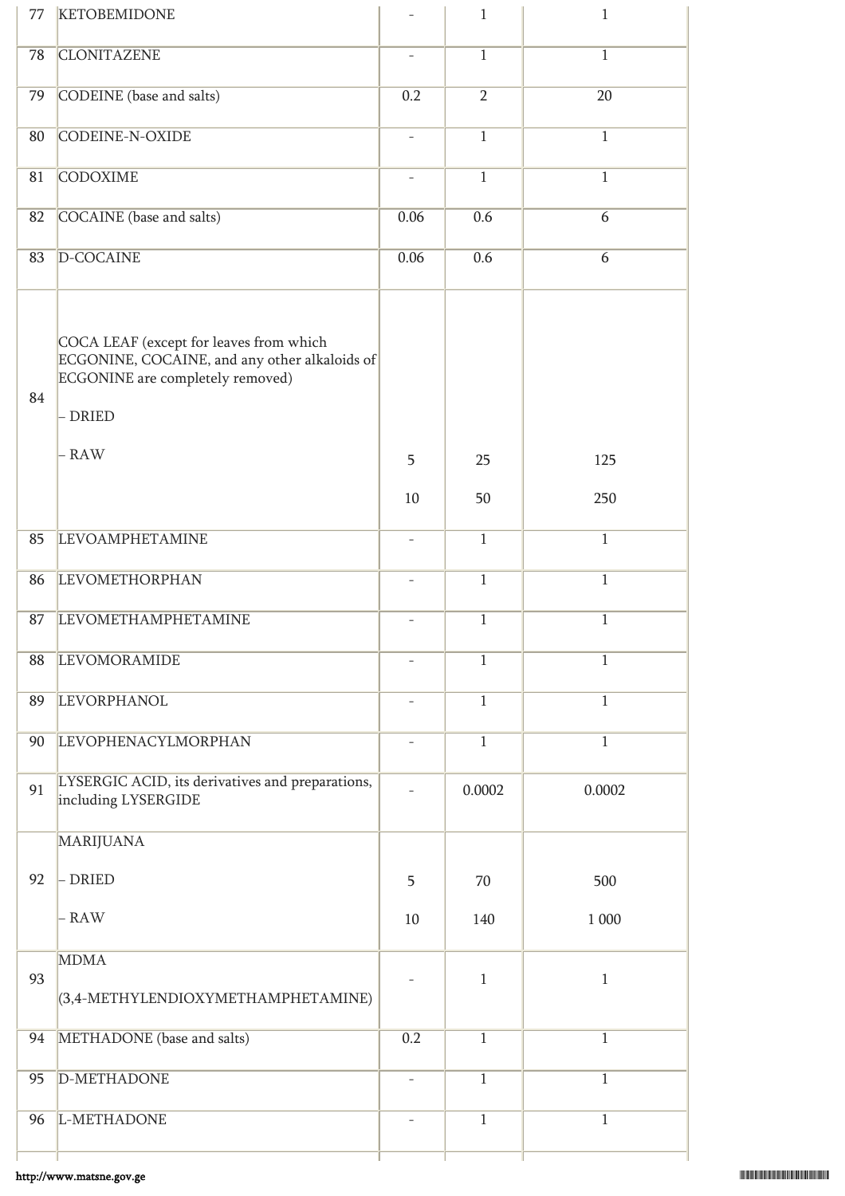| 77 | KETOBEMIDONE | - | 1 | 1 |
|---|---|---|---|---|
| 78 | CLONITAZENE | - | 1 | 1 |
| 79 | CODEINE (base and salts) | 0.2 | 2 | 20 |
| 80 | CODEINE-N-OXIDE | - | 1 | 1 |
| 81 | CODOXIME | - | 1 | 1 |
| 82 | COCAINE (base and salts) | 0.06 | 0.6 | 6 |
| 83 | D-COCAINE | 0.06 | 0.6 | 6 |
| 84 | COCA LEAF (except for leaves from which ECGONINE, COCAINE, and any other alkaloids of ECGONINE are completely removed)<br>– DRIED<br>– RAW | 5<br>10 | 25<br>50 | 125<br>250 |
| 85 | LEVOAMPHETAMINE | - | 1 | 1 |
| 86 | LEVOMETHORPHAN | - | 1 | 1 |
| 87 | LEVOMETHAMPHETAMINE | - | 1 | 1 |
| 88 | LEVOMORAMIDE | - | 1 | 1 |
| 89 | LEVORPHANOL | - | 1 | 1 |
| 90 | LEVOPHENACYLMORPHAN | - | 1 | 1 |
| 91 | LYSERGIC ACID, its derivatives and preparations, including LYSERGIDE | - | 0.0002 | 0.0002 |
| 92 | MARIJUANA<br>– DRIED<br>– RAW | 5<br>10 | 70<br>140 | 500<br>1 000 |
| 93 | MDMA<br>(3,4-METHYLENDIOXYMETHAMPHETAMINE) | - | 1 | 1 |
| 94 | METHADONE (base and salts) | 0.2 | 1 | 1 |
| 95 | D-METHADONE | - | 1 | 1 |
| 96 | L-METHADONE | - | 1 | 1 |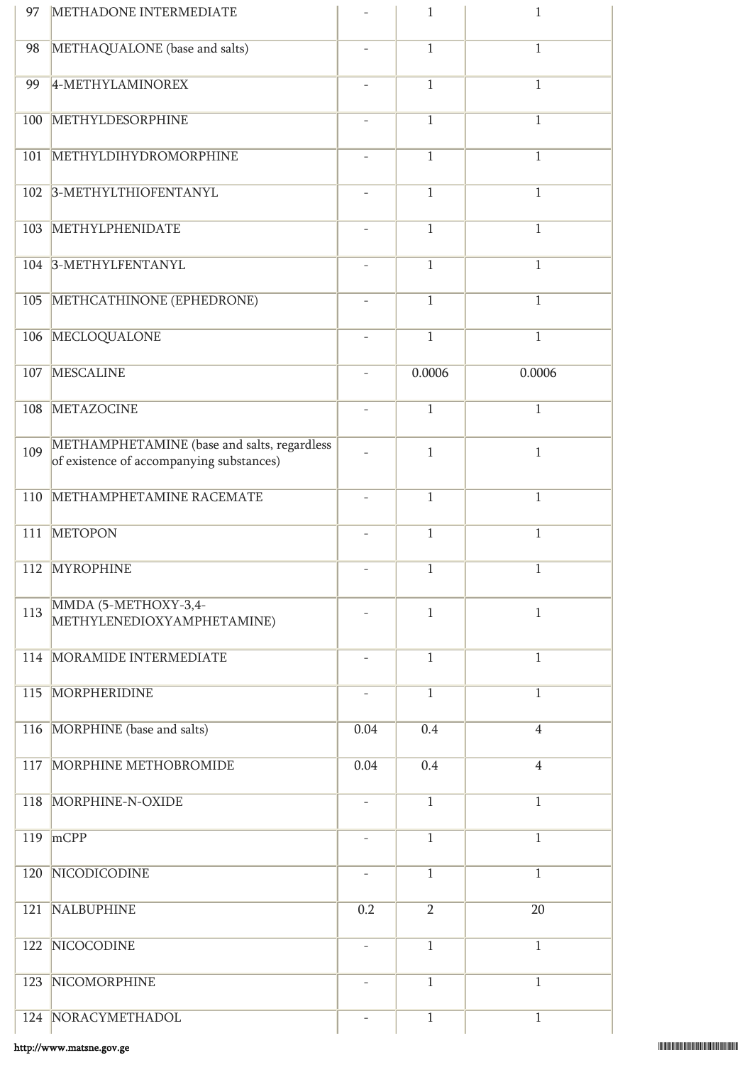| | | | | |
|---|---|---|---|---|
| 97 | METHADONE INTERMEDIATE | - | 1 | 1 |
| 98 | METHAQUALONE (base and salts) | - | 1 | 1 |
| 99 | 4-METHYLAMINOREX | - | 1 | 1 |
| 100 | METHYLDESORPHINE | - | 1 | 1 |
| 101 | METHYLDIHYDROMORPHINE | - | 1 | 1 |
| 102 | 3-METHYLTHIOFENTANYL | - | 1 | 1 |
| 103 | METHYLPHENIDATE | - | 1 | 1 |
| 104 | 3-METHYLFENTANYL | - | 1 | 1 |
| 105 | METHCATHINONE (EPHEDRONE) | - | 1 | 1 |
| 106 | MECLOQUALONE | - | 1 | 1 |
| 107 | MESCALINE | - | 0.0006 | 0.0006 |
| 108 | METAZOCINE | - | 1 | 1 |
| 109 | METHAMPHETAMINE (base and salts, regardless of existence of accompanying substances) | - | 1 | 1 |
| 110 | METHAMPHETAMINE RACEMATE | - | 1 | 1 |
| 111 | METOPON | - | 1 | 1 |
| 112 | MYROPHINE | - | 1 | 1 |
| 113 | MMDA (5-METHOXY-3,4-METHYLENEDIOXYAMPHETAMINE) | - | 1 | 1 |
| 114 | MORAMIDE INTERMEDIATE | - | 1 | 1 |
| 115 | MORPHERIDINE | - | 1 | 1 |
| 116 | MORPHINE (base and salts) | 0.04 | 0.4 | 4 |
| 117 | MORPHINE METHOBROMIDE | 0.04 | 0.4 | 4 |
| 118 | MORPHINE-N-OXIDE | - | 1 | 1 |
| 119 | mCPP | - | 1 | 1 |
| 120 | NICODICODINE | - | 1 | 1 |
| 121 | NALBUPHINE | 0.2 | 2 | 20 |
| 122 | NICOCODINE | - | 1 | 1 |
| 123 | NICOMORPHINE | - | 1 | 1 |
| 124 | NORACYMETHADOL | - | 1 | 1 |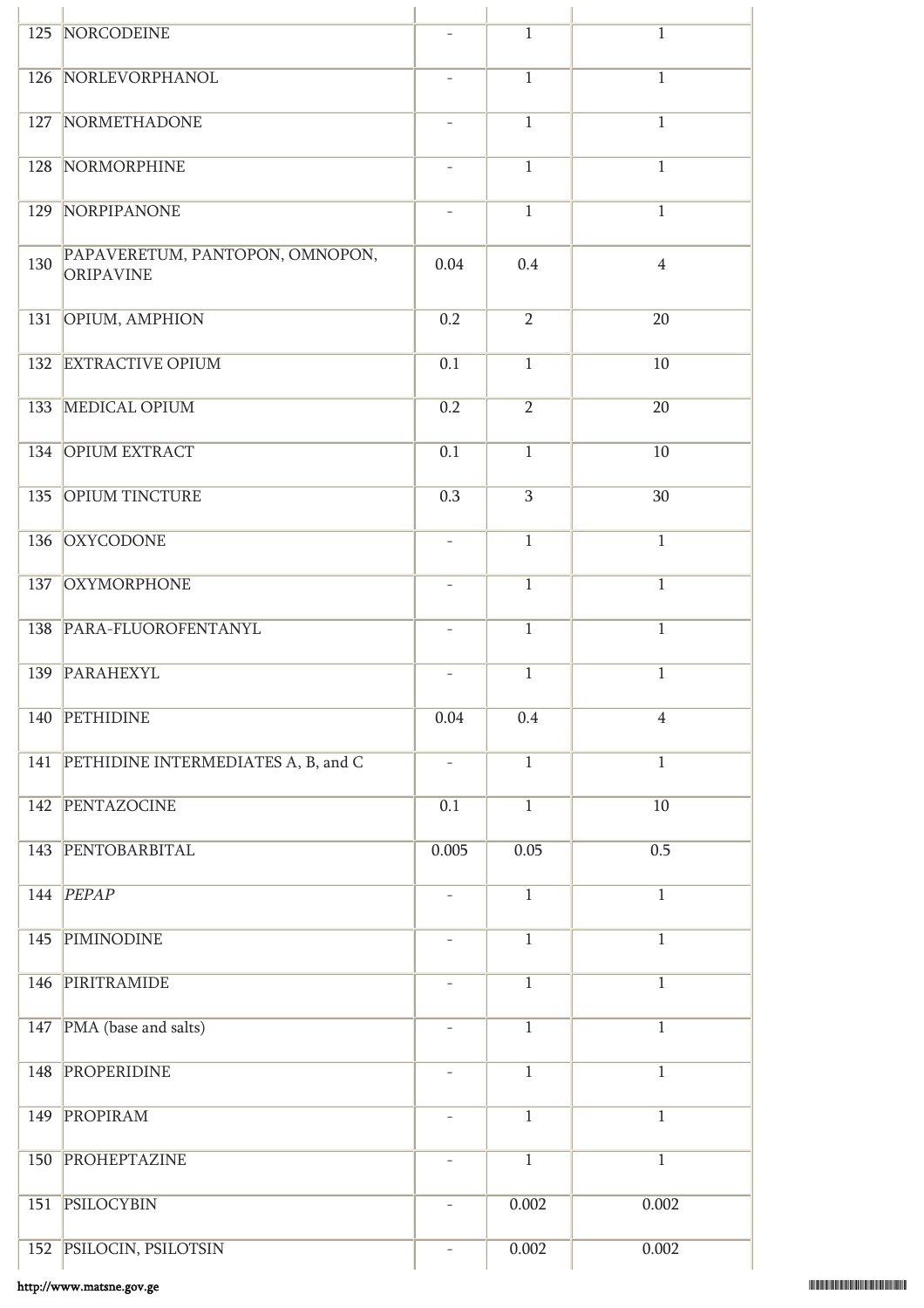| | | | | |
|---|---|---|---|---|
| 125 | NORCODEINE | - | 1 | 1 |
| 126 | NORLEVORPHANOL | - | 1 | 1 |
| 127 | NORMETHADONE | - | 1 | 1 |
| 128 | NORMORPHINE | - | 1 | 1 |
| 129 | NORPIPANONE | - | 1 | 1 |
| 130 | PAPAVERETUM, PANTOPON, OMNOPON, ORIPAVINE | 0.04 | 0.4 | 4 |
| 131 | OPIUM, AMPHION | 0.2 | 2 | 20 |
| 132 | EXTRACTIVE OPIUM | 0.1 | 1 | 10 |
| 133 | MEDICAL OPIUM | 0.2 | 2 | 20 |
| 134 | OPIUM EXTRACT | 0.1 | 1 | 10 |
| 135 | OPIUM TINCTURE | 0.3 | 3 | 30 |
| 136 | OXYCODONE | - | 1 | 1 |
| 137 | OXYMORPHONE | - | 1 | 1 |
| 138 | PARA-FLUOROFENTANYL | - | 1 | 1 |
| 139 | PARAHEXYL | - | 1 | 1 |
| 140 | PETHIDINE | 0.04 | 0.4 | 4 |
| 141 | PETHIDINE INTERMEDIATES A, B, and C | - | 1 | 1 |
| 142 | PENTAZOCINE | 0.1 | 1 | 10 |
| 143 | PENTOBARBITAL | 0.005 | 0.05 | 0.5 |
| 144 | *PEPAP* | - | 1 | 1 |
| 145 | PIMINODINE | - | 1 | 1 |
| 146 | PIRITRAMIDE | - | 1 | 1 |
| 147 | PMA (base and salts) | - | 1 | 1 |
| 148 | PROPERIDINE | - | 1 | 1 |
| 149 | PROPIRAM | - | 1 | 1 |
| 150 | PROHEPTAZINE | - | 1 | 1 |
| 151 | PSILOCYBIN | - | 0.002 | 0.002 |
| 152 | PSILOCIN, PSILOTSIN | - | 0.002 | 0.002 |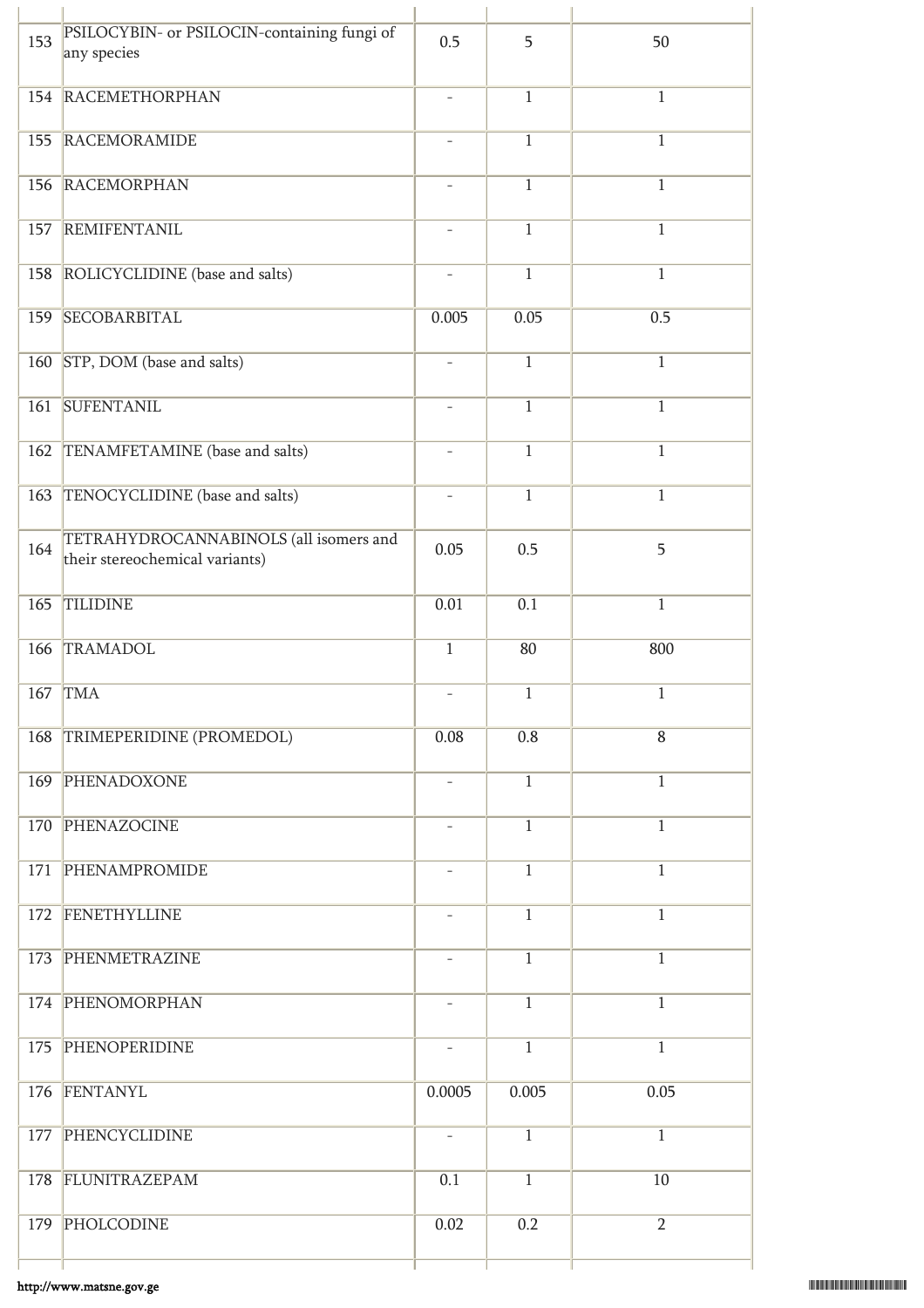| | | | | |
|---|---|---|---|---|
| 153 | PSILOCYBIN- or PSILOCIN-containing fungi of any species | 0.5 | 5 | 50 |
| 154 | RACEMETHORPHAN | - | 1 | 1 |
| 155 | RACEMORAMIDE | - | 1 | 1 |
| 156 | RACEMORPHAN | - | 1 | 1 |
| 157 | REMIFENTANIL | - | 1 | 1 |
| 158 | ROLICYCLIDINE (base and salts) | - | 1 | 1 |
| 159 | SECOBARBITAL | 0.005 | 0.05 | 0.5 |
| 160 | STP, DOM (base and salts) | - | 1 | 1 |
| 161 | SUFENTANIL | - | 1 | 1 |
| 162 | TENAMFETAMINE (base and salts) | - | 1 | 1 |
| 163 | TENOCYCLIDINE (base and salts) | - | 1 | 1 |
| 164 | TETRAHYDROCANNABINOLS (all isomers and their stereochemical variants) | 0.05 | 0.5 | 5 |
| 165 | TILIDINE | 0.01 | 0.1 | 1 |
| 166 | TRAMADOL | 1 | 80 | 800 |
| 167 | TMA | - | 1 | 1 |
| 168 | TRIMEPERIDINE (PROMEDOL) | 0.08 | 0.8 | 8 |
| 169 | PHENADOXONE | - | 1 | 1 |
| 170 | PHENAZOCINE | - | 1 | 1 |
| 171 | PHENAMPROMIDE | - | 1 | 1 |
| 172 | FENETHYLLINE | - | 1 | 1 |
| 173 | PHENMETRAZINE | - | 1 | 1 |
| 174 | PHENOMORPHAN | - | 1 | 1 |
| 175 | PHENOPERIDINE | - | 1 | 1 |
| 176 | FENTANYL | 0.0005 | 0.005 | 0.05 |
| 177 | PHENCYCLIDINE | - | 1 | 1 |
| 178 | FLUNITRAZEPAM | 0.1 | 1 | 10 |
| 179 | PHOLCODINE | 0.02 | 0.2 | 2 |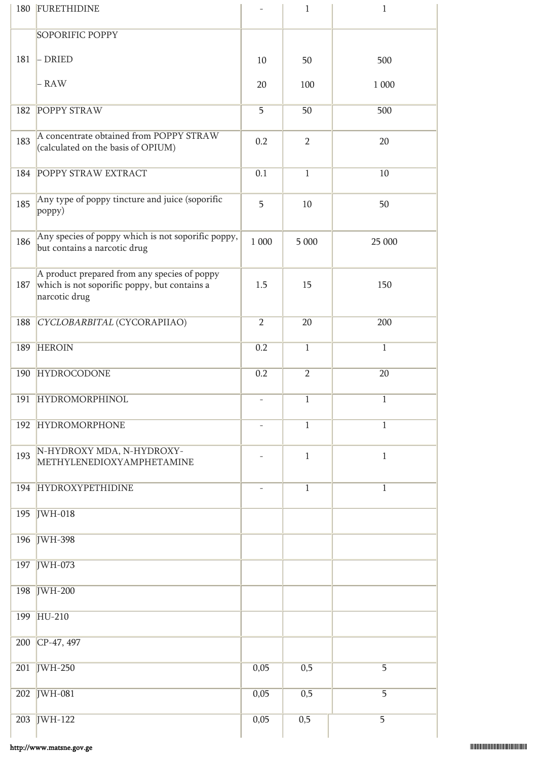| | | | | |
|---|---|---|---|---|
| 180 | FURETHIDINE | - | 1 | 1 |
| 181 | SOPORIFIC POPPY<br>– DRIED<br>– RAW | <br>10<br>20 | <br>50<br>100 | <br>500<br>1 000 |
| 182 | POPPY STRAW | 5 | 50 | 500 |
| 183 | A concentrate obtained from POPPY STRAW (calculated on the basis of OPIUM) | 0.2 | 2 | 20 |
| 184 | POPPY STRAW EXTRACT | 0.1 | 1 | 10 |
| 185 | Any type of poppy tincture and juice (soporific poppy) | 5 | 10 | 50 |
| 186 | Any species of poppy which is not soporific poppy, but contains a narcotic drug | 1 000 | 5 000 | 25 000 |
| 187 | A product prepared from any species of poppy which is not soporific poppy, but contains a narcotic drug | 1.5 | 15 | 150 |
| 188 | *CYCLOBARBITAL* (CYCORAPIIAO) | 2 | 20 | 200 |
| 189 | HEROIN | 0.2 | 1 | 1 |
| 190 | HYDROCODONE | 0.2 | 2 | 20 |
| 191 | HYDROMORPHINOL | - | 1 | 1 |
| 192 | HYDROMORPHONE | - | 1 | 1 |
| 193 | N-HYDROXY MDA, N-HYDROXY-METHYLENEDIOXYAMPHETAMINE | - | 1 | 1 |
| 194 | HYDROXYPETHIDINE | - | 1 | 1 |
| 195 | JWH-018 | | | |
| 196 | JWH-398 | | | |
| 197 | JWH-073 | | | |
| 198 | JWH-200 | | | |
| 199 | HU-210 | | | |
| 200 | CP-47, 497 | | | |
| 201 | JWH-250 | 0,05 | 0,5 | 5 |
| 202 | JWH-081 | 0,05 | 0,5 | 5 |
| 203 | JWH-122 | 0,05 | 0,5 | 5 |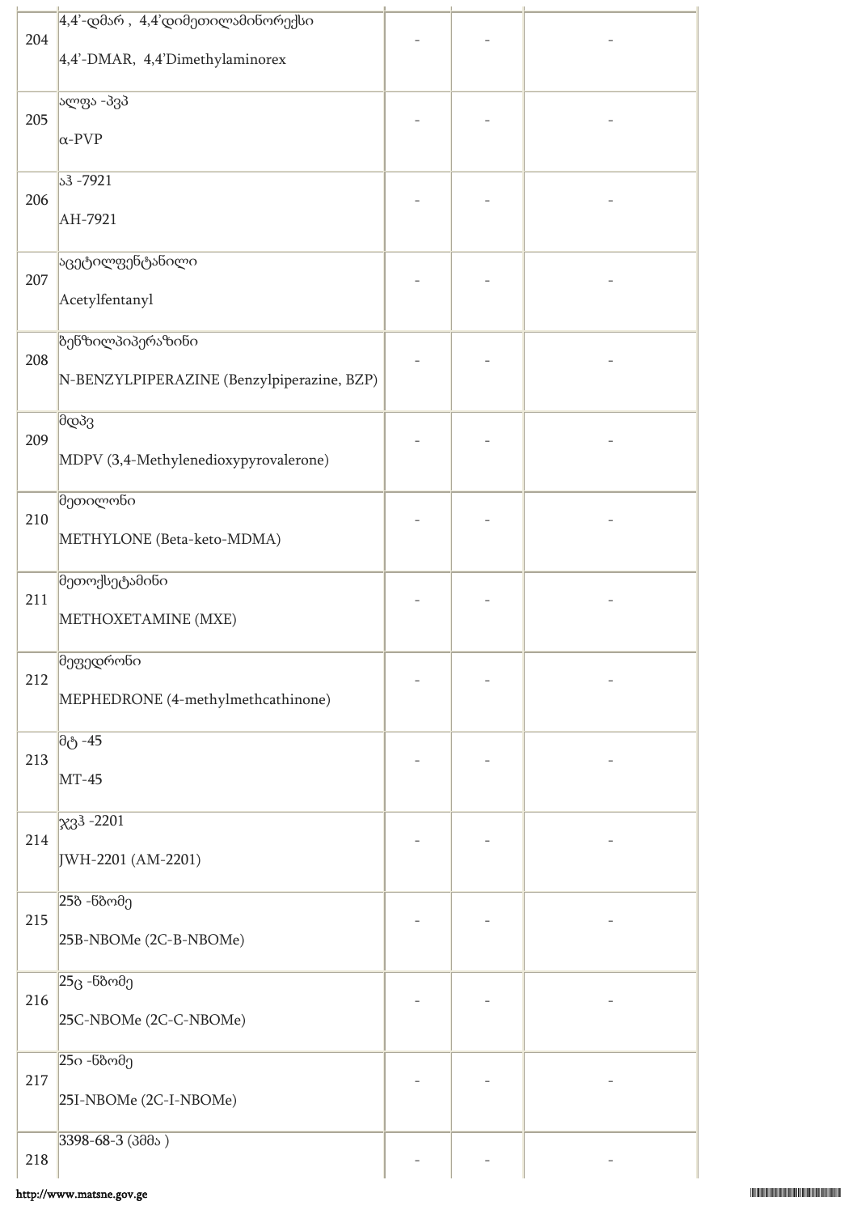| | | | | |
|---|---|---|---|---|
| 204 | 4,4’-დმარ , 4,4’დიმეთილამინორექსი<br><br>4,4’-DMAR, 4,4’Dimethylaminorex | - | - | - |
| 205 | ალფა -პვპ<br><br>α-PVP | - | - | - |
| 206 | აჰ -7921<br><br>AH-7921 | - | - | - |
| 207 | აცეტილფენტანილი<br><br>Acetylfentanyl | - | - | - |
| 208 | ბენზილპიპერაზინი<br><br>N-BENZYLPIPERAZINE (Benzylpiperazine, BZP) | - | - | - |
| 209 | მდპვ<br><br>MDPV (3,4-Methylenedioxypyrovalerone) | - | - | - |
| 210 | მეთილონი<br><br>METHYLONE (Beta-keto-MDMA) | - | - | - |
| 211 | მეთოქსეტამინი<br><br>METHOXETAMINE (MXE) | - | - | - |
| 212 | მეფედრონი<br><br>MEPHEDRONE (4-methylmethcathinone) | - | - | - |
| 213 | მტ -45<br><br>MT-45 | - | - | - |
| 214 | ჯვჰ -2201<br><br>JWH-2201 (AM-2201) | - | - | - |
| 215 | 25ბ -ნბომე<br><br>25B-NBOMe (2C-B-NBOMe) | - | - | - |
| 216 | 25ც -ნბომე<br><br>25C-NBOMe (2C-C-NBOMe) | - | - | - |
| 217 | 25ი -ნბომე<br><br>25I-NBOMe (2C-I-NBOMe) | - | - | - |
| 218 | 3398-68-3 (პმმა ) | - | - | - |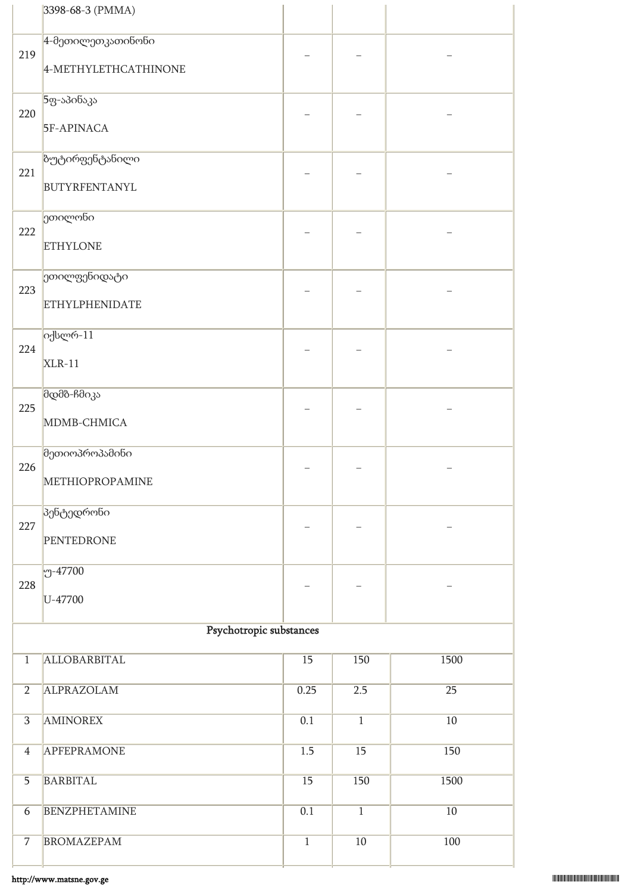| | | | | |
|---|---|---|---|---|
| | 3398-68-3 (PMMA) | | | |
| 219 | 4-მეთილეთკათინონი<br>4-METHYLETHCATHINONE | – | – | – |
| 220 | 5ფ-აპინაკა<br>5F-APINACA | – | – | – |
| 221 | ბუტირფენტანილი<br>BUTYRFENTANYL | – | – | – |
| 222 | ეთილონი<br>ETHYLONE | – | – | – |
| 223 | ეთილფენიდატი<br>ETHYLPHENIDATE | – | – | – |
| 224 | იქსლრ-11<br>XLR-11 | – | – | – |
| 225 | მდმბ-ჩმიკა<br>MDMB-CHMICA | – | – | – |
| 226 | მეთიოპროპამინი<br>METHIOPROPAMINE | – | – | – |
| 227 | პენტედრონი<br>PENTEDRONE | – | – | – |
| 228 | უ-47700<br>U-47700 | – | – | – |
| **Psychotropic substances** | | | | |
| 1 | ALLOBARBITAL | 15 | 150 | 1500 |
| 2 | ALPRAZOLAM | 0.25 | 2.5 | 25 |
| 3 | AMINOREX | 0.1 | 1 | 10 |
| 4 | APFEPRAMONE | 1.5 | 15 | 150 |
| 5 | BARBITAL | 15 | 150 | 1500 |
| 6 | BENZPHETAMINE | 0.1 | 1 | 10 |
| 7 | BROMAZEPAM | 1 | 10 | 100 |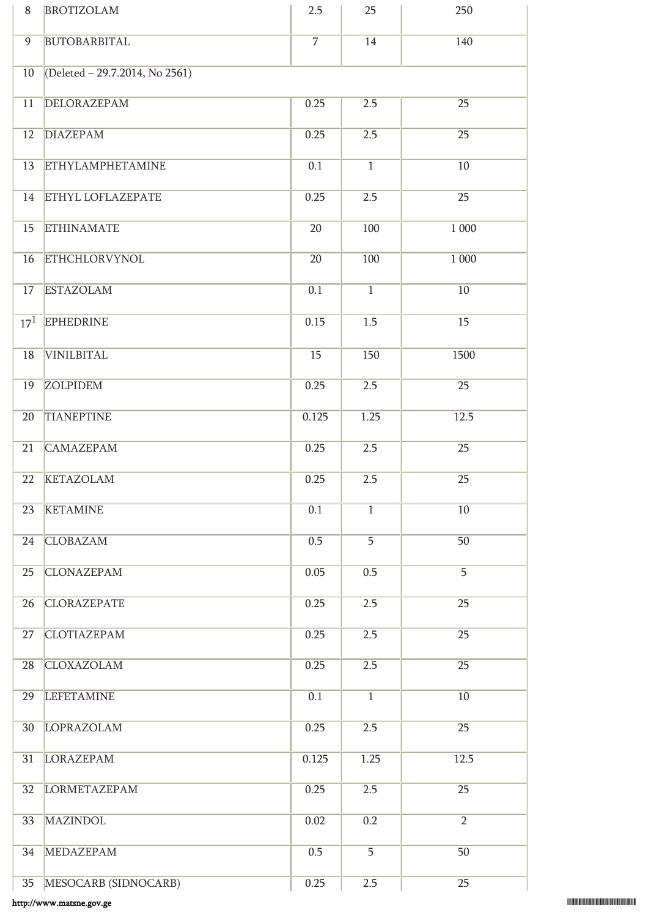| 8 | BROTIZOLAM | 2.5 | 25 | 250 |
|---|---|---|---|---|
| 9 | BUTOBARBITAL | 7 | 14 | 140 |
| 10 | (Deleted – 29.7.2014, No 2561) | | | |
| 11 | DELORAZEPAM | 0.25 | 2.5 | 25 |
| 12 | DIAZEPAM | 0.25 | 2.5 | 25 |
| 13 | ETHYLAMPHETAMINE | 0.1 | 1 | 10 |
| 14 | ETHYL LOFLAZEPATE | 0.25 | 2.5 | 25 |
| 15 | ETHINAMATE | 20 | 100 | 1 000 |
| 16 | ETHCHLORVYNOL | 20 | 100 | 1 000 |
| 17 | ESTAZOLAM | 0.1 | 1 | 10 |
| 17[1] | EPHEDRINE | 0.15 | 1.5 | 15 |
| 18 | VINILBITAL | 15 | 150 | 1500 |
| 19 | ZOLPIDEM | 0.25 | 2.5 | 25 |
| 20 | TIANEPTINE | 0.125 | 1.25 | 12.5 |
| 21 | CAMAZEPAM | 0.25 | 2.5 | 25 |
| 22 | KETAZOLAM | 0.25 | 2.5 | 25 |
| 23 | KETAMINE | 0.1 | 1 | 10 |
| 24 | CLOBAZAM | 0.5 | 5 | 50 |
| 25 | CLONAZEPAM | 0.05 | 0.5 | 5 |
| 26 | CLORAZEPATE | 0.25 | 2.5 | 25 |
| 27 | CLOTIAZEPAM | 0.25 | 2.5 | 25 |
| 28 | CLOXAZOLAM | 0.25 | 2.5 | 25 |
| 29 | LEFETAMINE | 0.1 | 1 | 10 |
| 30 | LOPRAZOLAM | 0.25 | 2.5 | 25 |
| 31 | LORAZEPAM | 0.125 | 1.25 | 12.5 |
| 32 | LORMETAZEPAM | 0.25 | 2.5 | 25 |
| 33 | MAZINDOL | 0.02 | 0.2 | 2 |
| 34 | MEDAZEPAM | 0.5 | 5 | 50 |
| 35 | MESOCARB (SIDNOCARB) | 0.25 | 2.5 | 25 |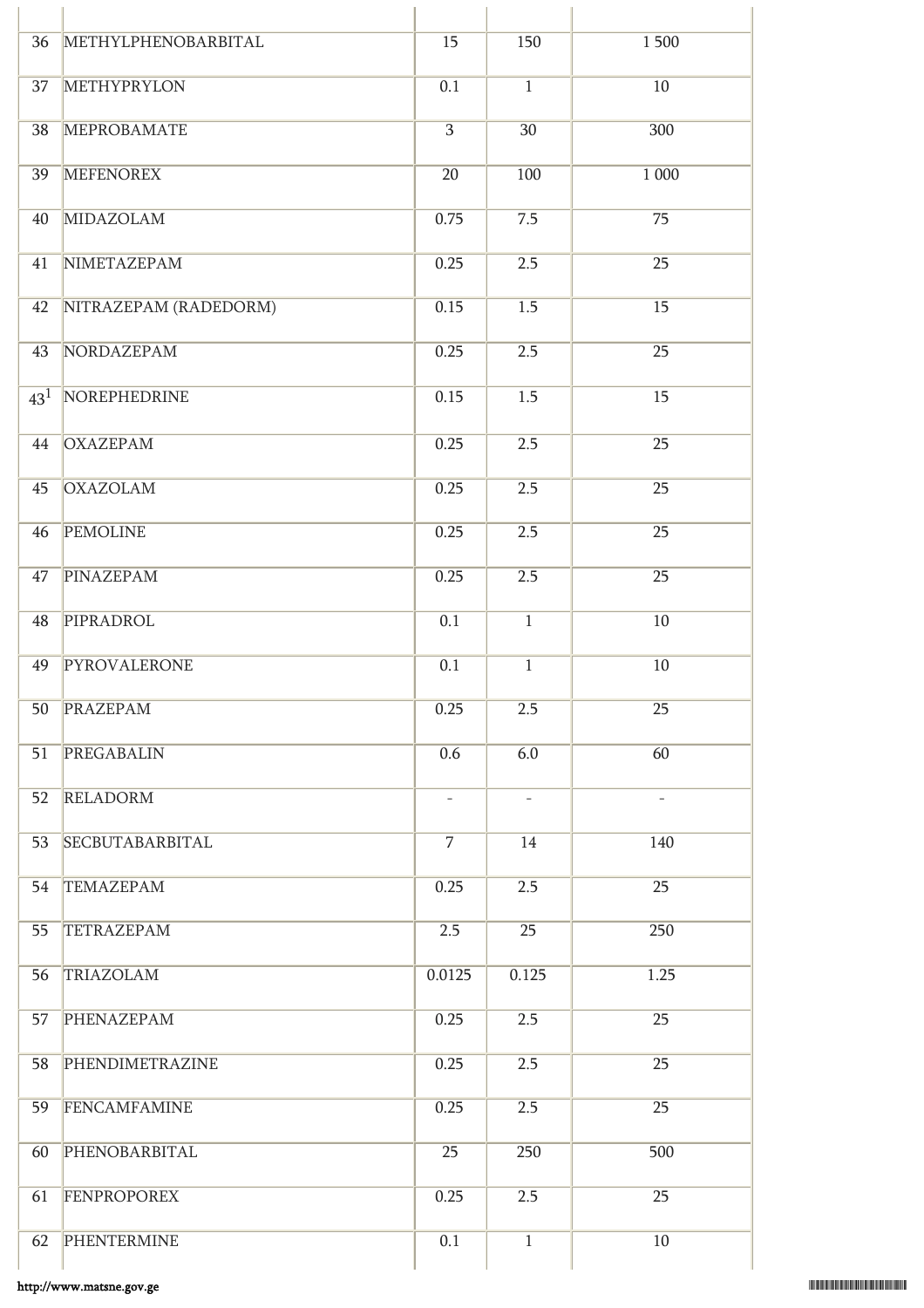| | | | | |
|---|---|---|---|---|
| 36 | METHYLPHENOBARBITAL | 15 | 150 | 1 500 |
| 37 | METHYPRYLON | 0.1 | 1 | 10 |
| 38 | MEPROBAMATE | 3 | 30 | 300 |
| 39 | MEFENOREX | 20 | 100 | 1 000 |
| 40 | MIDAZOLAM | 0.75 | 7.5 | 75 |
| 41 | NIMETAZEPAM | 0.25 | 2.5 | 25 |
| 42 | NITRAZEPAM (RADEDORM) | 0.15 | 1.5 | 15 |
| 43 | NORDAZEPAM | 0.25 | 2.5 | 25 |
| 43[1] | NOREPHEDRINE | 0.15 | 1.5 | 15 |
| 44 | OXAZEPAM | 0.25 | 2.5 | 25 |
| 45 | OXAZOLAM | 0.25 | 2.5 | 25 |
| 46 | PEMOLINE | 0.25 | 2.5 | 25 |
| 47 | PINAZEPAM | 0.25 | 2.5 | 25 |
| 48 | PIPRADROL | 0.1 | 1 | 10 |
| 49 | PYROVALERONE | 0.1 | 1 | 10 |
| 50 | PRAZEPAM | 0.25 | 2.5 | 25 |
| 51 | PREGABALIN | 0.6 | 6.0 | 60 |
| 52 | RELADORM | - | - | - |
| 53 | SECBUTABARBITAL | 7 | 14 | 140 |
| 54 | TEMAZEPAM | 0.25 | 2.5 | 25 |
| 55 | TETRAZEPAM | 2.5 | 25 | 250 |
| 56 | TRIAZOLAM | 0.0125 | 0.125 | 1.25 |
| 57 | PHENAZEPAM | 0.25 | 2.5 | 25 |
| 58 | PHENDIMETRAZINE | 0.25 | 2.5 | 25 |
| 59 | FENCAMFAMINE | 0.25 | 2.5 | 25 |
| 60 | PHENOBARBITAL | 25 | 250 | 500 |
| 61 | FENPROPOREX | 0.25 | 2.5 | 25 |
| 62 | PHENTERMINE | 0.1 | 1 | 10 |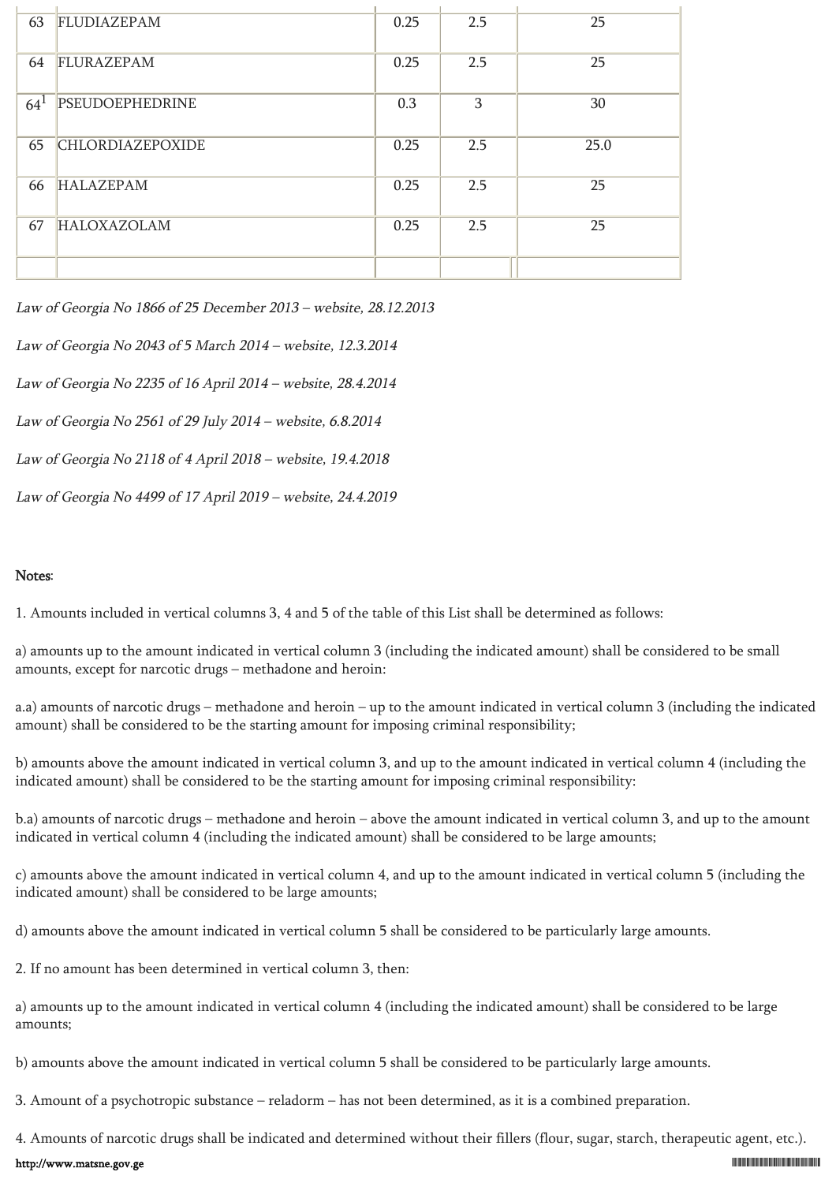| | | | | |
|---|---|---|---|---|
| 63 | FLUDIAZEPAM | 0.25 | 2.5 | 25 |
| 64 | FLURAZEPAM | 0.25 | 2.5 | 25 |
| 64[1] | PSEUDOEPHEDRINE | 0.3 | 3 | 30 |
| 65 | CHLORDIAZEPOXIDE | 0.25 | 2.5 | 25.0 |
| 66 | HALAZEPAM | 0.25 | 2.5 | 25 |
| 67 | HALOXAZOLAM | 0.25 | 2.5 | 25 |
| | | | | |

*Law of Georgia No 1866 of 25 December 2013 – website, 28.12.2013*

*Law of Georgia No 2043 of 5 March 2014 – website, 12.3.2014*

*Law of Georgia No 2235 of 16 April 2014 – website, 28.4.2014*

*Law of Georgia No 2561 of 29 July 2014 – website, 6.8.2014*

*Law of Georgia No 2118 of 4 April 2018 – website, 19.4.2018*

*Law of Georgia No 4499 of 17 April 2019 – website, 24.4.2019*

Notes:

1. Amounts included in vertical columns 3, 4 and 5 of the table of this List shall be determined as follows:

a) amounts up to the amount indicated in vertical column 3 (including the indicated amount) shall be considered to be small amounts, except for narcotic drugs – methadone and heroin:

a.a) amounts of narcotic drugs – methadone and heroin – up to the amount indicated in vertical column 3 (including the indicated amount) shall be considered to be the starting amount for imposing criminal responsibility;

b) amounts above the amount indicated in vertical column 3, and up to the amount indicated in vertical column 4 (including the indicated amount) shall be considered to be the starting amount for imposing criminal responsibility:

b.a) amounts of narcotic drugs – methadone and heroin – above the amount indicated in vertical column 3, and up to the amount indicated in vertical column 4 (including the indicated amount) shall be considered to be large amounts;

c) amounts above the amount indicated in vertical column 4, and up to the amount indicated in vertical column 5 (including the indicated amount) shall be considered to be large amounts;

d) amounts above the amount indicated in vertical column 5 shall be considered to be particularly large amounts.

2. If no amount has been determined in vertical column 3, then:

a) amounts up to the amount indicated in vertical column 4 (including the indicated amount) shall be considered to be large amounts;

b) amounts above the amount indicated in vertical column 5 shall be considered to be particularly large amounts.

3. Amount of a psychotropic substance – reladorm – has not been determined, as it is a combined preparation.

4. Amounts of narcotic drugs shall be indicated and determined without their fillers (flour, sugar, starch, therapeutic agent, etc.).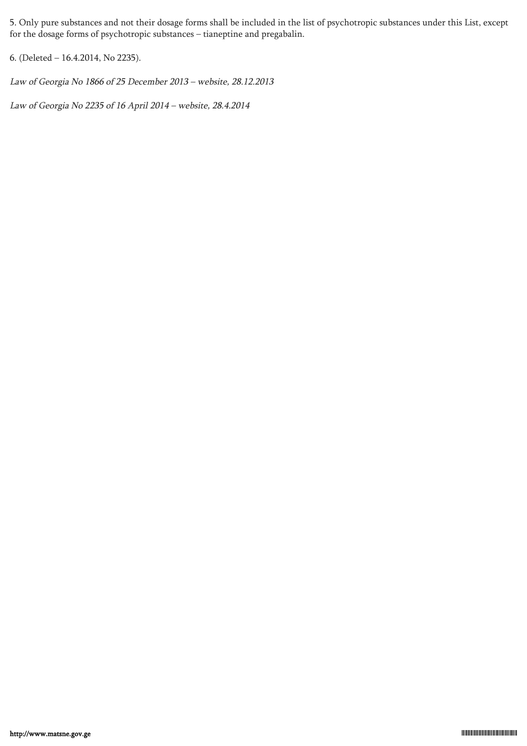5. Only pure substances and not their dosage forms shall be included in the list of psychotropic substances under this List, except for the dosage forms of psychotropic substances – tianeptine and pregabalin.

6. (Deleted – 16.4.2014, No 2235).

*Law of Georgia No 1866 of 25 December 2013 – website, 28.12.2013*

*Law of Georgia No 2235 of 16 April 2014 – website, 28.4.2014*